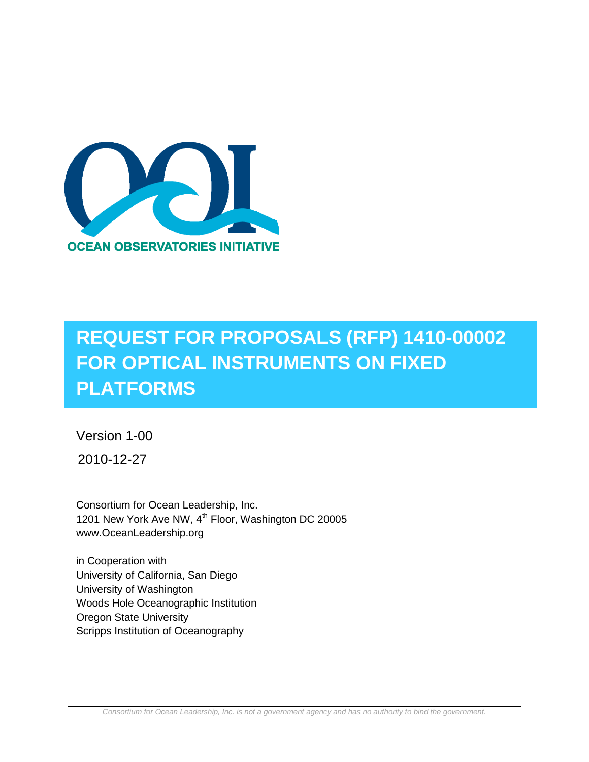OCEAN OBSERVATORIES INITIATIVE

# REQUEST FOR PROPOSALS (RFP) 1410-00002 FOR OPTICAL INSTRUMENTS ON FIXED PLATFORMS

Version 1-00

2010-12-27

Consortium for Ocean Leadership, Inc.
1201 New York Ave NW, 4th Floor, Washington DC 20005
www.OceanLeadership.org

in Cooperation with
University of California, San Diego
University of Washington
Woods Hole Oceanographic Institution
Oregon State University
Scripps Institution of Oceanography

*Consortium for Ocean Leadership, Inc. is not a government agency and has no authority to bind the government.*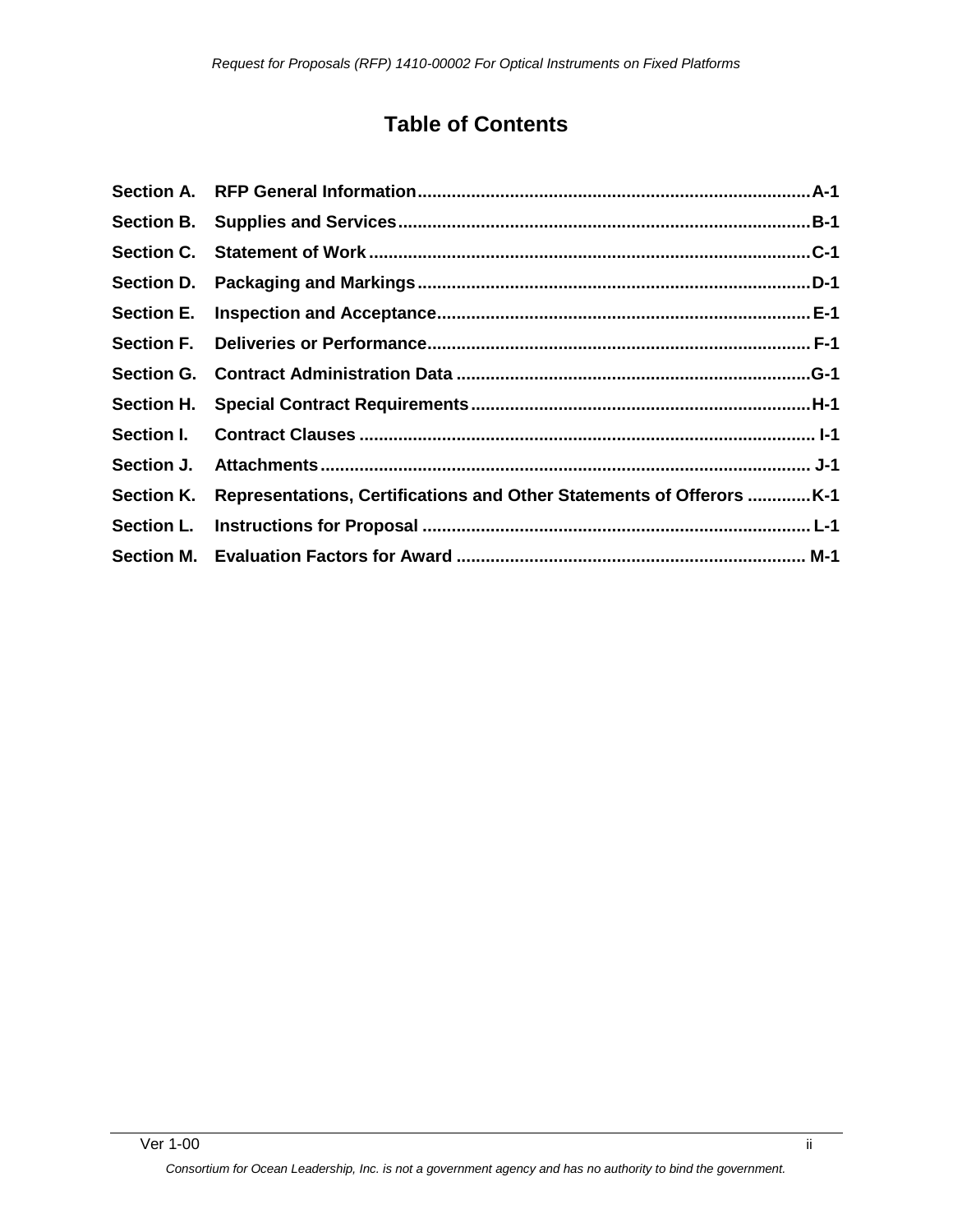# Table of Contents

| | | |
|---|---|---|
| **Section A.** | **RFP General Information** | **A-1** |
| **Section B.** | **Supplies and Services** | **B-1** |
| **Section C.** | **Statement of Work** | **C-1** |
| **Section D.** | **Packaging and Markings** | **D-1** |
| **Section E.** | **Inspection and Acceptance** | **E-1** |
| **Section F.** | **Deliveries or Performance** | **F-1** |
| **Section G.** | **Contract Administration Data** | **G-1** |
| **Section H.** | **Special Contract Requirements** | **H-1** |
| **Section I.** | **Contract Clauses** | **I-1** |
| **Section J.** | **Attachments** | **J-1** |
| **Section K.** | **Representations, Certifications and Other Statements of Offerors** | **K-1** |
| **Section L.** | **Instructions for Proposal** | **L-1** |
| **Section M.** | **Evaluation Factors for Award** | **M-1** |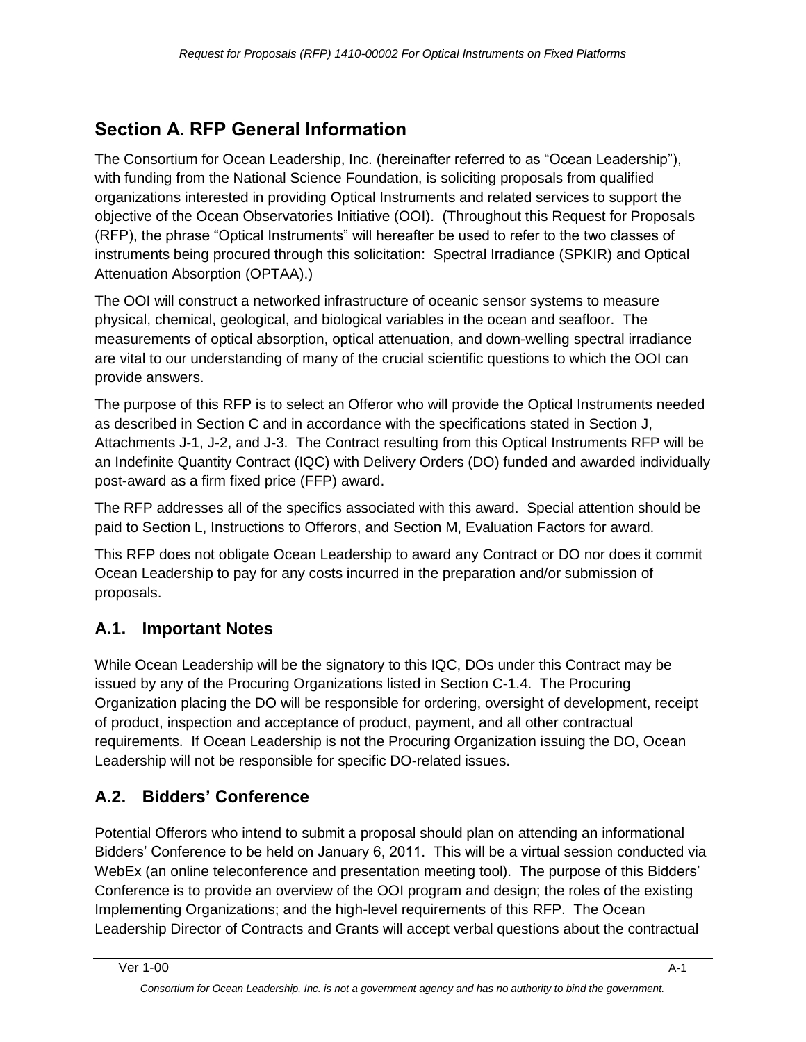## Section A. RFP General Information

The Consortium for Ocean Leadership, Inc. (hereinafter referred to as "Ocean Leadership"), with funding from the National Science Foundation, is soliciting proposals from qualified organizations interested in providing Optical Instruments and related services to support the objective of the Ocean Observatories Initiative (OOI). (Throughout this Request for Proposals (RFP), the phrase "Optical Instruments" will hereafter be used to refer to the two classes of instruments being procured through this solicitation: Spectral Irradiance (SPKIR) and Optical Attenuation Absorption (OPTAA).)

The OOI will construct a networked infrastructure of oceanic sensor systems to measure physical, chemical, geological, and biological variables in the ocean and seafloor. The measurements of optical absorption, optical attenuation, and down-welling spectral irradiance are vital to our understanding of many of the crucial scientific questions to which the OOI can provide answers.

The purpose of this RFP is to select an Offeror who will provide the Optical Instruments needed as described in Section C and in accordance with the specifications stated in Section J, Attachments J-1, J-2, and J-3. The Contract resulting from this Optical Instruments RFP will be an Indefinite Quantity Contract (IQC) with Delivery Orders (DO) funded and awarded individually post-award as a firm fixed price (FFP) award.

The RFP addresses all of the specifics associated with this award. Special attention should be paid to Section L, Instructions to Offerors, and Section M, Evaluation Factors for award.

This RFP does not obligate Ocean Leadership to award any Contract or DO nor does it commit Ocean Leadership to pay for any costs incurred in the preparation and/or submission of proposals.

### A.1. Important Notes

While Ocean Leadership will be the signatory to this IQC, DOs under this Contract may be issued by any of the Procuring Organizations listed in Section C-1.4. The Procuring Organization placing the DO will be responsible for ordering, oversight of development, receipt of product, inspection and acceptance of product, payment, and all other contractual requirements. If Ocean Leadership is not the Procuring Organization issuing the DO, Ocean Leadership will not be responsible for specific DO-related issues.

### A.2. Bidders' Conference

Potential Offerors who intend to submit a proposal should plan on attending an informational Bidders' Conference to be held on January 6, 2011. This will be a virtual session conducted via WebEx (an online teleconference and presentation meeting tool). The purpose of this Bidders' Conference is to provide an overview of the OOI program and design; the roles of the existing Implementing Organizations; and the high-level requirements of this RFP. The Ocean Leadership Director of Contracts and Grants will accept verbal questions about the contractual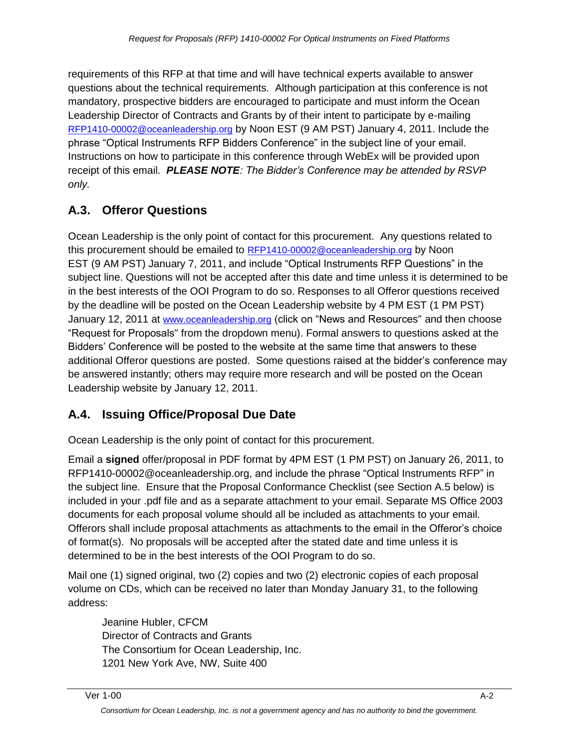requirements of this RFP at that time and will have technical experts available to answer questions about the technical requirements. Although participation at this conference is not mandatory, prospective bidders are encouraged to participate and must inform the Ocean Leadership Director of Contracts and Grants by of their intent to participate by e-mailing RFP1410-00002@oceanleadership.org by Noon EST (9 AM PST) January 4, 2011. Include the phrase "Optical Instruments RFP Bidders Conference" in the subject line of your email. Instructions on how to participate in this conference through WebEx will be provided upon receipt of this email. ***PLEASE NOTE****: The Bidder's Conference may be attended by RSVP only.*

## A.3. Offeror Questions

Ocean Leadership is the only point of contact for this procurement. Any questions related to this procurement should be emailed to RFP1410-00002@oceanleadership.org by Noon EST (9 AM PST) January 7, 2011, and include "Optical Instruments RFP Questions" in the subject line. Questions will not be accepted after this date and time unless it is determined to be in the best interests of the OOI Program to do so. Responses to all Offeror questions received by the deadline will be posted on the Ocean Leadership website by 4 PM EST (1 PM PST) January 12, 2011 at www.oceanleadership.org (click on "News and Resources" and then choose "Request for Proposals" from the dropdown menu). Formal answers to questions asked at the Bidders' Conference will be posted to the website at the same time that answers to these additional Offeror questions are posted. Some questions raised at the bidder's conference may be answered instantly; others may require more research and will be posted on the Ocean Leadership website by January 12, 2011.

## A.4. Issuing Office/Proposal Due Date

Ocean Leadership is the only point of contact for this procurement.

Email a **signed** offer/proposal in PDF format by 4PM EST (1 PM PST) on January 26, 2011, to RFP1410-00002@oceanleadership.org, and include the phrase "Optical Instruments RFP" in the subject line. Ensure that the Proposal Conformance Checklist (see Section A.5 below) is included in your .pdf file and as a separate attachment to your email. Separate MS Office 2003 documents for each proposal volume should all be included as attachments to your email. Offerors shall include proposal attachments as attachments to the email in the Offeror's choice of format(s). No proposals will be accepted after the stated date and time unless it is determined to be in the best interests of the OOI Program to do so.

Mail one (1) signed original, two (2) copies and two (2) electronic copies of each proposal volume on CDs, which can be received no later than Monday January 31, to the following address:

Jeanine Hubler, CFCM
Director of Contracts and Grants
The Consortium for Ocean Leadership, Inc.
1201 New York Ave, NW, Suite 400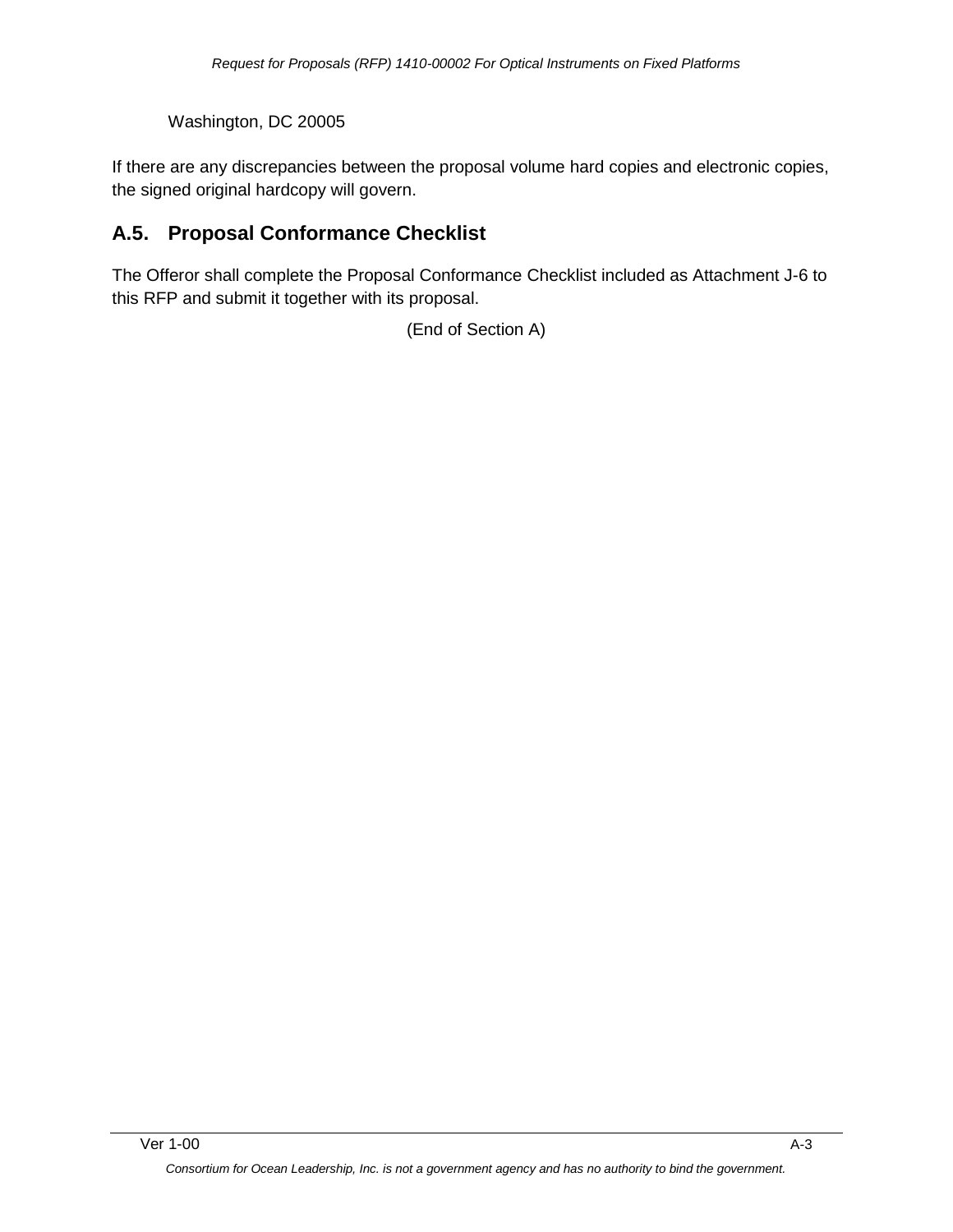Washington, DC 20005

If there are any discrepancies between the proposal volume hard copies and electronic copies, the signed original hardcopy will govern.

## A.5. Proposal Conformance Checklist

The Offeror shall complete the Proposal Conformance Checklist included as Attachment J-6 to this RFP and submit it together with its proposal.

(End of Section A)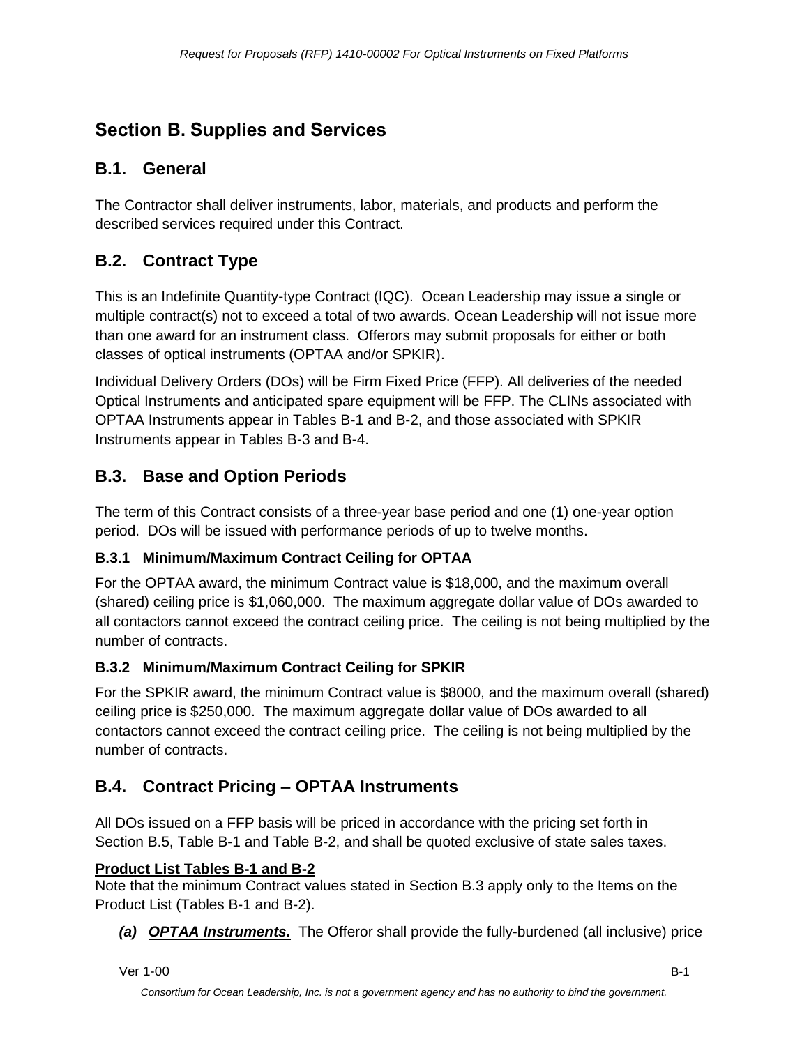## Section B. Supplies and Services

### B.1. General

The Contractor shall deliver instruments, labor, materials, and products and perform the described services required under this Contract.

### B.2. Contract Type

This is an Indefinite Quantity-type Contract (IQC). Ocean Leadership may issue a single or multiple contract(s) not to exceed a total of two awards. Ocean Leadership will not issue more than one award for an instrument class. Offerors may submit proposals for either or both classes of optical instruments (OPTAA and/or SPKIR).

Individual Delivery Orders (DOs) will be Firm Fixed Price (FFP). All deliveries of the needed Optical Instruments and anticipated spare equipment will be FFP. The CLINs associated with OPTAA Instruments appear in Tables B-1 and B-2, and those associated with SPKIR Instruments appear in Tables B-3 and B-4.

### B.3. Base and Option Periods

The term of this Contract consists of a three-year base period and one (1) one-year option period. DOs will be issued with performance periods of up to twelve months.

#### B.3.1 Minimum/Maximum Contract Ceiling for OPTAA

For the OPTAA award, the minimum Contract value is $18,000, and the maximum overall (shared) ceiling price is $1,060,000. The maximum aggregate dollar value of DOs awarded to all contactors cannot exceed the contract ceiling price. The ceiling is not being multiplied by the number of contracts.

#### B.3.2 Minimum/Maximum Contract Ceiling for SPKIR

For the SPKIR award, the minimum Contract value is $8000, and the maximum overall (shared) ceiling price is $250,000. The maximum aggregate dollar value of DOs awarded to all contactors cannot exceed the contract ceiling price. The ceiling is not being multiplied by the number of contracts.

### B.4. Contract Pricing – OPTAA Instruments

All DOs issued on a FFP basis will be priced in accordance with the pricing set forth in Section B.5, Table B-1 and Table B-2, and shall be quoted exclusive of state sales taxes.

**Product List Tables B-1 and B-2**
Note that the minimum Contract values stated in Section B.3 apply only to the Items on the Product List (Tables B-1 and B-2).

*(a)* ***OPTAA Instruments.*** The Offeror shall provide the fully-burdened (all inclusive) price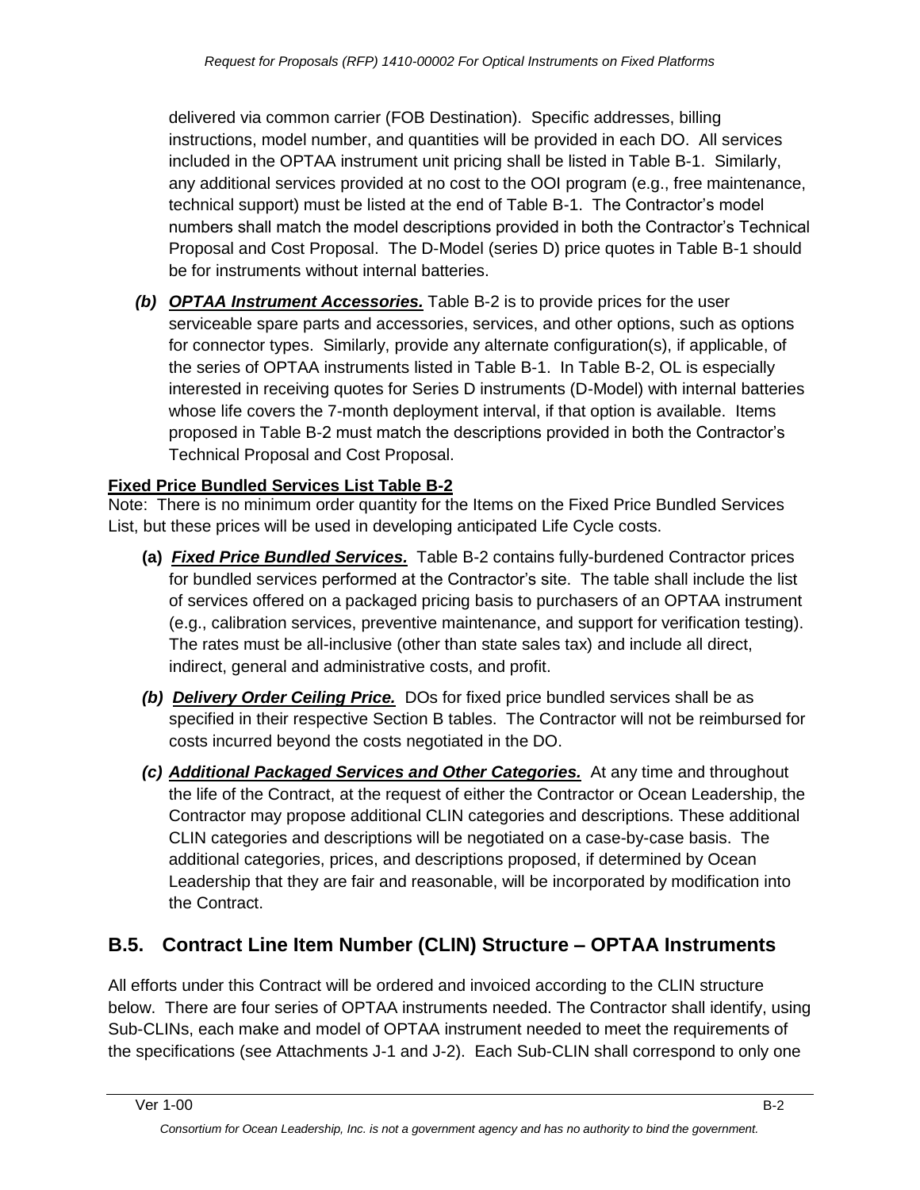delivered via common carrier (FOB Destination). Specific addresses, billing instructions, model number, and quantities will be provided in each DO. All services included in the OPTAA instrument unit pricing shall be listed in Table B-1. Similarly, any additional services provided at no cost to the OOI program (e.g., free maintenance, technical support) must be listed at the end of Table B-1. The Contractor's model numbers shall match the model descriptions provided in both the Contractor's Technical Proposal and Cost Proposal. The D-Model (series D) price quotes in Table B-1 should be for instruments without internal batteries.

*(b)* ***OPTAA Instrument Accessories.*** Table B-2 is to provide prices for the user serviceable spare parts and accessories, services, and other options, such as options for connector types. Similarly, provide any alternate configuration(s), if applicable, of the series of OPTAA instruments listed in Table B-1. In Table B-2, OL is especially interested in receiving quotes for Series D instruments (D-Model) with internal batteries whose life covers the 7-month deployment interval, if that option is available. Items proposed in Table B-2 must match the descriptions provided in both the Contractor's Technical Proposal and Cost Proposal.

**Fixed Price Bundled Services List Table B-2**

Note: There is no minimum order quantity for the Items on the Fixed Price Bundled Services List, but these prices will be used in developing anticipated Life Cycle costs.

**(a)** ***Fixed Price Bundled Services.*** Table B-2 contains fully-burdened Contractor prices for bundled services performed at the Contractor's site. The table shall include the list of services offered on a packaged pricing basis to purchasers of an OPTAA instrument (e.g., calibration services, preventive maintenance, and support for verification testing). The rates must be all-inclusive (other than state sales tax) and include all direct, indirect, general and administrative costs, and profit.

*(b)* ***Delivery Order Ceiling Price.*** DOs for fixed price bundled services shall be as specified in their respective Section B tables. The Contractor will not be reimbursed for costs incurred beyond the costs negotiated in the DO.

*(c)* ***Additional Packaged Services and Other Categories.*** At any time and throughout the life of the Contract, at the request of either the Contractor or Ocean Leadership, the Contractor may propose additional CLIN categories and descriptions. These additional CLIN categories and descriptions will be negotiated on a case-by-case basis. The additional categories, prices, and descriptions proposed, if determined by Ocean Leadership that they are fair and reasonable, will be incorporated by modification into the Contract.

## B.5. Contract Line Item Number (CLIN) Structure – OPTAA Instruments

All efforts under this Contract will be ordered and invoiced according to the CLIN structure below. There are four series of OPTAA instruments needed. The Contractor shall identify, using Sub-CLINs, each make and model of OPTAA instrument needed to meet the requirements of the specifications (see Attachments J-1 and J-2). Each Sub-CLIN shall correspond to only one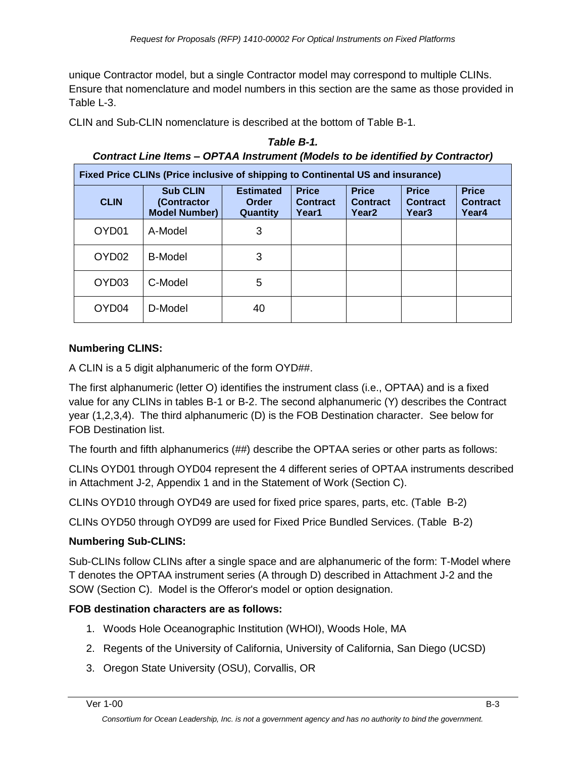unique Contractor model, but a single Contractor model may correspond to multiple CLINs. Ensure that nomenclature and model numbers in this section are the same as those provided in Table L-3.

CLIN and Sub-CLIN nomenclature is described at the bottom of Table B-1.

***Table B-1.***
***Contract Line Items – OPTAA Instrument (Models to be identified by Contractor)***

| Fixed Price CLINs (Price inclusive of shipping to Continental US and insurance) | | | | | | |
|---|---|---|---|---|---|---|
| **CLIN** | **Sub CLIN (Contractor Model Number)** | **Estimated Order Quantity** | **Price Contract Year1** | **Price Contract Year2** | **Price Contract Year3** | **Price Contract Year4** |
| OYD01 | A-Model | 3 | | | | |
| OYD02 | B-Model | 3 | | | | |
| OYD03 | C-Model | 5 | | | | |
| OYD04 | D-Model | 40 | | | | |

**Numbering CLINS:**

A CLIN is a 5 digit alphanumeric of the form OYD##.

The first alphanumeric (letter O) identifies the instrument class (i.e., OPTAA) and is a fixed value for any CLINs in tables B-1 or B-2. The second alphanumeric (Y) describes the Contract year (1,2,3,4). The third alphanumeric (D) is the FOB Destination character. See below for FOB Destination list.

The fourth and fifth alphanumerics (##) describe the OPTAA series or other parts as follows:

CLINs OYD01 through OYD04 represent the 4 different series of OPTAA instruments described in Attachment J-2, Appendix 1 and in the Statement of Work (Section C).

CLINs OYD10 through OYD49 are used for fixed price spares, parts, etc. (Table B-2)

CLINs OYD50 through OYD99 are used for Fixed Price Bundled Services. (Table B-2)

**Numbering Sub-CLINS:**

Sub-CLINs follow CLINs after a single space and are alphanumeric of the form: T-Model where T denotes the OPTAA instrument series (A through D) described in Attachment J-2 and the SOW (Section C). Model is the Offeror's model or option designation.

**FOB destination characters are as follows:**

1. Woods Hole Oceanographic Institution (WHOI), Woods Hole, MA
2. Regents of the University of California, University of California, San Diego (UCSD)
3. Oregon State University (OSU), Corvallis, OR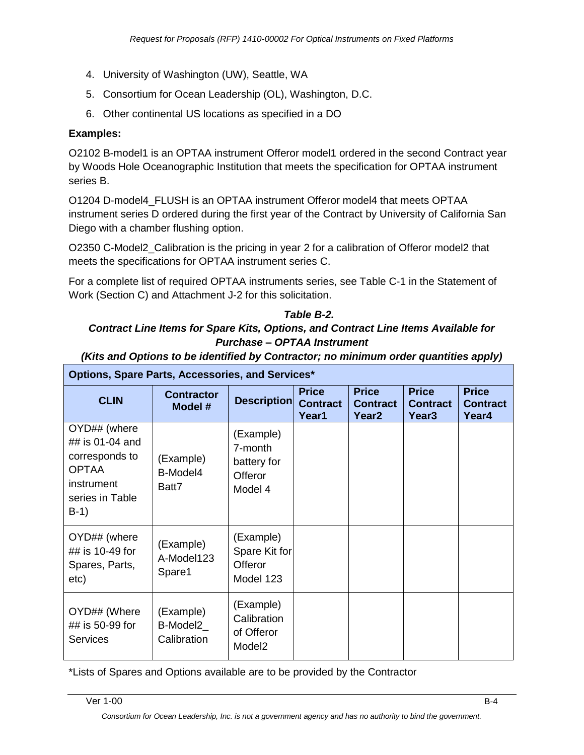4. University of Washington (UW), Seattle, WA
5. Consortium for Ocean Leadership (OL), Washington, D.C.
6. Other continental US locations as specified in a DO

**Examples:**

O2102 B-model1 is an OPTAA instrument Offeror model1 ordered in the second Contract year by Woods Hole Oceanographic Institution that meets the specification for OPTAA instrument series B.

O1204 D-model4_FLUSH is an OPTAA instrument Offeror model4 that meets OPTAA instrument series D ordered during the first year of the Contract by University of California San Diego with a chamber flushing option.

O2350 C-Model2_Calibration is the pricing in year 2 for a calibration of Offeror model2 that meets the specifications for OPTAA instrument series C.

For a complete list of required OPTAA instruments series, see Table C-1 in the Statement of Work (Section C) and Attachment J-2 for this solicitation.

***Table B-2.***
***Contract Line Items for Spare Kits, Options, and Contract Line Items Available for Purchase – OPTAA Instrument***
***(Kits and Options to be identified by Contractor; no minimum order quantities apply)***

| **Options, Spare Parts, Accessories, and Services*** | | | | | | |
|---|---|---|---|---|---|---|
| **CLIN** | **Contractor Model #** | **Description** | **Price Contract Year1** | **Price Contract Year2** | **Price Contract Year3** | **Price Contract Year4** |
| OYD## (where ## is 01-04 and corresponds to OPTAA instrument series in Table B-1) | (Example) B-Model4 Batt7 | (Example) 7-month battery for Offeror Model 4 | | | | |
| OYD## (where ## is 10-49 for Spares, Parts, etc) | (Example) A-Model123 Spare1 | (Example) Spare Kit for Offeror Model 123 | | | | |
| OYD## (Where ## is 50-99 for Services | (Example) B-Model2_ Calibration | (Example) Calibration of Offeror Model2 | | | | |

*Lists of Spares and Options available are to be provided by the Contractor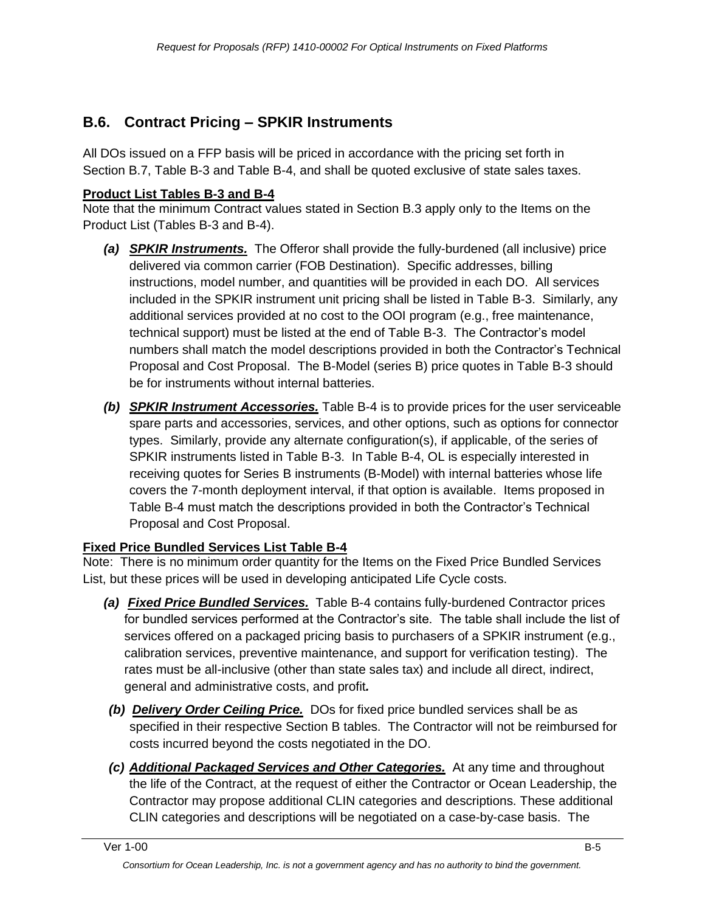## B.6. Contract Pricing – SPKIR Instruments

All DOs issued on a FFP basis will be priced in accordance with the pricing set forth in Section B.7, Table B-3 and Table B-4, and shall be quoted exclusive of state sales taxes.

**Product List Tables B-3 and B-4**

Note that the minimum Contract values stated in Section B.3 apply only to the Items on the Product List (Tables B-3 and B-4).

- ***(a) SPKIR Instruments.*** The Offeror shall provide the fully-burdened (all inclusive) price delivered via common carrier (FOB Destination). Specific addresses, billing instructions, model number, and quantities will be provided in each DO. All services included in the SPKIR instrument unit pricing shall be listed in Table B-3. Similarly, any additional services provided at no cost to the OOI program (e.g., free maintenance, technical support) must be listed at the end of Table B-3. The Contractor's model numbers shall match the model descriptions provided in both the Contractor's Technical Proposal and Cost Proposal. The B-Model (series B) price quotes in Table B-3 should be for instruments without internal batteries.
- ***(b) SPKIR Instrument Accessories.*** Table B-4 is to provide prices for the user serviceable spare parts and accessories, services, and other options, such as options for connector types. Similarly, provide any alternate configuration(s), if applicable, of the series of SPKIR instruments listed in Table B-3. In Table B-4, OL is especially interested in receiving quotes for Series B instruments (B-Model) with internal batteries whose life covers the 7-month deployment interval, if that option is available. Items proposed in Table B-4 must match the descriptions provided in both the Contractor's Technical Proposal and Cost Proposal.

**Fixed Price Bundled Services List Table B-4**

Note: There is no minimum order quantity for the Items on the Fixed Price Bundled Services List, but these prices will be used in developing anticipated Life Cycle costs.

- ***(a) Fixed Price Bundled Services.*** Table B-4 contains fully-burdened Contractor prices for bundled services performed at the Contractor's site. The table shall include the list of services offered on a packaged pricing basis to purchasers of a SPKIR instrument (e.g., calibration services, preventive maintenance, and support for verification testing). The rates must be all-inclusive (other than state sales tax) and include all direct, indirect, general and administrative costs, and profit.
- ***(b) Delivery Order Ceiling Price.*** DOs for fixed price bundled services shall be as specified in their respective Section B tables. The Contractor will not be reimbursed for costs incurred beyond the costs negotiated in the DO.
- ***(c) Additional Packaged Services and Other Categories.*** At any time and throughout the life of the Contract, at the request of either the Contractor or Ocean Leadership, the Contractor may propose additional CLIN categories and descriptions. These additional CLIN categories and descriptions will be negotiated on a case-by-case basis. The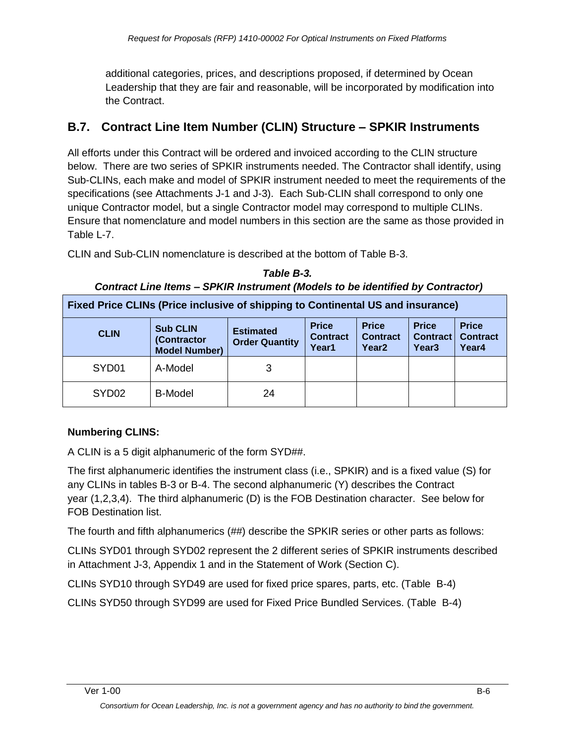additional categories, prices, and descriptions proposed, if determined by Ocean Leadership that they are fair and reasonable, will be incorporated by modification into the Contract.

## B.7. Contract Line Item Number (CLIN) Structure – SPKIR Instruments

All efforts under this Contract will be ordered and invoiced according to the CLIN structure below. There are two series of SPKIR instruments needed. The Contractor shall identify, using Sub-CLINs, each make and model of SPKIR instrument needed to meet the requirements of the specifications (see Attachments J-1 and J-3). Each Sub-CLIN shall correspond to only one unique Contractor model, but a single Contractor model may correspond to multiple CLINs. Ensure that nomenclature and model numbers in this section are the same as those provided in Table L-7.

CLIN and Sub-CLIN nomenclature is described at the bottom of Table B-3.

***Table B-3.***
***Contract Line Items – SPKIR Instrument (Models to be identified by Contractor)***

| **Fixed Price CLINs (Price inclusive of shipping to Continental US and insurance)** | | | | | | |
|---|---|---|---|---|---|---|
| **CLIN** | **Sub CLIN (Contractor Model Number)** | **Estimated Order Quantity** | **Price Contract Year1** | **Price Contract Year2** | **Price Contract Year3** | **Price Contract Year4** |
| SYD01 | A-Model | 3 | | | | |
| SYD02 | B-Model | 24 | | | | |

**Numbering CLINS:**

A CLIN is a 5 digit alphanumeric of the form SYD##.

The first alphanumeric identifies the instrument class (i.e., SPKIR) and is a fixed value (S) for any CLINs in tables B-3 or B-4. The second alphanumeric (Y) describes the Contract year (1,2,3,4). The third alphanumeric (D) is the FOB Destination character. See below for FOB Destination list.

The fourth and fifth alphanumerics (##) describe the SPKIR series or other parts as follows:

CLINs SYD01 through SYD02 represent the 2 different series of SPKIR instruments described in Attachment J-3, Appendix 1 and in the Statement of Work (Section C).

CLINs SYD10 through SYD49 are used for fixed price spares, parts, etc. (Table B-4)

CLINs SYD50 through SYD99 are used for Fixed Price Bundled Services. (Table B-4)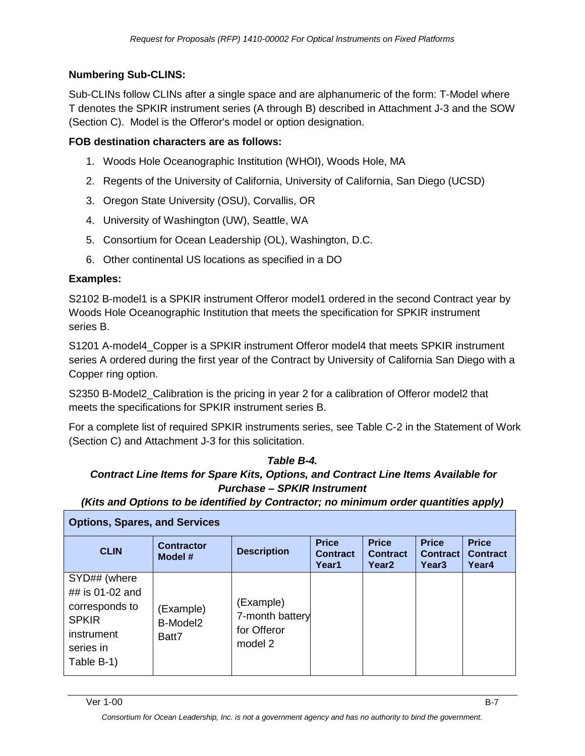**Numbering Sub-CLINS:**

Sub-CLINs follow CLINs after a single space and are alphanumeric of the form: T-Model where T denotes the SPKIR instrument series (A through B) described in Attachment J-3 and the SOW (Section C). Model is the Offeror's model or option designation.

**FOB destination characters are as follows:**

1. Woods Hole Oceanographic Institution (WHOI), Woods Hole, MA
2. Regents of the University of California, University of California, San Diego (UCSD)
3. Oregon State University (OSU), Corvallis, OR
4. University of Washington (UW), Seattle, WA
5. Consortium for Ocean Leadership (OL), Washington, D.C.
6. Other continental US locations as specified in a DO

**Examples:**

S2102 B-model1 is a SPKIR instrument Offeror model1 ordered in the second Contract year by Woods Hole Oceanographic Institution that meets the specification for SPKIR instrument series B.

S1201 A-model4_Copper is a SPKIR instrument Offeror model4 that meets SPKIR instrument series A ordered during the first year of the Contract by University of California San Diego with a Copper ring option.

S2350 B-Model2_Calibration is the pricing in year 2 for a calibration of Offeror model2 that meets the specifications for SPKIR instrument series B.

For a complete list of required SPKIR instruments series, see Table C-2 in the Statement of Work (Section C) and Attachment J-3 for this solicitation.

***Table B-4.***
***Contract Line Items for Spare Kits, Options, and Contract Line Items Available for Purchase – SPKIR Instrument***
***(Kits and Options to be identified by Contractor; no minimum order quantities apply)***

| **Options, Spares, and Services** | | | | | | |
|---|---|---|---|---|---|---|
| **CLIN** | **Contractor Model #** | **Description** | **Price Contract Year1** | **Price Contract Year2** | **Price Contract Year3** | **Price Contract Year4** |
| SYD## (where ## is 01-02 and corresponds to SPKIR instrument series in Table B-1) | (Example) B-Model2 Batt7 | (Example) 7-month battery for Offeror model 2 | | | | |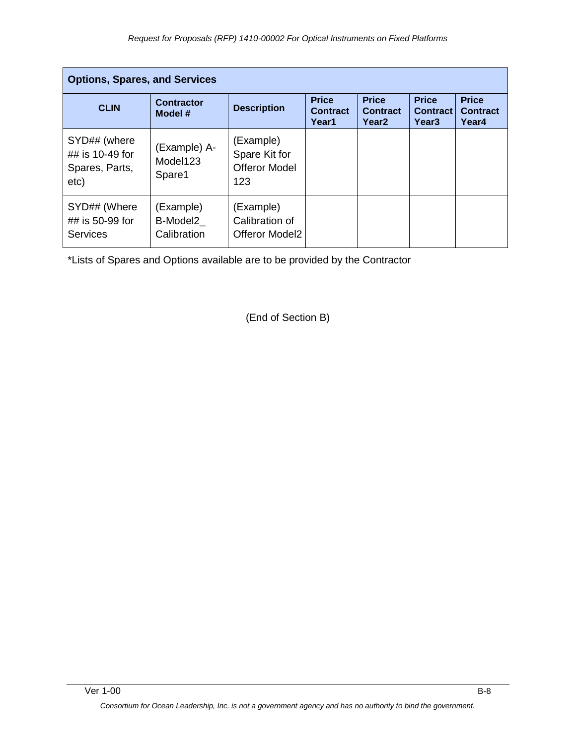| Options, Spares, and Services | | | | | | |
| --- | --- | --- | --- | --- | --- | --- |
| **CLIN** | **Contractor Model #** | **Description** | **Price Contract Year1** | **Price Contract Year2** | **Price Contract Year3** | **Price Contract Year4** |
| SYD## (where ## is 10-49 for Spares, Parts, etc) | (Example) A-Model123 Spare1 | (Example) Spare Kit for Offeror Model 123 | | | | |
| SYD## (Where ## is 50-99 for Services | (Example) B-Model2_ Calibration | (Example) Calibration of Offeror Model2 | | | | |

*Lists of Spares and Options available are to be provided by the Contractor

(End of Section B)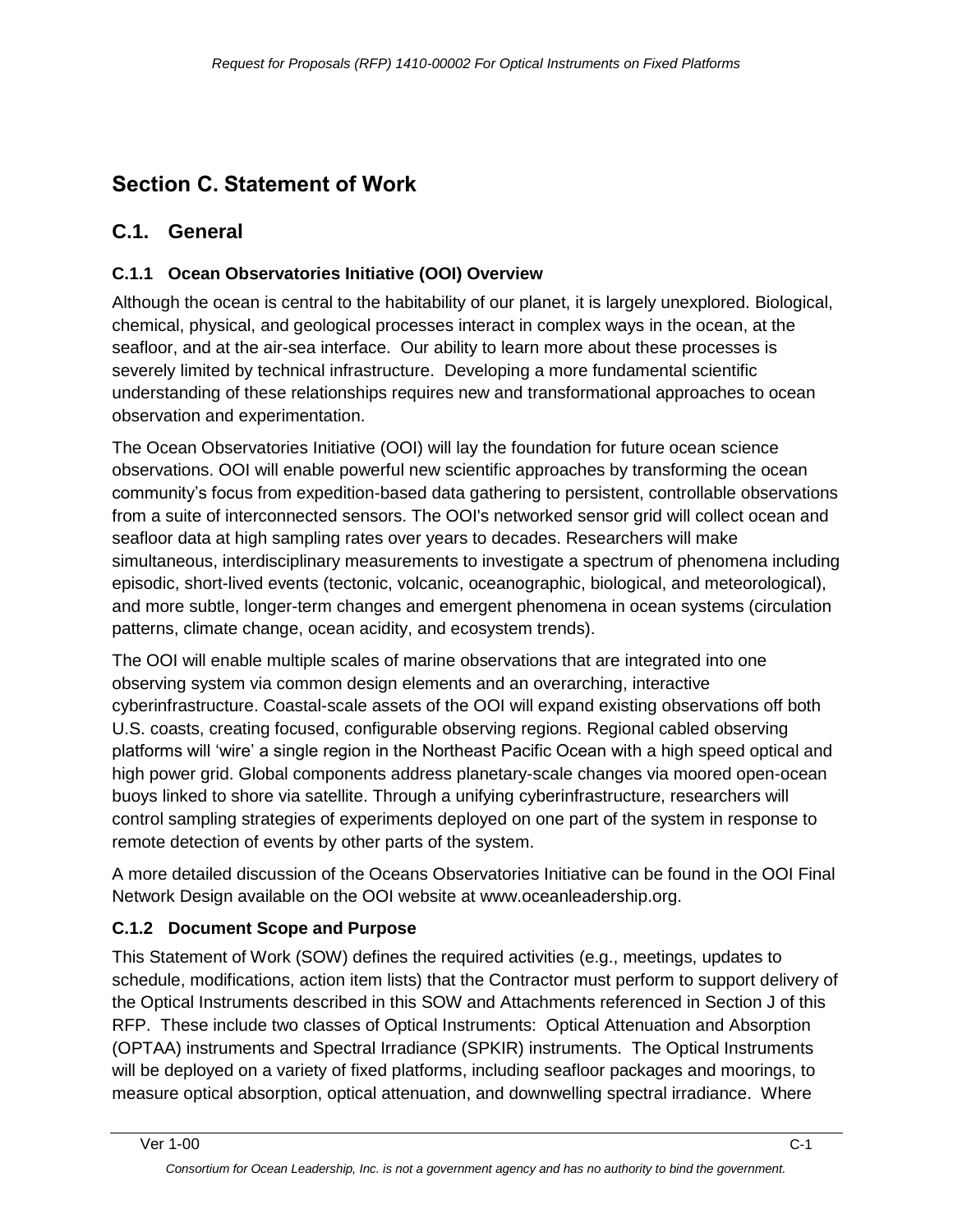# Section C. Statement of Work

## C.1. General

### C.1.1 Ocean Observatories Initiative (OOI) Overview

Although the ocean is central to the habitability of our planet, it is largely unexplored. Biological, chemical, physical, and geological processes interact in complex ways in the ocean, at the seafloor, and at the air-sea interface. Our ability to learn more about these processes is severely limited by technical infrastructure. Developing a more fundamental scientific understanding of these relationships requires new and transformational approaches to ocean observation and experimentation.

The Ocean Observatories Initiative (OOI) will lay the foundation for future ocean science observations. OOI will enable powerful new scientific approaches by transforming the ocean community's focus from expedition-based data gathering to persistent, controllable observations from a suite of interconnected sensors. The OOI's networked sensor grid will collect ocean and seafloor data at high sampling rates over years to decades. Researchers will make simultaneous, interdisciplinary measurements to investigate a spectrum of phenomena including episodic, short-lived events (tectonic, volcanic, oceanographic, biological, and meteorological), and more subtle, longer-term changes and emergent phenomena in ocean systems (circulation patterns, climate change, ocean acidity, and ecosystem trends).

The OOI will enable multiple scales of marine observations that are integrated into one observing system via common design elements and an overarching, interactive cyberinfrastructure. Coastal-scale assets of the OOI will expand existing observations off both U.S. coasts, creating focused, configurable observing regions. Regional cabled observing platforms will 'wire' a single region in the Northeast Pacific Ocean with a high speed optical and high power grid. Global components address planetary-scale changes via moored open-ocean buoys linked to shore via satellite. Through a unifying cyberinfrastructure, researchers will control sampling strategies of experiments deployed on one part of the system in response to remote detection of events by other parts of the system.

A more detailed discussion of the Oceans Observatories Initiative can be found in the OOI Final Network Design available on the OOI website at www.oceanleadership.org.

### C.1.2 Document Scope and Purpose

This Statement of Work (SOW) defines the required activities (e.g., meetings, updates to schedule, modifications, action item lists) that the Contractor must perform to support delivery of the Optical Instruments described in this SOW and Attachments referenced in Section J of this RFP. These include two classes of Optical Instruments: Optical Attenuation and Absorption (OPTAA) instruments and Spectral Irradiance (SPKIR) instruments. The Optical Instruments will be deployed on a variety of fixed platforms, including seafloor packages and moorings, to measure optical absorption, optical attenuation, and downwelling spectral irradiance. Where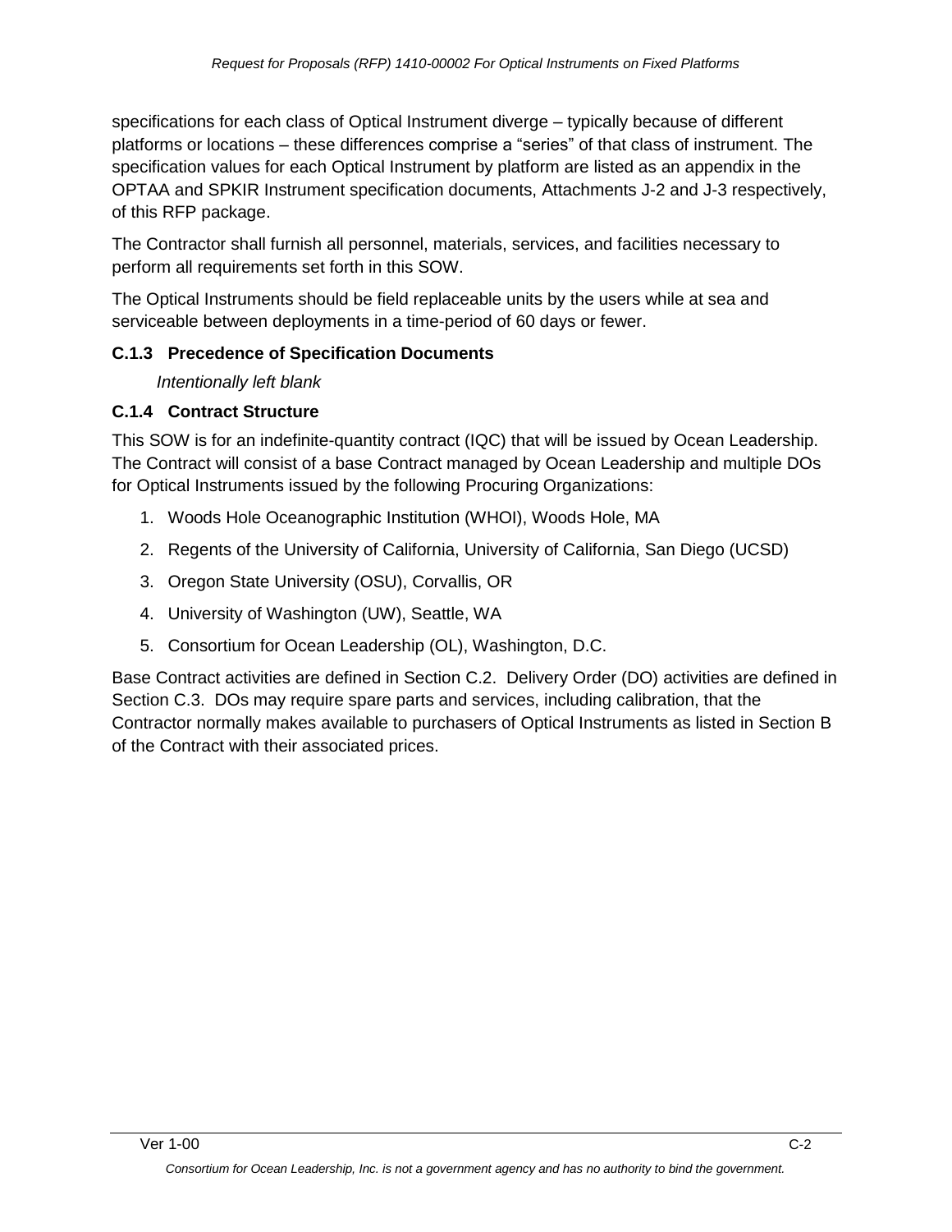specifications for each class of Optical Instrument diverge – typically because of different platforms or locations – these differences comprise a "series" of that class of instrument. The specification values for each Optical Instrument by platform are listed as an appendix in the OPTAA and SPKIR Instrument specification documents, Attachments J-2 and J-3 respectively, of this RFP package.

The Contractor shall furnish all personnel, materials, services, and facilities necessary to perform all requirements set forth in this SOW.

The Optical Instruments should be field replaceable units by the users while at sea and serviceable between deployments in a time-period of 60 days or fewer.

### C.1.3 Precedence of Specification Documents

*Intentionally left blank*

### C.1.4 Contract Structure

This SOW is for an indefinite-quantity contract (IQC) that will be issued by Ocean Leadership. The Contract will consist of a base Contract managed by Ocean Leadership and multiple DOs for Optical Instruments issued by the following Procuring Organizations:

1. Woods Hole Oceanographic Institution (WHOI), Woods Hole, MA
2. Regents of the University of California, University of California, San Diego (UCSD)
3. Oregon State University (OSU), Corvallis, OR
4. University of Washington (UW), Seattle, WA
5. Consortium for Ocean Leadership (OL), Washington, D.C.

Base Contract activities are defined in Section C.2. Delivery Order (DO) activities are defined in Section C.3. DOs may require spare parts and services, including calibration, that the Contractor normally makes available to purchasers of Optical Instruments as listed in Section B of the Contract with their associated prices.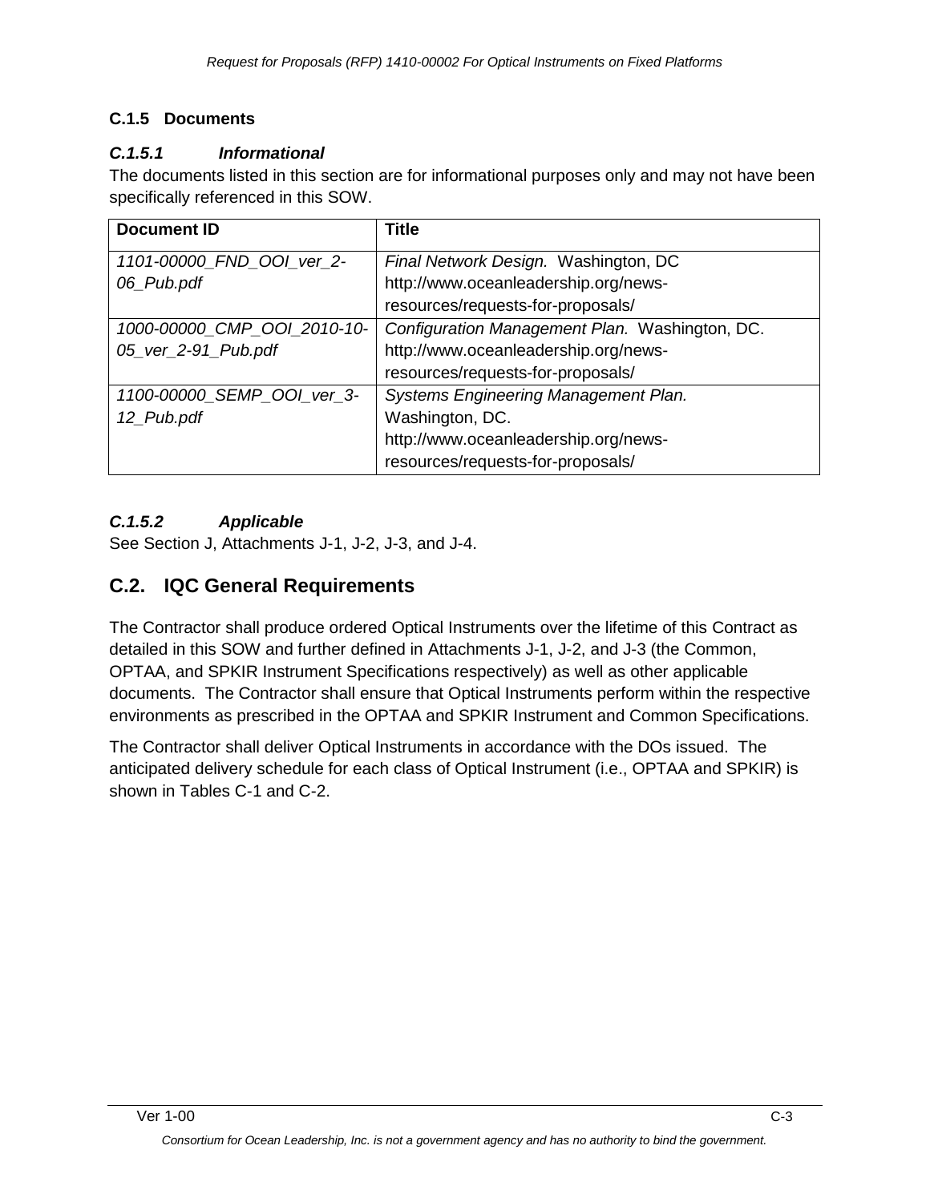### C.1.5 Documents

#### *C.1.5.1 Informational*

The documents listed in this section are for informational purposes only and may not have been specifically referenced in this SOW.

| Document ID | Title |
| --- | --- |
| *1101-00000_FND_OOI_ver_2-06_Pub.pdf* | *Final Network Design.* Washington, DC http://www.oceanleadership.org/news-resources/requests-for-proposals/ |
| *1000-00000_CMP_OOI_2010-10-05_ver_2-91_Pub.pdf* | *Configuration Management Plan.* Washington, DC. http://www.oceanleadership.org/news-resources/requests-for-proposals/ |
| *1100-00000_SEMP_OOI_ver_3-12_Pub.pdf* | *Systems Engineering Management Plan.* Washington, DC. http://www.oceanleadership.org/news-resources/requests-for-proposals/ |

#### *C.1.5.2 Applicable*

See Section J, Attachments J-1, J-2, J-3, and J-4.

## C.2. IQC General Requirements

The Contractor shall produce ordered Optical Instruments over the lifetime of this Contract as detailed in this SOW and further defined in Attachments J-1, J-2, and J-3 (the Common, OPTAA, and SPKIR Instrument Specifications respectively) as well as other applicable documents. The Contractor shall ensure that Optical Instruments perform within the respective environments as prescribed in the OPTAA and SPKIR Instrument and Common Specifications.

The Contractor shall deliver Optical Instruments in accordance with the DOs issued. The anticipated delivery schedule for each class of Optical Instrument (i.e., OPTAA and SPKIR) is shown in Tables C-1 and C-2.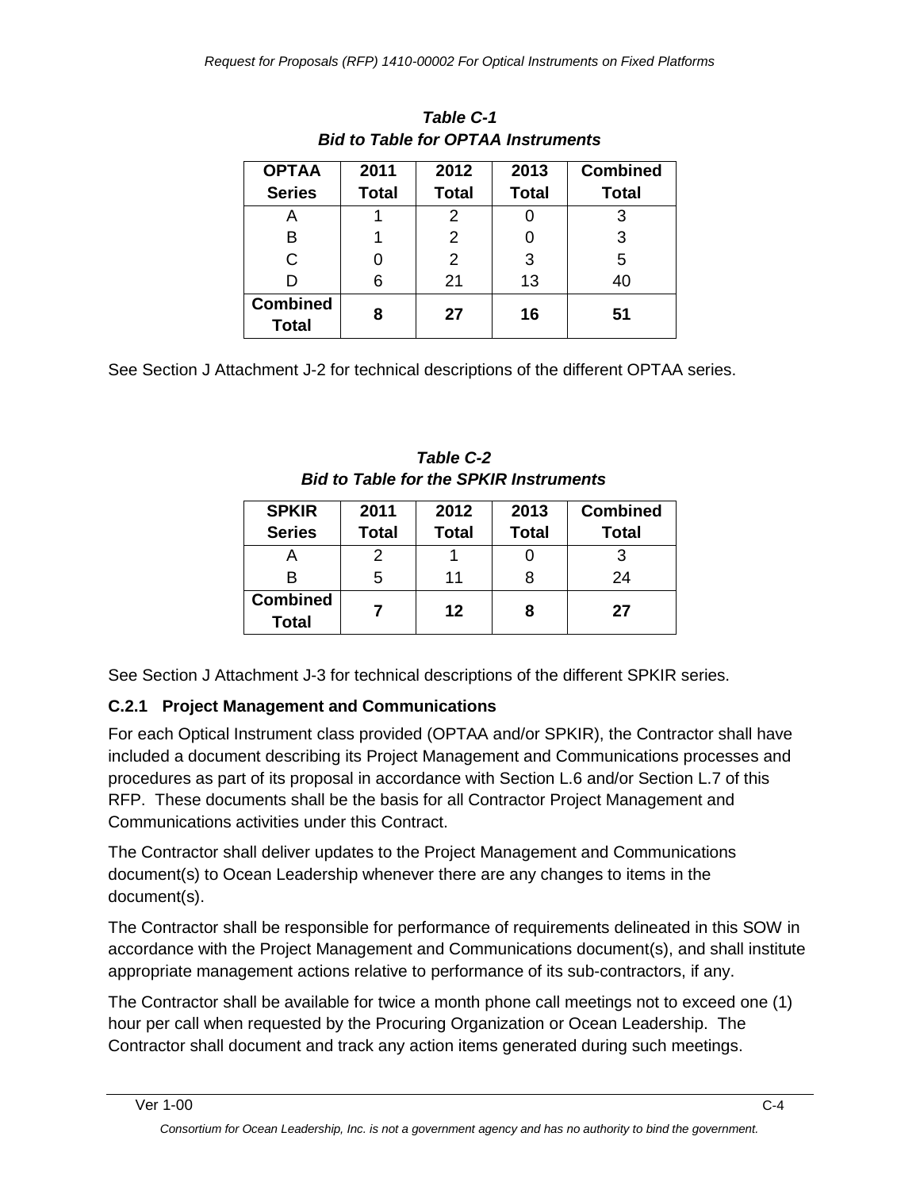***Table C-1***
***Bid to Table for OPTAA Instruments***

| OPTAA Series | 2011 Total | 2012 Total | 2013 Total | Combined Total |
|---|---|---|---|---|
| A | 1 | 2 | 0 | 3 |
| B | 1 | 2 | 0 | 3 |
| C | 0 | 2 | 3 | 5 |
| D | 6 | 21 | 13 | 40 |
| **Combined Total** | **8** | **27** | **16** | **51** |

See Section J Attachment J-2 for technical descriptions of the different OPTAA series.

***Table C-2***
***Bid to Table for the SPKIR Instruments***

| SPKIR Series | 2011 Total | 2012 Total | 2013 Total | Combined Total |
|---|---|---|---|---|
| A | 2 | 1 | 0 | 3 |
| B | 5 | 11 | 8 | 24 |
| **Combined Total** | **7** | **12** | **8** | **27** |

See Section J Attachment J-3 for technical descriptions of the different SPKIR series.

### C.2.1 Project Management and Communications

For each Optical Instrument class provided (OPTAA and/or SPKIR), the Contractor shall have included a document describing its Project Management and Communications processes and procedures as part of its proposal in accordance with Section L.6 and/or Section L.7 of this RFP. These documents shall be the basis for all Contractor Project Management and Communications activities under this Contract.

The Contractor shall deliver updates to the Project Management and Communications document(s) to Ocean Leadership whenever there are any changes to items in the document(s).

The Contractor shall be responsible for performance of requirements delineated in this SOW in accordance with the Project Management and Communications document(s), and shall institute appropriate management actions relative to performance of its sub-contractors, if any.

The Contractor shall be available for twice a month phone call meetings not to exceed one (1) hour per call when requested by the Procuring Organization or Ocean Leadership. The Contractor shall document and track any action items generated during such meetings.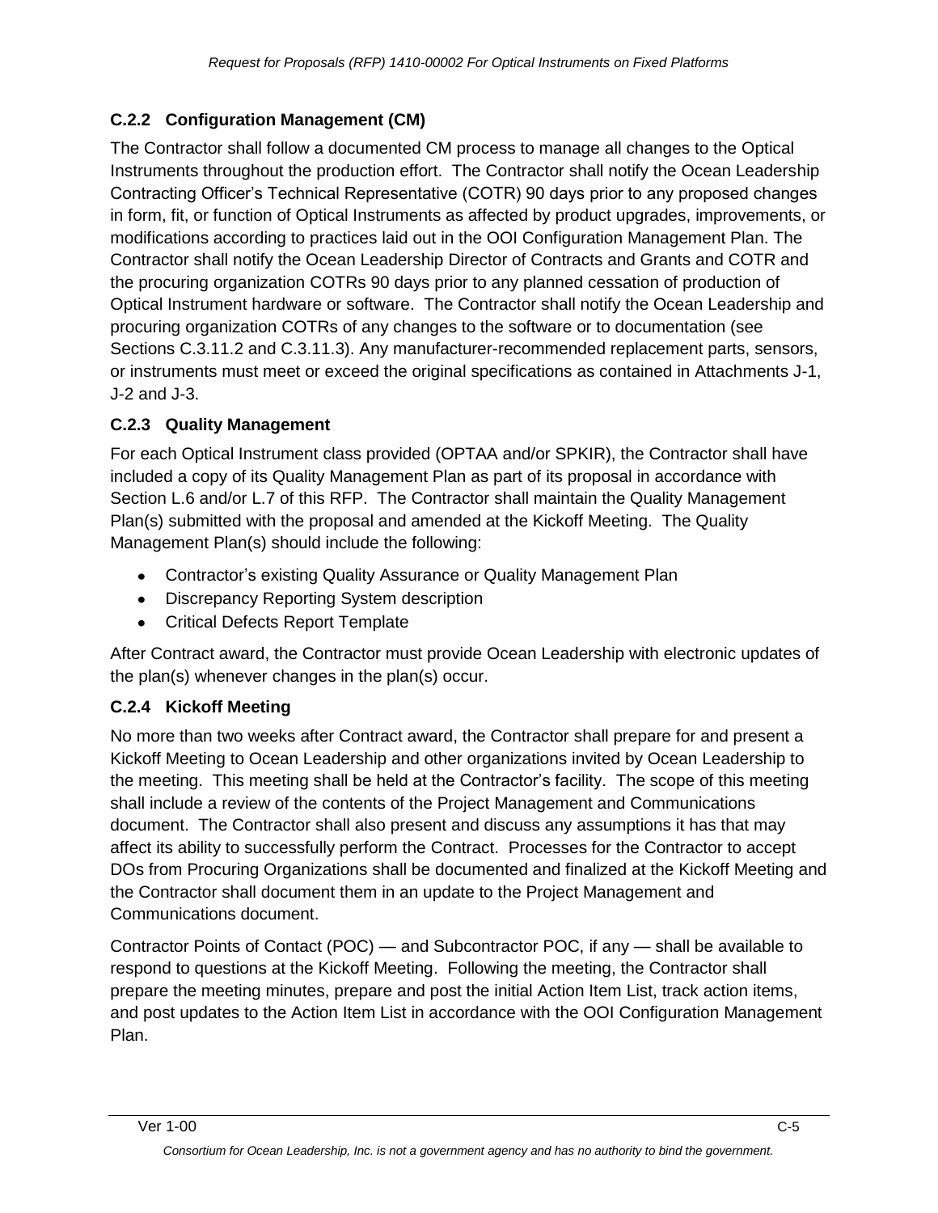### C.2.2 Configuration Management (CM)

The Contractor shall follow a documented CM process to manage all changes to the Optical Instruments throughout the production effort. The Contractor shall notify the Ocean Leadership Contracting Officer's Technical Representative (COTR) 90 days prior to any proposed changes in form, fit, or function of Optical Instruments as affected by product upgrades, improvements, or modifications according to practices laid out in the OOI Configuration Management Plan. The Contractor shall notify the Ocean Leadership Director of Contracts and Grants and COTR and the procuring organization COTRs 90 days prior to any planned cessation of production of Optical Instrument hardware or software. The Contractor shall notify the Ocean Leadership and procuring organization COTRs of any changes to the software or to documentation (see Sections C.3.11.2 and C.3.11.3). Any manufacturer-recommended replacement parts, sensors, or instruments must meet or exceed the original specifications as contained in Attachments J-1, J-2 and J-3.

### C.2.3 Quality Management

For each Optical Instrument class provided (OPTAA and/or SPKIR), the Contractor shall have included a copy of its Quality Management Plan as part of its proposal in accordance with Section L.6 and/or L.7 of this RFP. The Contractor shall maintain the Quality Management Plan(s) submitted with the proposal and amended at the Kickoff Meeting. The Quality Management Plan(s) should include the following:

- Contractor's existing Quality Assurance or Quality Management Plan
- Discrepancy Reporting System description
- Critical Defects Report Template

After Contract award, the Contractor must provide Ocean Leadership with electronic updates of the plan(s) whenever changes in the plan(s) occur.

### C.2.4 Kickoff Meeting

No more than two weeks after Contract award, the Contractor shall prepare for and present a Kickoff Meeting to Ocean Leadership and other organizations invited by Ocean Leadership to the meeting. This meeting shall be held at the Contractor's facility. The scope of this meeting shall include a review of the contents of the Project Management and Communications document. The Contractor shall also present and discuss any assumptions it has that may affect its ability to successfully perform the Contract. Processes for the Contractor to accept DOs from Procuring Organizations shall be documented and finalized at the Kickoff Meeting and the Contractor shall document them in an update to the Project Management and Communications document.

Contractor Points of Contact (POC) — and Subcontractor POC, if any — shall be available to respond to questions at the Kickoff Meeting. Following the meeting, the Contractor shall prepare the meeting minutes, prepare and post the initial Action Item List, track action items, and post updates to the Action Item List in accordance with the OOI Configuration Management Plan.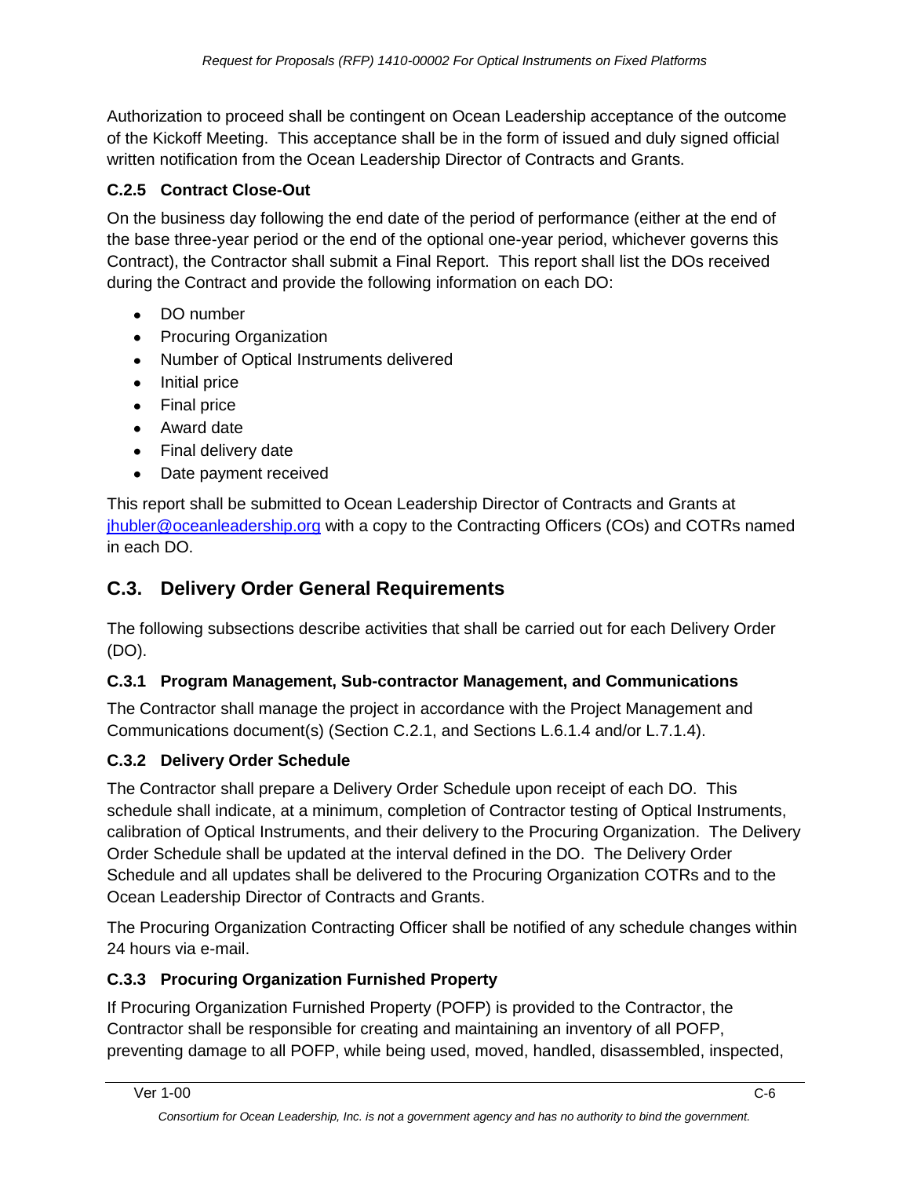Authorization to proceed shall be contingent on Ocean Leadership acceptance of the outcome of the Kickoff Meeting. This acceptance shall be in the form of issued and duly signed official written notification from the Ocean Leadership Director of Contracts and Grants.

### C.2.5 Contract Close-Out

On the business day following the end date of the period of performance (either at the end of the base three-year period or the end of the optional one-year period, whichever governs this Contract), the Contractor shall submit a Final Report. This report shall list the DOs received during the Contract and provide the following information on each DO:

- DO number
- Procuring Organization
- Number of Optical Instruments delivered
- Initial price
- Final price
- Award date
- Final delivery date
- Date payment received

This report shall be submitted to Ocean Leadership Director of Contracts and Grants at jhubler@oceanleadership.org with a copy to the Contracting Officers (COs) and COTRs named in each DO.

## C.3. Delivery Order General Requirements

The following subsections describe activities that shall be carried out for each Delivery Order (DO).

### C.3.1 Program Management, Sub-contractor Management, and Communications

The Contractor shall manage the project in accordance with the Project Management and Communications document(s) (Section C.2.1, and Sections L.6.1.4 and/or L.7.1.4).

### C.3.2 Delivery Order Schedule

The Contractor shall prepare a Delivery Order Schedule upon receipt of each DO. This schedule shall indicate, at a minimum, completion of Contractor testing of Optical Instruments, calibration of Optical Instruments, and their delivery to the Procuring Organization. The Delivery Order Schedule shall be updated at the interval defined in the DO. The Delivery Order Schedule and all updates shall be delivered to the Procuring Organization COTRs and to the Ocean Leadership Director of Contracts and Grants.

The Procuring Organization Contracting Officer shall be notified of any schedule changes within 24 hours via e-mail.

### C.3.3 Procuring Organization Furnished Property

If Procuring Organization Furnished Property (POFP) is provided to the Contractor, the Contractor shall be responsible for creating and maintaining an inventory of all POFP, preventing damage to all POFP, while being used, moved, handled, disassembled, inspected,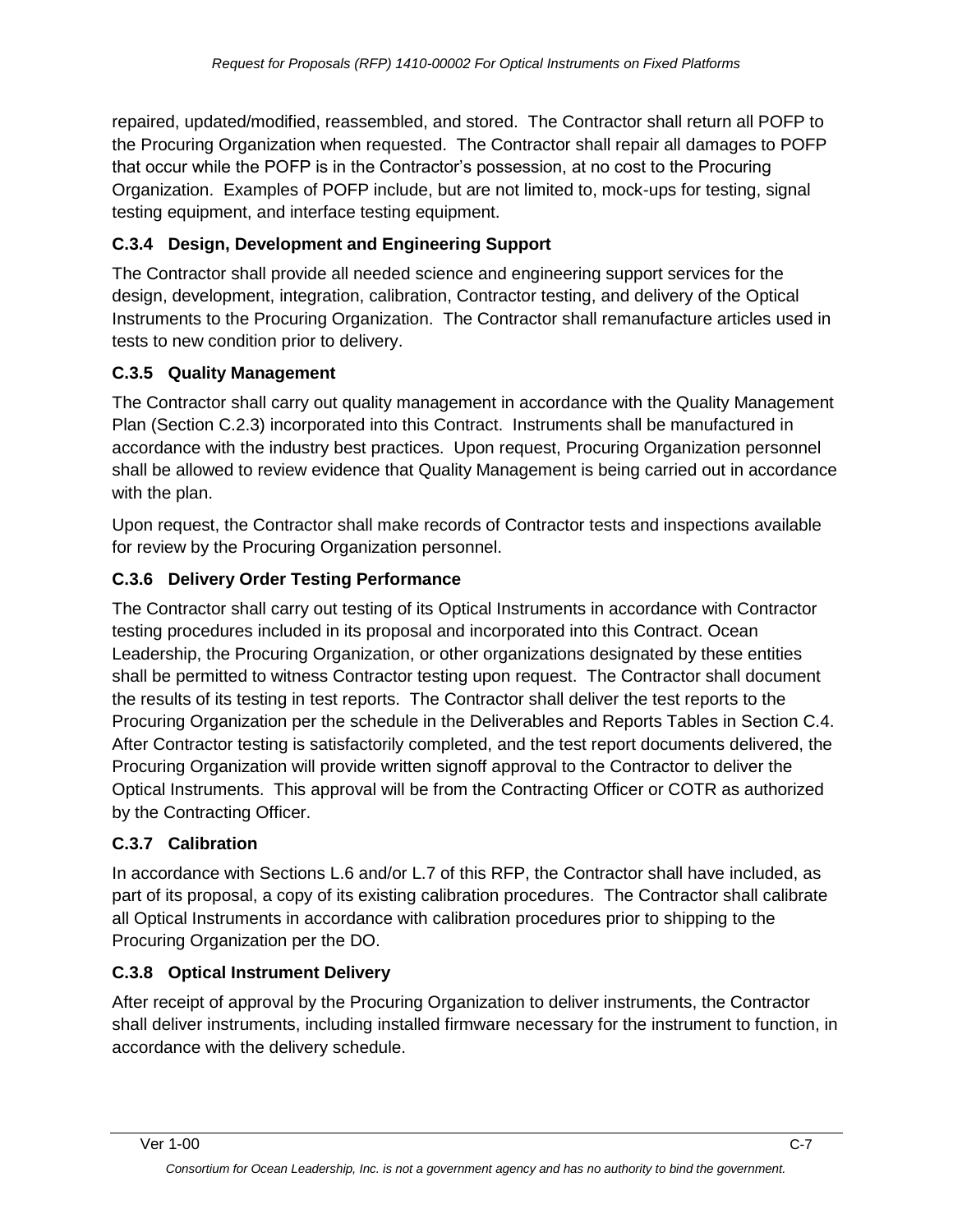repaired, updated/modified, reassembled, and stored. The Contractor shall return all POFP to the Procuring Organization when requested. The Contractor shall repair all damages to POFP that occur while the POFP is in the Contractor's possession, at no cost to the Procuring Organization. Examples of POFP include, but are not limited to, mock-ups for testing, signal testing equipment, and interface testing equipment.

### C.3.4 Design, Development and Engineering Support

The Contractor shall provide all needed science and engineering support services for the design, development, integration, calibration, Contractor testing, and delivery of the Optical Instruments to the Procuring Organization. The Contractor shall remanufacture articles used in tests to new condition prior to delivery.

### C.3.5 Quality Management

The Contractor shall carry out quality management in accordance with the Quality Management Plan (Section C.2.3) incorporated into this Contract. Instruments shall be manufactured in accordance with the industry best practices. Upon request, Procuring Organization personnel shall be allowed to review evidence that Quality Management is being carried out in accordance with the plan.

Upon request, the Contractor shall make records of Contractor tests and inspections available for review by the Procuring Organization personnel.

### C.3.6 Delivery Order Testing Performance

The Contractor shall carry out testing of its Optical Instruments in accordance with Contractor testing procedures included in its proposal and incorporated into this Contract. Ocean Leadership, the Procuring Organization, or other organizations designated by these entities shall be permitted to witness Contractor testing upon request. The Contractor shall document the results of its testing in test reports. The Contractor shall deliver the test reports to the Procuring Organization per the schedule in the Deliverables and Reports Tables in Section C.4. After Contractor testing is satisfactorily completed, and the test report documents delivered, the Procuring Organization will provide written signoff approval to the Contractor to deliver the Optical Instruments. This approval will be from the Contracting Officer or COTR as authorized by the Contracting Officer.

### C.3.7 Calibration

In accordance with Sections L.6 and/or L.7 of this RFP, the Contractor shall have included, as part of its proposal, a copy of its existing calibration procedures. The Contractor shall calibrate all Optical Instruments in accordance with calibration procedures prior to shipping to the Procuring Organization per the DO.

### C.3.8 Optical Instrument Delivery

After receipt of approval by the Procuring Organization to deliver instruments, the Contractor shall deliver instruments, including installed firmware necessary for the instrument to function, in accordance with the delivery schedule.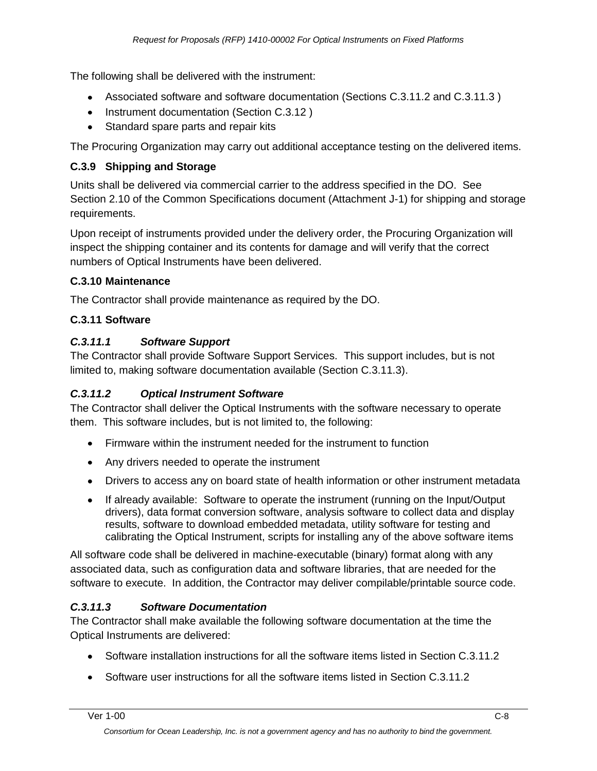The following shall be delivered with the instrument:

- Associated software and software documentation (Sections C.3.11.2 and C.3.11.3 )
- Instrument documentation (Section C.3.12 )
- Standard spare parts and repair kits

The Procuring Organization may carry out additional acceptance testing on the delivered items.

### C.3.9 Shipping and Storage

Units shall be delivered via commercial carrier to the address specified in the DO. See Section 2.10 of the Common Specifications document (Attachment J-1) for shipping and storage requirements.

Upon receipt of instruments provided under the delivery order, the Procuring Organization will inspect the shipping container and its contents for damage and will verify that the correct numbers of Optical Instruments have been delivered.

### C.3.10 Maintenance

The Contractor shall provide maintenance as required by the DO.

### C.3.11 Software

#### *C.3.11.1 Software Support*

The Contractor shall provide Software Support Services. This support includes, but is not limited to, making software documentation available (Section C.3.11.3).

#### *C.3.11.2 Optical Instrument Software*

The Contractor shall deliver the Optical Instruments with the software necessary to operate them. This software includes, but is not limited to, the following:

- Firmware within the instrument needed for the instrument to function
- Any drivers needed to operate the instrument
- Drivers to access any on board state of health information or other instrument metadata
- If already available: Software to operate the instrument (running on the Input/Output drivers), data format conversion software, analysis software to collect data and display results, software to download embedded metadata, utility software for testing and calibrating the Optical Instrument, scripts for installing any of the above software items

All software code shall be delivered in machine-executable (binary) format along with any associated data, such as configuration data and software libraries, that are needed for the software to execute. In addition, the Contractor may deliver compilable/printable source code.

#### *C.3.11.3 Software Documentation*

The Contractor shall make available the following software documentation at the time the Optical Instruments are delivered:

- Software installation instructions for all the software items listed in Section C.3.11.2
- Software user instructions for all the software items listed in Section C.3.11.2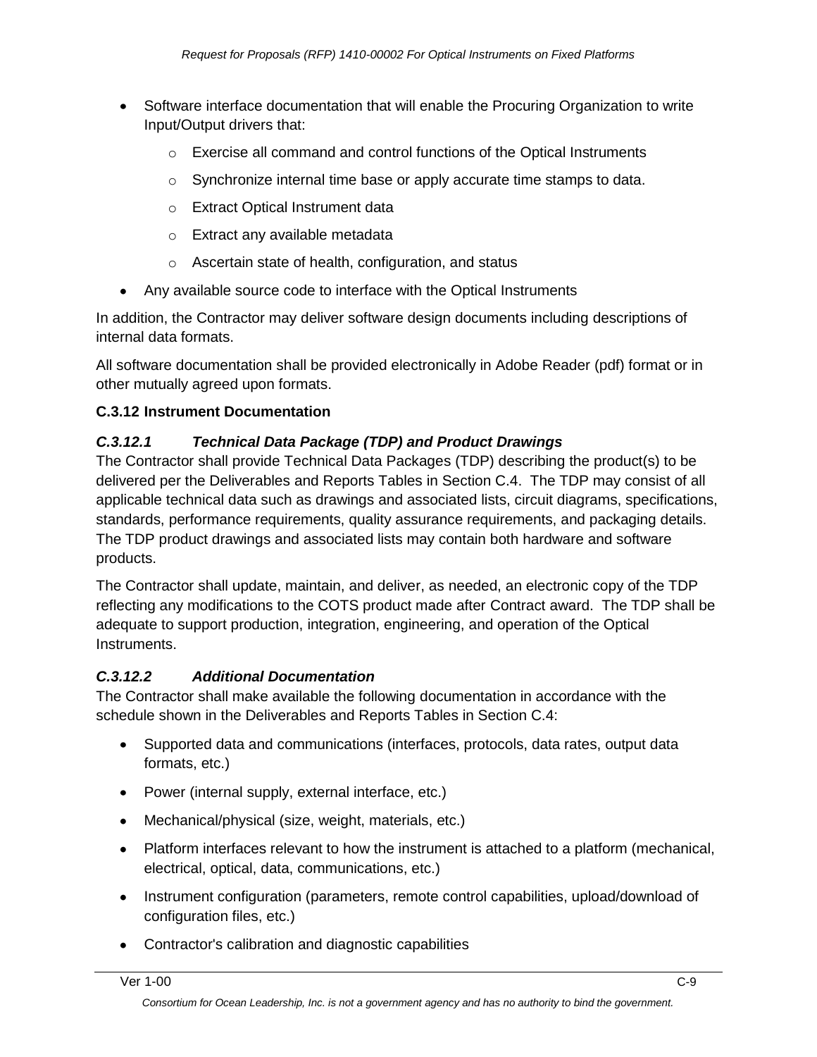- Software interface documentation that will enable the Procuring Organization to write Input/Output drivers that:
  - Exercise all command and control functions of the Optical Instruments
  - Synchronize internal time base or apply accurate time stamps to data.
  - Extract Optical Instrument data
  - Extract any available metadata
  - Ascertain state of health, configuration, and status
- Any available source code to interface with the Optical Instruments

In addition, the Contractor may deliver software design documents including descriptions of internal data formats.

All software documentation shall be provided electronically in Adobe Reader (pdf) format or in other mutually agreed upon formats.

### C.3.12 Instrument Documentation

#### *C.3.12.1 Technical Data Package (TDP) and Product Drawings*

The Contractor shall provide Technical Data Packages (TDP) describing the product(s) to be delivered per the Deliverables and Reports Tables in Section C.4. The TDP may consist of all applicable technical data such as drawings and associated lists, circuit diagrams, specifications, standards, performance requirements, quality assurance requirements, and packaging details. The TDP product drawings and associated lists may contain both hardware and software products.

The Contractor shall update, maintain, and deliver, as needed, an electronic copy of the TDP reflecting any modifications to the COTS product made after Contract award. The TDP shall be adequate to support production, integration, engineering, and operation of the Optical Instruments.

#### *C.3.12.2 Additional Documentation*

The Contractor shall make available the following documentation in accordance with the schedule shown in the Deliverables and Reports Tables in Section C.4:

- Supported data and communications (interfaces, protocols, data rates, output data formats, etc.)
- Power (internal supply, external interface, etc.)
- Mechanical/physical (size, weight, materials, etc.)
- Platform interfaces relevant to how the instrument is attached to a platform (mechanical, electrical, optical, data, communications, etc.)
- Instrument configuration (parameters, remote control capabilities, upload/download of configuration files, etc.)
- Contractor's calibration and diagnostic capabilities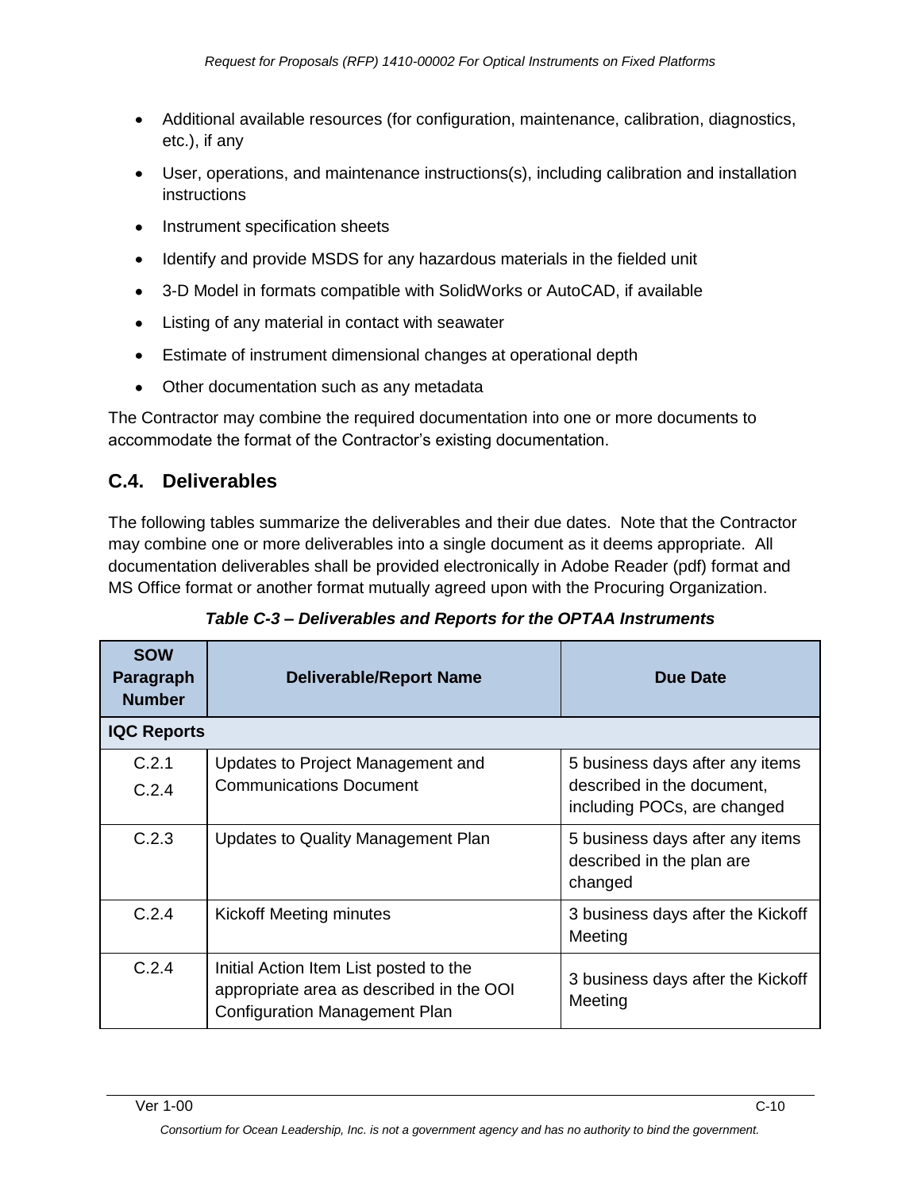- Additional available resources (for configuration, maintenance, calibration, diagnostics, etc.), if any
- User, operations, and maintenance instructions(s), including calibration and installation instructions
- Instrument specification sheets
- Identify and provide MSDS for any hazardous materials in the fielded unit
- 3-D Model in formats compatible with SolidWorks or AutoCAD, if available
- Listing of any material in contact with seawater
- Estimate of instrument dimensional changes at operational depth
- Other documentation such as any metadata

The Contractor may combine the required documentation into one or more documents to accommodate the format of the Contractor's existing documentation.

## C.4. Deliverables

The following tables summarize the deliverables and their due dates. Note that the Contractor may combine one or more deliverables into a single document as it deems appropriate. All documentation deliverables shall be provided electronically in Adobe Reader (pdf) format and MS Office format or another format mutually agreed upon with the Procuring Organization.

***Table C-3 – Deliverables and Reports for the OPTAA Instruments***

| SOW Paragraph Number | Deliverable/Report Name | Due Date |
|---|---|---|
| **IQC Reports** | | |
| C.2.1<br>C.2.4 | Updates to Project Management and Communications Document | 5 business days after any items described in the document, including POCs, are changed |
| C.2.3 | Updates to Quality Management Plan | 5 business days after any items described in the plan are changed |
| C.2.4 | Kickoff Meeting minutes | 3 business days after the Kickoff Meeting |
| C.2.4 | Initial Action Item List posted to the appropriate area as described in the OOI Configuration Management Plan | 3 business days after the Kickoff Meeting |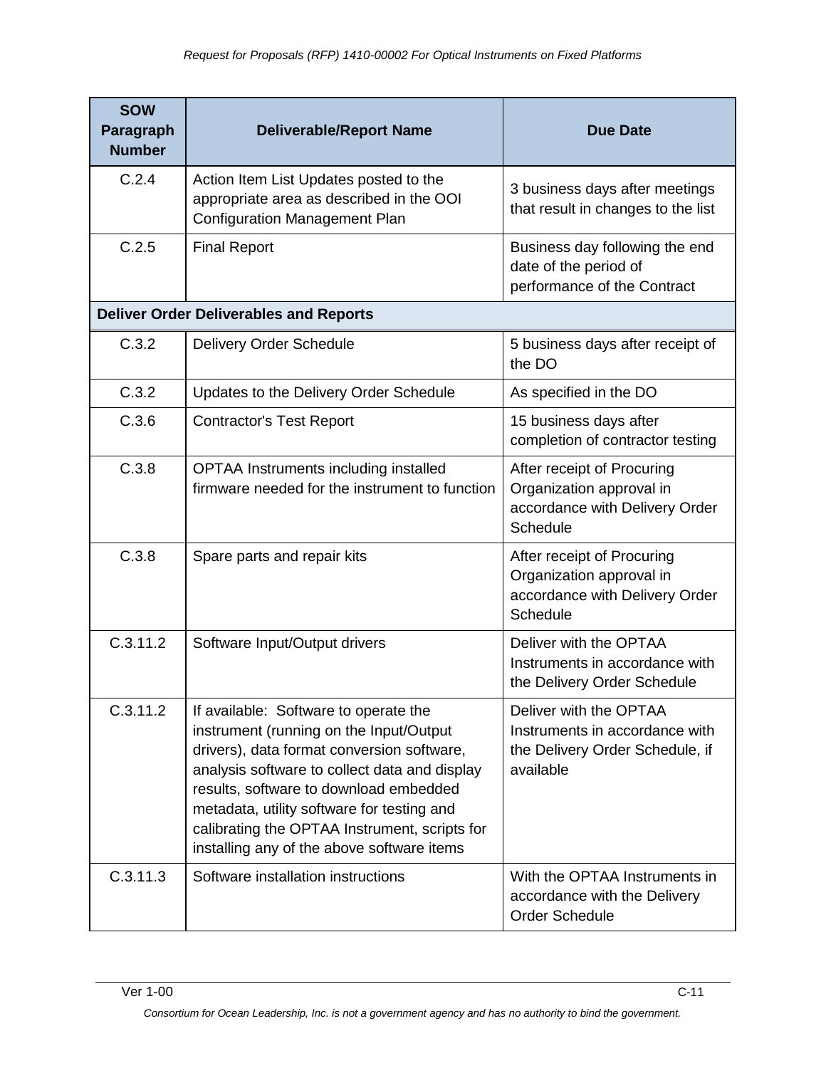| SOW Paragraph Number | Deliverable/Report Name | Due Date |
|---|---|---|
| C.2.4 | Action Item List Updates posted to the appropriate area as described in the OOI Configuration Management Plan | 3 business days after meetings that result in changes to the list |
| C.2.5 | Final Report | Business day following the end date of the period of performance of the Contract |
| **Deliver Order Deliverables and Reports** | | |
| C.3.2 | Delivery Order Schedule | 5 business days after receipt of the DO |
| C.3.2 | Updates to the Delivery Order Schedule | As specified in the DO |
| C.3.6 | Contractor's Test Report | 15 business days after completion of contractor testing |
| C.3.8 | OPTAA Instruments including installed firmware needed for the instrument to function | After receipt of Procuring Organization approval in accordance with Delivery Order Schedule |
| C.3.8 | Spare parts and repair kits | After receipt of Procuring Organization approval in accordance with Delivery Order Schedule |
| C.3.11.2 | Software Input/Output drivers | Deliver with the OPTAA Instruments in accordance with the Delivery Order Schedule |
| C.3.11.2 | If available: Software to operate the instrument (running on the Input/Output drivers), data format conversion software, analysis software to collect data and display results, software to download embedded metadata, utility software for testing and calibrating the OPTAA Instrument, scripts for installing any of the above software items | Deliver with the OPTAA Instruments in accordance with the Delivery Order Schedule, if available |
| C.3.11.3 | Software installation instructions | With the OPTAA Instruments in accordance with the Delivery Order Schedule |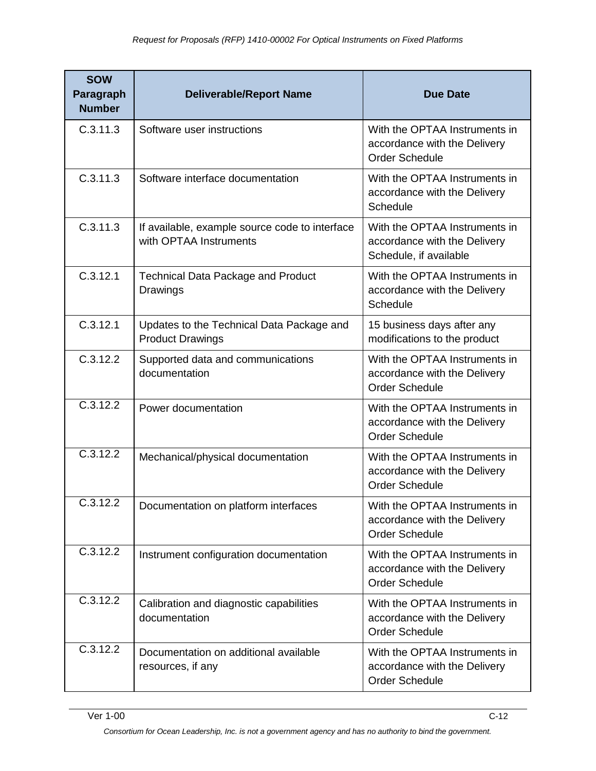| SOW Paragraph Number | Deliverable/Report Name | Due Date |
|---|---|---|
| C.3.11.3 | Software user instructions | With the OPTAA Instruments in accordance with the Delivery Order Schedule |
| C.3.11.3 | Software interface documentation | With the OPTAA Instruments in accordance with the Delivery Schedule |
| C.3.11.3 | If available, example source code to interface with OPTAA Instruments | With the OPTAA Instruments in accordance with the Delivery Schedule, if available |
| C.3.12.1 | Technical Data Package and Product Drawings | With the OPTAA Instruments in accordance with the Delivery Schedule |
| C.3.12.1 | Updates to the Technical Data Package and Product Drawings | 15 business days after any modifications to the product |
| C.3.12.2 | Supported data and communications documentation | With the OPTAA Instruments in accordance with the Delivery Order Schedule |
| C.3.12.2 | Power documentation | With the OPTAA Instruments in accordance with the Delivery Order Schedule |
| C.3.12.2 | Mechanical/physical documentation | With the OPTAA Instruments in accordance with the Delivery Order Schedule |
| C.3.12.2 | Documentation on platform interfaces | With the OPTAA Instruments in accordance with the Delivery Order Schedule |
| C.3.12.2 | Instrument configuration documentation | With the OPTAA Instruments in accordance with the Delivery Order Schedule |
| C.3.12.2 | Calibration and diagnostic capabilities documentation | With the OPTAA Instruments in accordance with the Delivery Order Schedule |
| C.3.12.2 | Documentation on additional available resources, if any | With the OPTAA Instruments in accordance with the Delivery Order Schedule |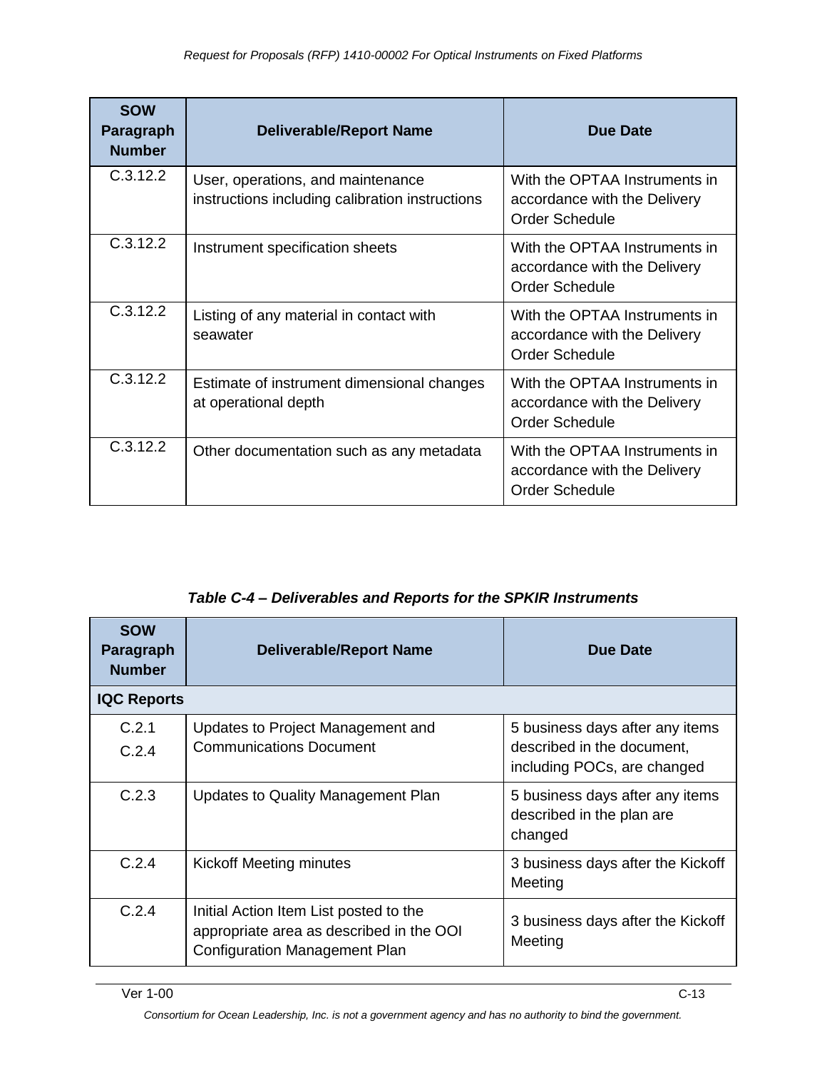| SOW Paragraph Number | Deliverable/Report Name | Due Date |
|---|---|---|
| C.3.12.2 | User, operations, and maintenance instructions including calibration instructions | With the OPTAA Instruments in accordance with the Delivery Order Schedule |
| C.3.12.2 | Instrument specification sheets | With the OPTAA Instruments in accordance with the Delivery Order Schedule |
| C.3.12.2 | Listing of any material in contact with seawater | With the OPTAA Instruments in accordance with the Delivery Order Schedule |
| C.3.12.2 | Estimate of instrument dimensional changes at operational depth | With the OPTAA Instruments in accordance with the Delivery Order Schedule |
| C.3.12.2 | Other documentation such as any metadata | With the OPTAA Instruments in accordance with the Delivery Order Schedule |

***Table C-4 – Deliverables and Reports for the SPKIR Instruments***

| SOW Paragraph Number | Deliverable/Report Name | Due Date |
|---|---|---|
| **IQC Reports** | | |
| C.2.1<br>C.2.4 | Updates to Project Management and Communications Document | 5 business days after any items described in the document, including POCs, are changed |
| C.2.3 | Updates to Quality Management Plan | 5 business days after any items described in the plan are changed |
| C.2.4 | Kickoff Meeting minutes | 3 business days after the Kickoff Meeting |
| C.2.4 | Initial Action Item List posted to the appropriate area as described in the OOI Configuration Management Plan | 3 business days after the Kickoff Meeting |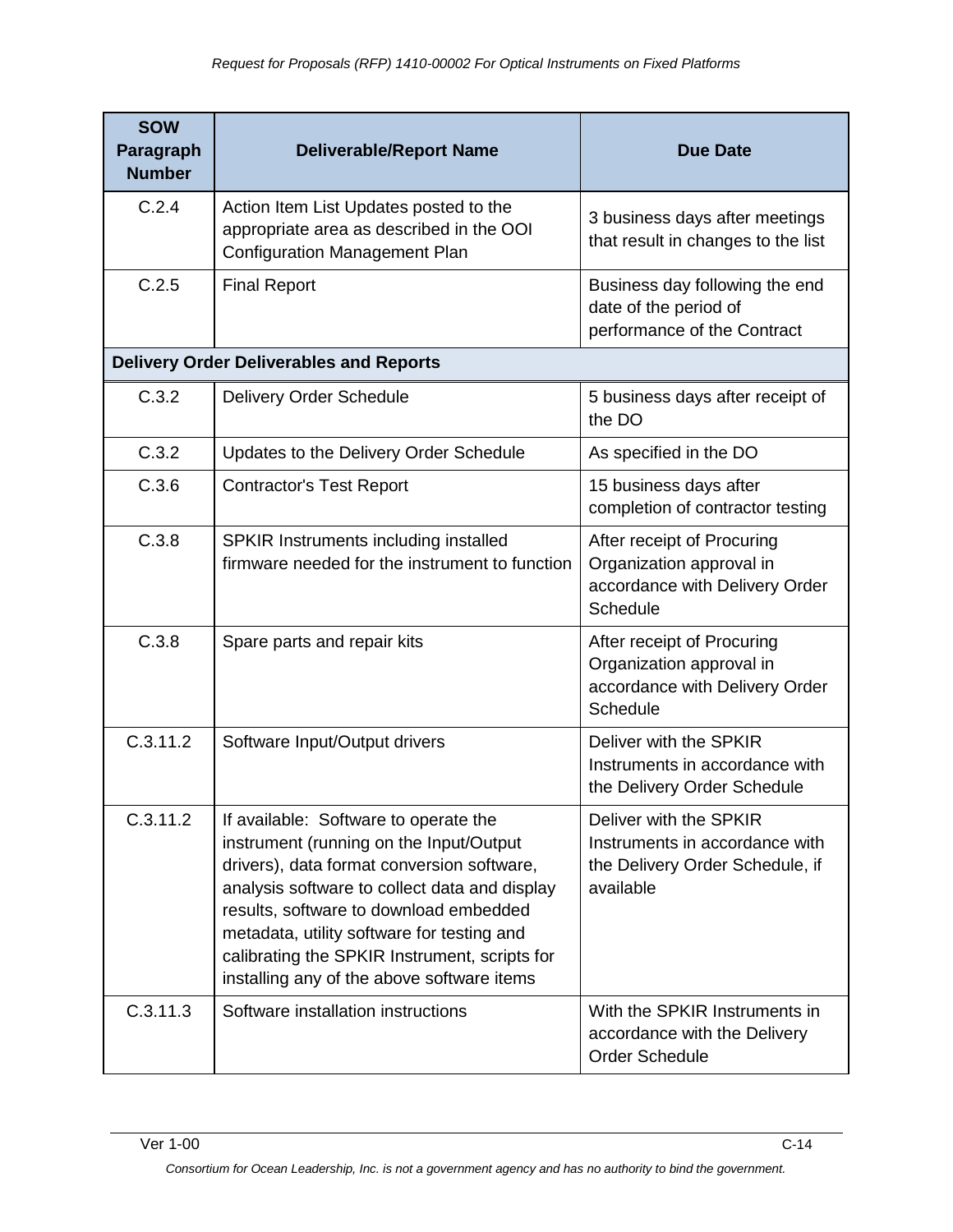| SOW Paragraph Number | Deliverable/Report Name | Due Date |
|---|---|---|
| C.2.4 | Action Item List Updates posted to the appropriate area as described in the OOI Configuration Management Plan | 3 business days after meetings that result in changes to the list |
| C.2.5 | Final Report | Business day following the end date of the period of performance of the Contract |
| **Delivery Order Deliverables and Reports** | | |
| C.3.2 | Delivery Order Schedule | 5 business days after receipt of the DO |
| C.3.2 | Updates to the Delivery Order Schedule | As specified in the DO |
| C.3.6 | Contractor's Test Report | 15 business days after completion of contractor testing |
| C.3.8 | SPKIR Instruments including installed firmware needed for the instrument to function | After receipt of Procuring Organization approval in accordance with Delivery Order Schedule |
| C.3.8 | Spare parts and repair kits | After receipt of Procuring Organization approval in accordance with Delivery Order Schedule |
| C.3.11.2 | Software Input/Output drivers | Deliver with the SPKIR Instruments in accordance with the Delivery Order Schedule |
| C.3.11.2 | If available: Software to operate the instrument (running on the Input/Output drivers), data format conversion software, analysis software to collect data and display results, software to download embedded metadata, utility software for testing and calibrating the SPKIR Instrument, scripts for installing any of the above software items | Deliver with the SPKIR Instruments in accordance with the Delivery Order Schedule, if available |
| C.3.11.3 | Software installation instructions | With the SPKIR Instruments in accordance with the Delivery Order Schedule |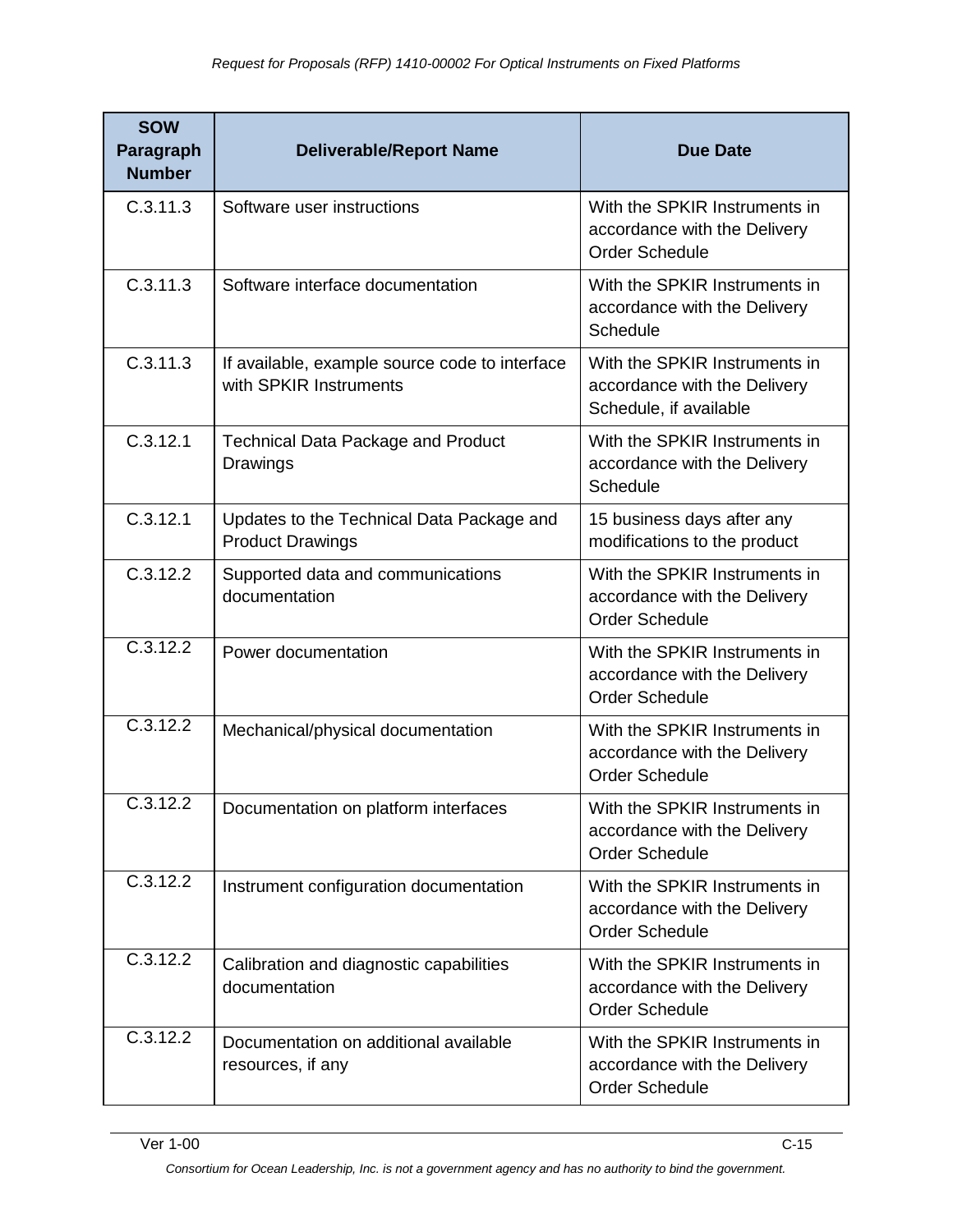| SOW Paragraph Number | Deliverable/Report Name | Due Date |
|---|---|---|
| C.3.11.3 | Software user instructions | With the SPKIR Instruments in accordance with the Delivery Order Schedule |
| C.3.11.3 | Software interface documentation | With the SPKIR Instruments in accordance with the Delivery Schedule |
| C.3.11.3 | If available, example source code to interface with SPKIR Instruments | With the SPKIR Instruments in accordance with the Delivery Schedule, if available |
| C.3.12.1 | Technical Data Package and Product Drawings | With the SPKIR Instruments in accordance with the Delivery Schedule |
| C.3.12.1 | Updates to the Technical Data Package and Product Drawings | 15 business days after any modifications to the product |
| C.3.12.2 | Supported data and communications documentation | With the SPKIR Instruments in accordance with the Delivery Order Schedule |
| C.3.12.2 | Power documentation | With the SPKIR Instruments in accordance with the Delivery Order Schedule |
| C.3.12.2 | Mechanical/physical documentation | With the SPKIR Instruments in accordance with the Delivery Order Schedule |
| C.3.12.2 | Documentation on platform interfaces | With the SPKIR Instruments in accordance with the Delivery Order Schedule |
| C.3.12.2 | Instrument configuration documentation | With the SPKIR Instruments in accordance with the Delivery Order Schedule |
| C.3.12.2 | Calibration and diagnostic capabilities documentation | With the SPKIR Instruments in accordance with the Delivery Order Schedule |
| C.3.12.2 | Documentation on additional available resources, if any | With the SPKIR Instruments in accordance with the Delivery Order Schedule |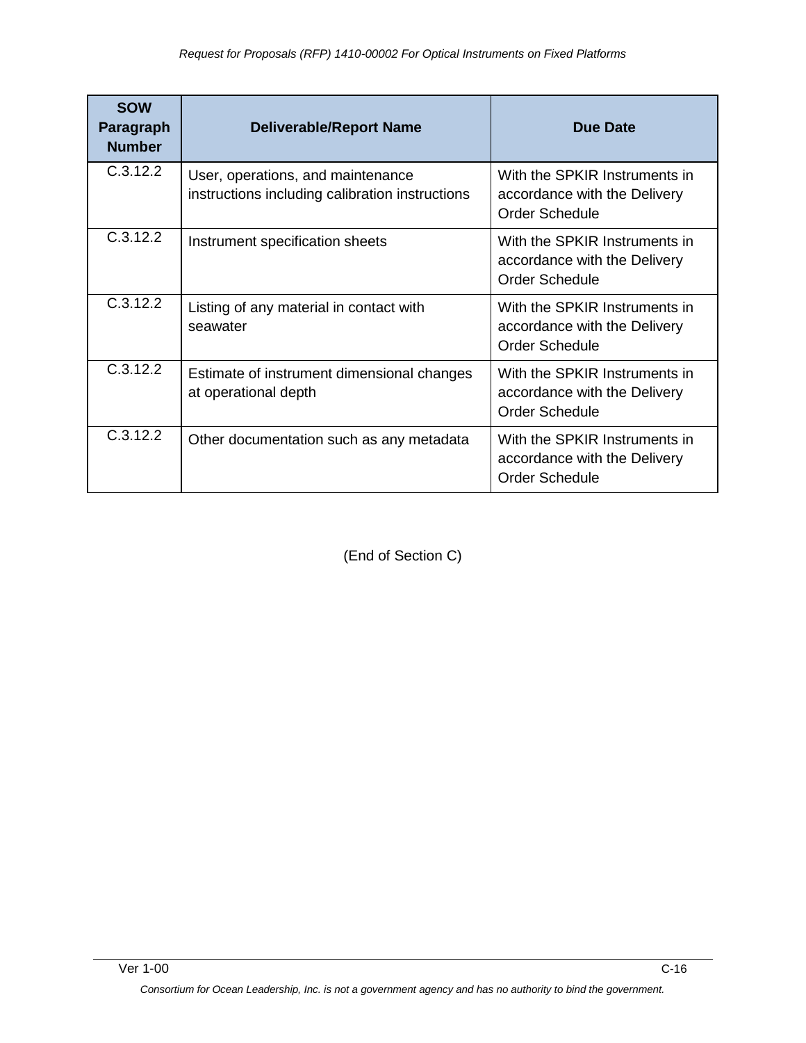| SOW Paragraph Number | Deliverable/Report Name | Due Date |
| --- | --- | --- |
| C.3.12.2 | User, operations, and maintenance instructions including calibration instructions | With the SPKIR Instruments in accordance with the Delivery Order Schedule |
| C.3.12.2 | Instrument specification sheets | With the SPKIR Instruments in accordance with the Delivery Order Schedule |
| C.3.12.2 | Listing of any material in contact with seawater | With the SPKIR Instruments in accordance with the Delivery Order Schedule |
| C.3.12.2 | Estimate of instrument dimensional changes at operational depth | With the SPKIR Instruments in accordance with the Delivery Order Schedule |
| C.3.12.2 | Other documentation such as any metadata | With the SPKIR Instruments in accordance with the Delivery Order Schedule |

(End of Section C)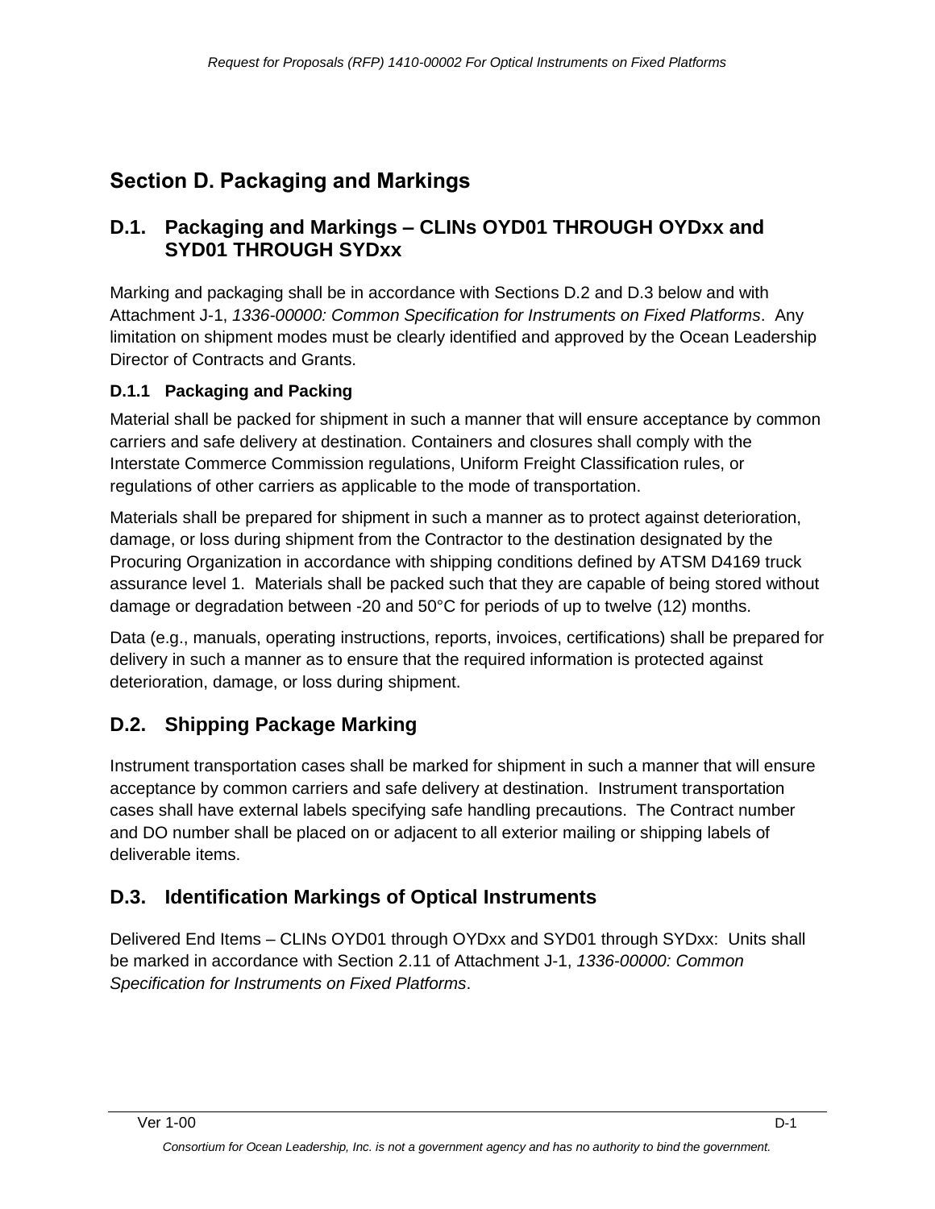# Section D. Packaging and Markings

## D.1. Packaging and Markings – CLINs OYD01 THROUGH OYDxx and SYD01 THROUGH SYDxx

Marking and packaging shall be in accordance with Sections D.2 and D.3 below and with Attachment J-1, *1336-00000: Common Specification for Instruments on Fixed Platforms*. Any limitation on shipment modes must be clearly identified and approved by the Ocean Leadership Director of Contracts and Grants.

### D.1.1 Packaging and Packing

Material shall be packed for shipment in such a manner that will ensure acceptance by common carriers and safe delivery at destination. Containers and closures shall comply with the Interstate Commerce Commission regulations, Uniform Freight Classification rules, or regulations of other carriers as applicable to the mode of transportation.

Materials shall be prepared for shipment in such a manner as to protect against deterioration, damage, or loss during shipment from the Contractor to the destination designated by the Procuring Organization in accordance with shipping conditions defined by ATSM D4169 truck assurance level 1. Materials shall be packed such that they are capable of being stored without damage or degradation between -20 and 50°C for periods of up to twelve (12) months.

Data (e.g., manuals, operating instructions, reports, invoices, certifications) shall be prepared for delivery in such a manner as to ensure that the required information is protected against deterioration, damage, or loss during shipment.

## D.2. Shipping Package Marking

Instrument transportation cases shall be marked for shipment in such a manner that will ensure acceptance by common carriers and safe delivery at destination. Instrument transportation cases shall have external labels specifying safe handling precautions. The Contract number and DO number shall be placed on or adjacent to all exterior mailing or shipping labels of deliverable items.

## D.3. Identification Markings of Optical Instruments

Delivered End Items – CLINs OYD01 through OYDxx and SYD01 through SYDxx: Units shall be marked in accordance with Section 2.11 of Attachment J-1, *1336-00000: Common Specification for Instruments on Fixed Platforms*.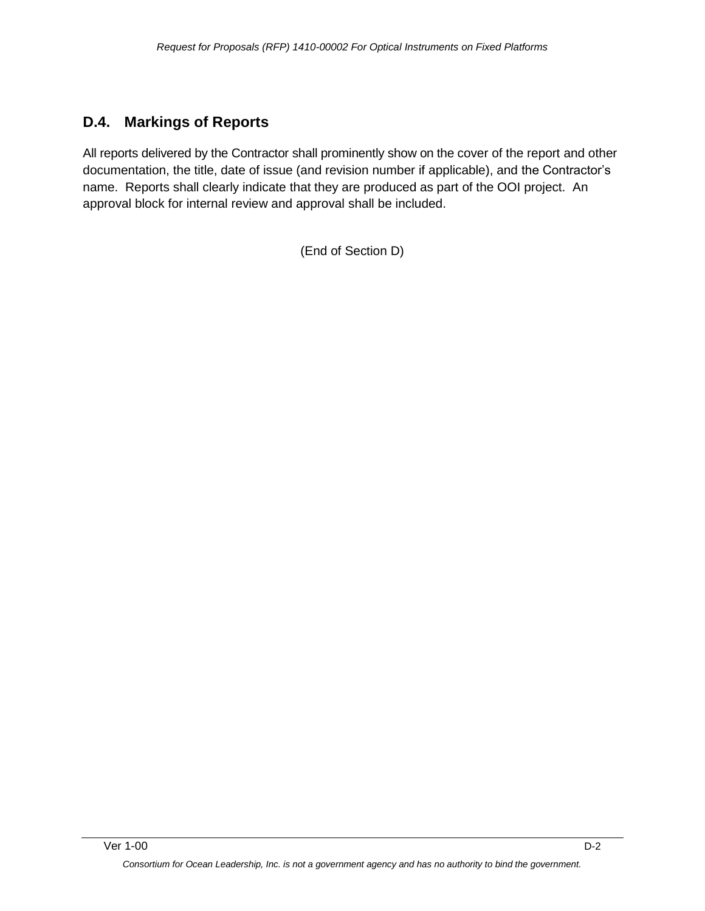## D.4. Markings of Reports

All reports delivered by the Contractor shall prominently show on the cover of the report and other documentation, the title, date of issue (and revision number if applicable), and the Contractor's name. Reports shall clearly indicate that they are produced as part of the OOI project. An approval block for internal review and approval shall be included.

(End of Section D)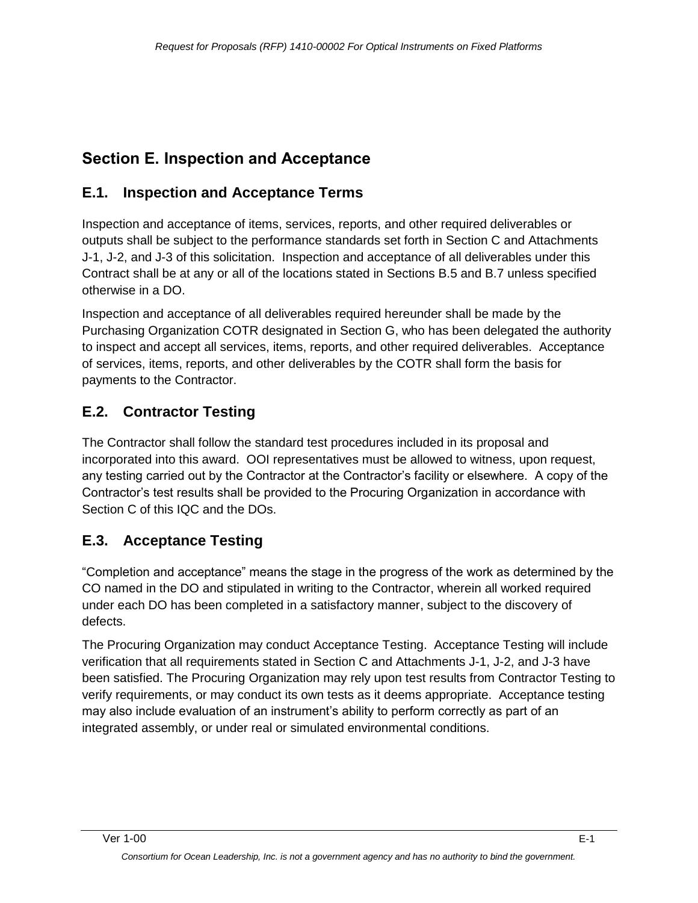# Section E. Inspection and Acceptance

## E.1. Inspection and Acceptance Terms

Inspection and acceptance of items, services, reports, and other required deliverables or outputs shall be subject to the performance standards set forth in Section C and Attachments J-1, J-2, and J-3 of this solicitation. Inspection and acceptance of all deliverables under this Contract shall be at any or all of the locations stated in Sections B.5 and B.7 unless specified otherwise in a DO.

Inspection and acceptance of all deliverables required hereunder shall be made by the Purchasing Organization COTR designated in Section G, who has been delegated the authority to inspect and accept all services, items, reports, and other required deliverables. Acceptance of services, items, reports, and other deliverables by the COTR shall form the basis for payments to the Contractor.

## E.2. Contractor Testing

The Contractor shall follow the standard test procedures included in its proposal and incorporated into this award. OOI representatives must be allowed to witness, upon request, any testing carried out by the Contractor at the Contractor's facility or elsewhere. A copy of the Contractor's test results shall be provided to the Procuring Organization in accordance with Section C of this IQC and the DOs.

## E.3. Acceptance Testing

"Completion and acceptance" means the stage in the progress of the work as determined by the CO named in the DO and stipulated in writing to the Contractor, wherein all worked required under each DO has been completed in a satisfactory manner, subject to the discovery of defects.

The Procuring Organization may conduct Acceptance Testing. Acceptance Testing will include verification that all requirements stated in Section C and Attachments J-1, J-2, and J-3 have been satisfied. The Procuring Organization may rely upon test results from Contractor Testing to verify requirements, or may conduct its own tests as it deems appropriate. Acceptance testing may also include evaluation of an instrument's ability to perform correctly as part of an integrated assembly, or under real or simulated environmental conditions.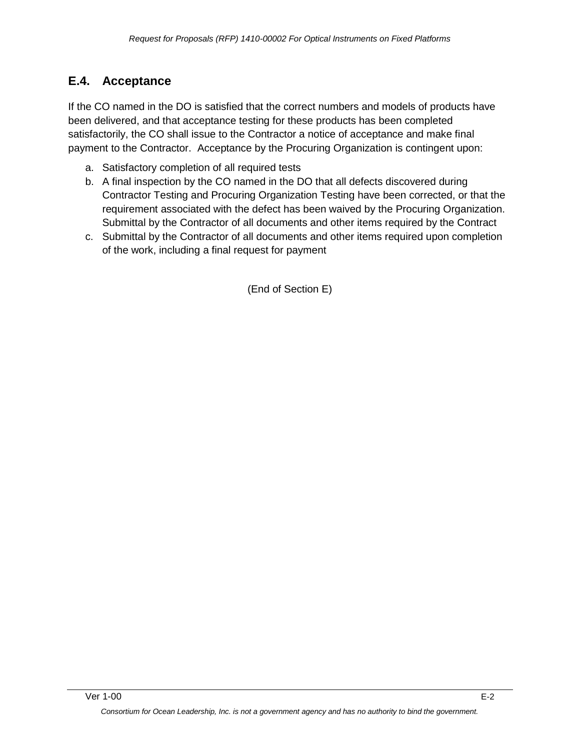## E.4. Acceptance

If the CO named in the DO is satisfied that the correct numbers and models of products have been delivered, and that acceptance testing for these products has been completed satisfactorily, the CO shall issue to the Contractor a notice of acceptance and make final payment to the Contractor. Acceptance by the Procuring Organization is contingent upon:

a. Satisfactory completion of all required tests
b. A final inspection by the CO named in the DO that all defects discovered during Contractor Testing and Procuring Organization Testing have been corrected, or that the requirement associated with the defect has been waived by the Procuring Organization. Submittal by the Contractor of all documents and other items required by the Contract
c. Submittal by the Contractor of all documents and other items required upon completion of the work, including a final request for payment

(End of Section E)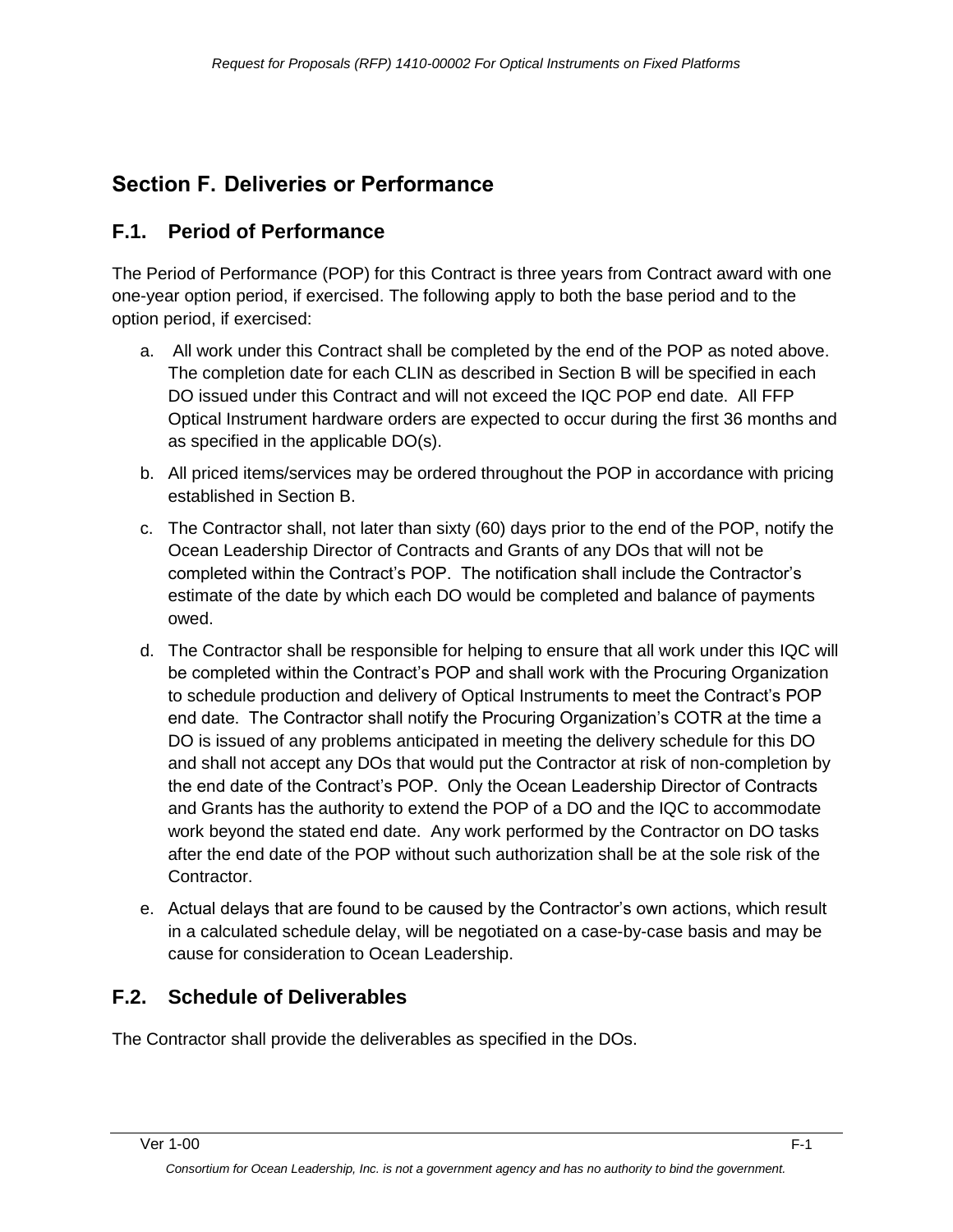# Section F. Deliveries or Performance

## F.1. Period of Performance

The Period of Performance (POP) for this Contract is three years from Contract award with one one-year option period, if exercised. The following apply to both the base period and to the option period, if exercised:

a. All work under this Contract shall be completed by the end of the POP as noted above. The completion date for each CLIN as described in Section B will be specified in each DO issued under this Contract and will not exceed the IQC POP end date. All FFP Optical Instrument hardware orders are expected to occur during the first 36 months and as specified in the applicable DO(s).

b. All priced items/services may be ordered throughout the POP in accordance with pricing established in Section B.

c. The Contractor shall, not later than sixty (60) days prior to the end of the POP, notify the Ocean Leadership Director of Contracts and Grants of any DOs that will not be completed within the Contract's POP. The notification shall include the Contractor's estimate of the date by which each DO would be completed and balance of payments owed.

d. The Contractor shall be responsible for helping to ensure that all work under this IQC will be completed within the Contract's POP and shall work with the Procuring Organization to schedule production and delivery of Optical Instruments to meet the Contract's POP end date. The Contractor shall notify the Procuring Organization's COTR at the time a DO is issued of any problems anticipated in meeting the delivery schedule for this DO and shall not accept any DOs that would put the Contractor at risk of non-completion by the end date of the Contract's POP. Only the Ocean Leadership Director of Contracts and Grants has the authority to extend the POP of a DO and the IQC to accommodate work beyond the stated end date. Any work performed by the Contractor on DO tasks after the end date of the POP without such authorization shall be at the sole risk of the Contractor.

e. Actual delays that are found to be caused by the Contractor's own actions, which result in a calculated schedule delay, will be negotiated on a case-by-case basis and may be cause for consideration to Ocean Leadership.

## F.2. Schedule of Deliverables

The Contractor shall provide the deliverables as specified in the DOs.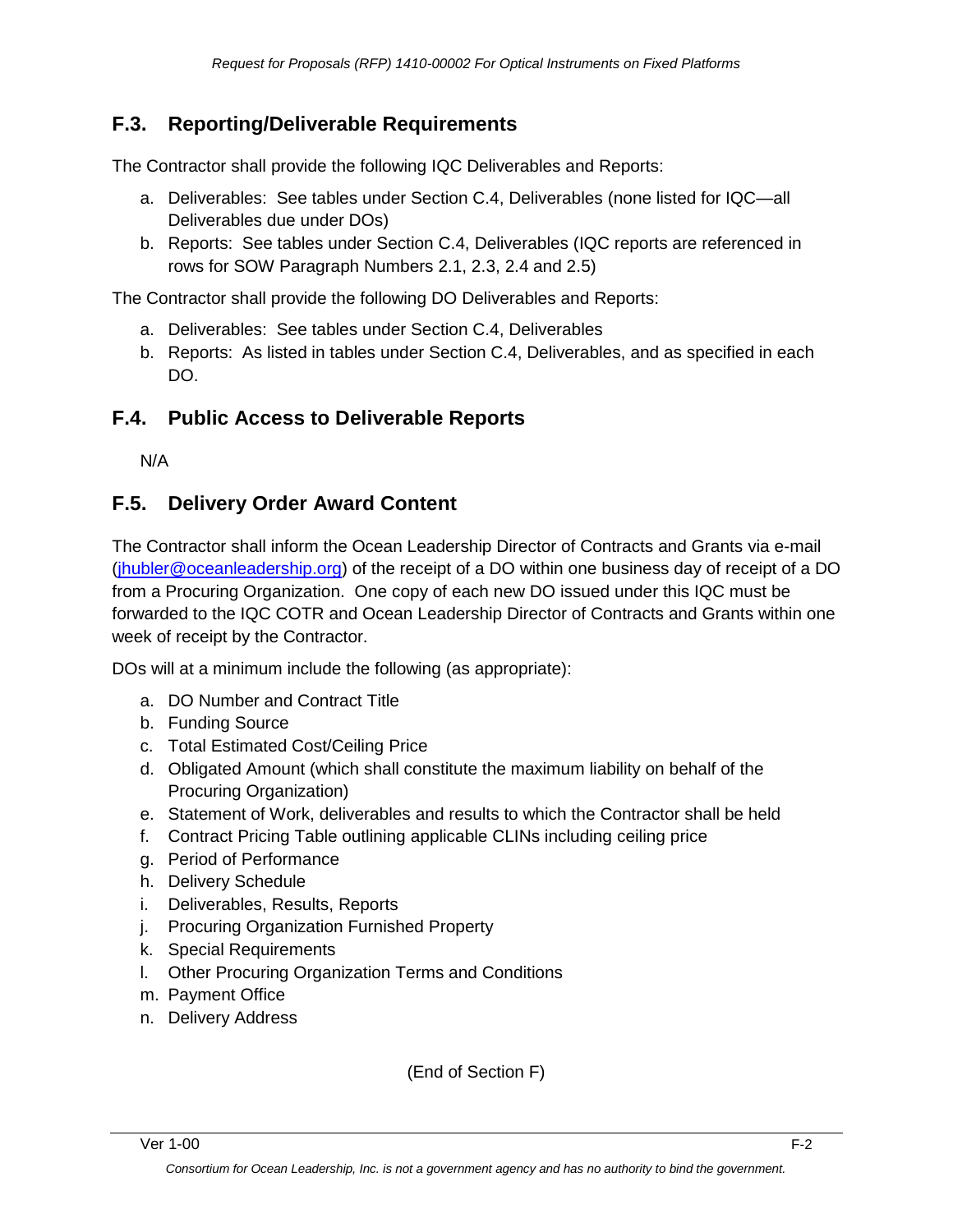## F.3. Reporting/Deliverable Requirements

The Contractor shall provide the following IQC Deliverables and Reports:

a. Deliverables: See tables under Section C.4, Deliverables (none listed for IQC—all Deliverables due under DOs)
b. Reports: See tables under Section C.4, Deliverables (IQC reports are referenced in rows for SOW Paragraph Numbers 2.1, 2.3, 2.4 and 2.5)

The Contractor shall provide the following DO Deliverables and Reports:

a. Deliverables: See tables under Section C.4, Deliverables
b. Reports: As listed in tables under Section C.4, Deliverables, and as specified in each DO.

## F.4. Public Access to Deliverable Reports

N/A

## F.5. Delivery Order Award Content

The Contractor shall inform the Ocean Leadership Director of Contracts and Grants via e-mail (jhubler@oceanleadership.org) of the receipt of a DO within one business day of receipt of a DO from a Procuring Organization. One copy of each new DO issued under this IQC must be forwarded to the IQC COTR and Ocean Leadership Director of Contracts and Grants within one week of receipt by the Contractor.

DOs will at a minimum include the following (as appropriate):

a. DO Number and Contract Title
b. Funding Source
c. Total Estimated Cost/Ceiling Price
d. Obligated Amount (which shall constitute the maximum liability on behalf of the Procuring Organization)
e. Statement of Work, deliverables and results to which the Contractor shall be held
f. Contract Pricing Table outlining applicable CLINs including ceiling price
g. Period of Performance
h. Delivery Schedule
i. Deliverables, Results, Reports
j. Procuring Organization Furnished Property
k. Special Requirements
l. Other Procuring Organization Terms and Conditions
m. Payment Office
n. Delivery Address

(End of Section F)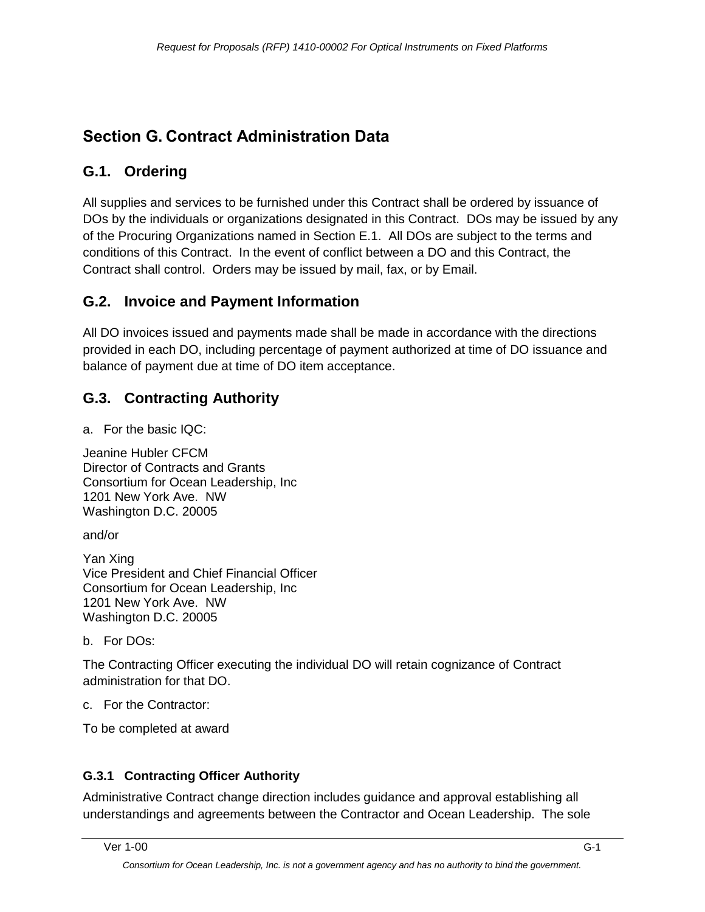# Section G. Contract Administration Data

## G.1. Ordering

All supplies and services to be furnished under this Contract shall be ordered by issuance of DOs by the individuals or organizations designated in this Contract. DOs may be issued by any of the Procuring Organizations named in Section E.1. All DOs are subject to the terms and conditions of this Contract. In the event of conflict between a DO and this Contract, the Contract shall control. Orders may be issued by mail, fax, or by Email.

## G.2. Invoice and Payment Information

All DO invoices issued and payments made shall be made in accordance with the directions provided in each DO, including percentage of payment authorized at time of DO issuance and balance of payment due at time of DO item acceptance.

## G.3. Contracting Authority

a. For the basic IQC:

Jeanine Hubler CFCM
Director of Contracts and Grants
Consortium for Ocean Leadership, Inc
1201 New York Ave. NW
Washington D.C. 20005

and/or

Yan Xing
Vice President and Chief Financial Officer
Consortium for Ocean Leadership, Inc
1201 New York Ave. NW
Washington D.C. 20005

b. For DOs:

The Contracting Officer executing the individual DO will retain cognizance of Contract administration for that DO.

c. For the Contractor:

To be completed at award

### G.3.1 Contracting Officer Authority

Administrative Contract change direction includes guidance and approval establishing all understandings and agreements between the Contractor and Ocean Leadership. The sole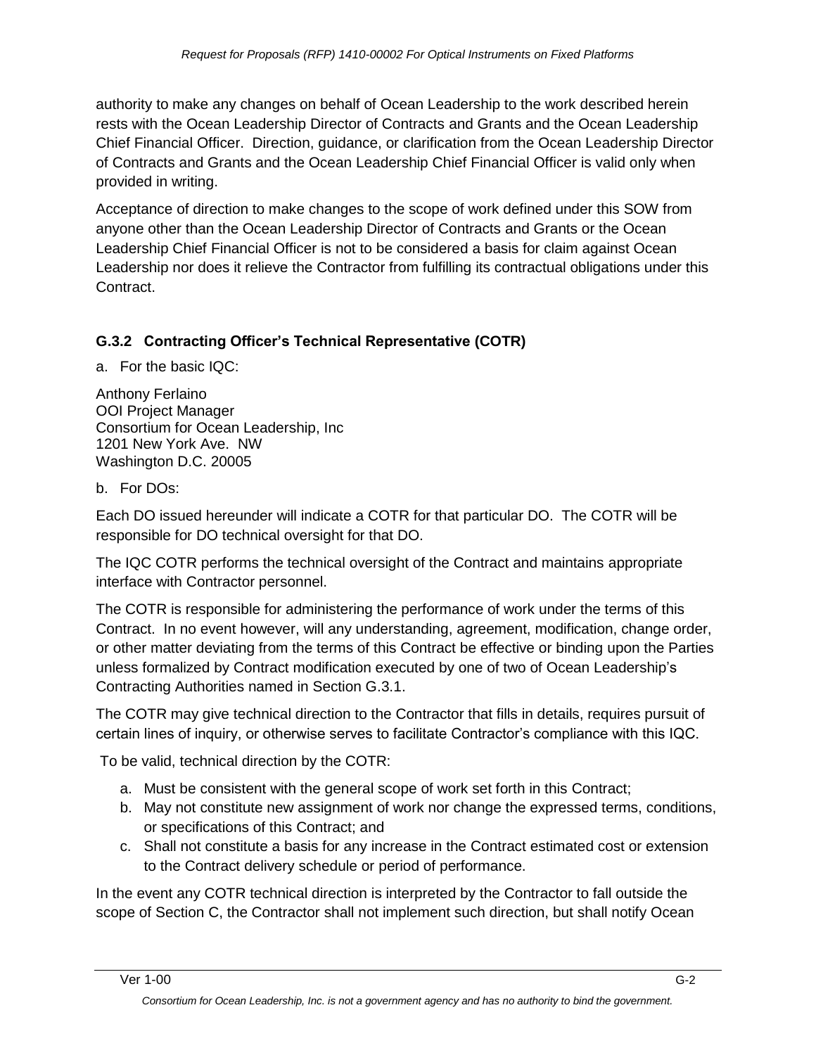authority to make any changes on behalf of Ocean Leadership to the work described herein rests with the Ocean Leadership Director of Contracts and Grants and the Ocean Leadership Chief Financial Officer. Direction, guidance, or clarification from the Ocean Leadership Director of Contracts and Grants and the Ocean Leadership Chief Financial Officer is valid only when provided in writing.

Acceptance of direction to make changes to the scope of work defined under this SOW from anyone other than the Ocean Leadership Director of Contracts and Grants or the Ocean Leadership Chief Financial Officer is not to be considered a basis for claim against Ocean Leadership nor does it relieve the Contractor from fulfilling its contractual obligations under this Contract.

### G.3.2 Contracting Officer's Technical Representative (COTR)

a. For the basic IQC:

Anthony Ferlaino
OOI Project Manager
Consortium for Ocean Leadership, Inc
1201 New York Ave. NW
Washington D.C. 20005

b. For DOs:

Each DO issued hereunder will indicate a COTR for that particular DO. The COTR will be responsible for DO technical oversight for that DO.

The IQC COTR performs the technical oversight of the Contract and maintains appropriate interface with Contractor personnel.

The COTR is responsible for administering the performance of work under the terms of this Contract. In no event however, will any understanding, agreement, modification, change order, or other matter deviating from the terms of this Contract be effective or binding upon the Parties unless formalized by Contract modification executed by one of two of Ocean Leadership's Contracting Authorities named in Section G.3.1.

The COTR may give technical direction to the Contractor that fills in details, requires pursuit of certain lines of inquiry, or otherwise serves to facilitate Contractor's compliance with this IQC.

To be valid, technical direction by the COTR:

a. Must be consistent with the general scope of work set forth in this Contract;
b. May not constitute new assignment of work nor change the expressed terms, conditions, or specifications of this Contract; and
c. Shall not constitute a basis for any increase in the Contract estimated cost or extension to the Contract delivery schedule or period of performance.

In the event any COTR technical direction is interpreted by the Contractor to fall outside the scope of Section C, the Contractor shall not implement such direction, but shall notify Ocean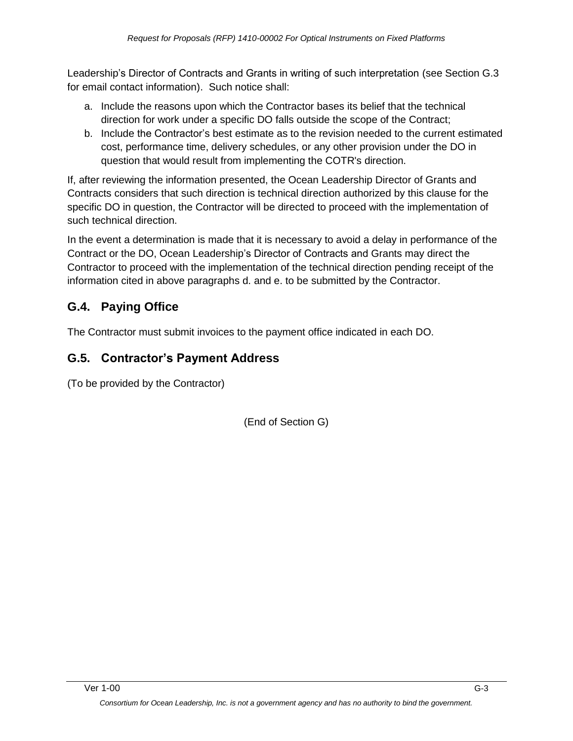Leadership's Director of Contracts and Grants in writing of such interpretation (see Section G.3 for email contact information). Such notice shall:

a. Include the reasons upon which the Contractor bases its belief that the technical direction for work under a specific DO falls outside the scope of the Contract;
b. Include the Contractor's best estimate as to the revision needed to the current estimated cost, performance time, delivery schedules, or any other provision under the DO in question that would result from implementing the COTR's direction.

If, after reviewing the information presented, the Ocean Leadership Director of Grants and Contracts considers that such direction is technical direction authorized by this clause for the specific DO in question, the Contractor will be directed to proceed with the implementation of such technical direction.

In the event a determination is made that it is necessary to avoid a delay in performance of the Contract or the DO, Ocean Leadership's Director of Contracts and Grants may direct the Contractor to proceed with the implementation of the technical direction pending receipt of the information cited in above paragraphs d. and e. to be submitted by the Contractor.

## G.4. Paying Office

The Contractor must submit invoices to the payment office indicated in each DO.

## G.5. Contractor's Payment Address

(To be provided by the Contractor)

(End of Section G)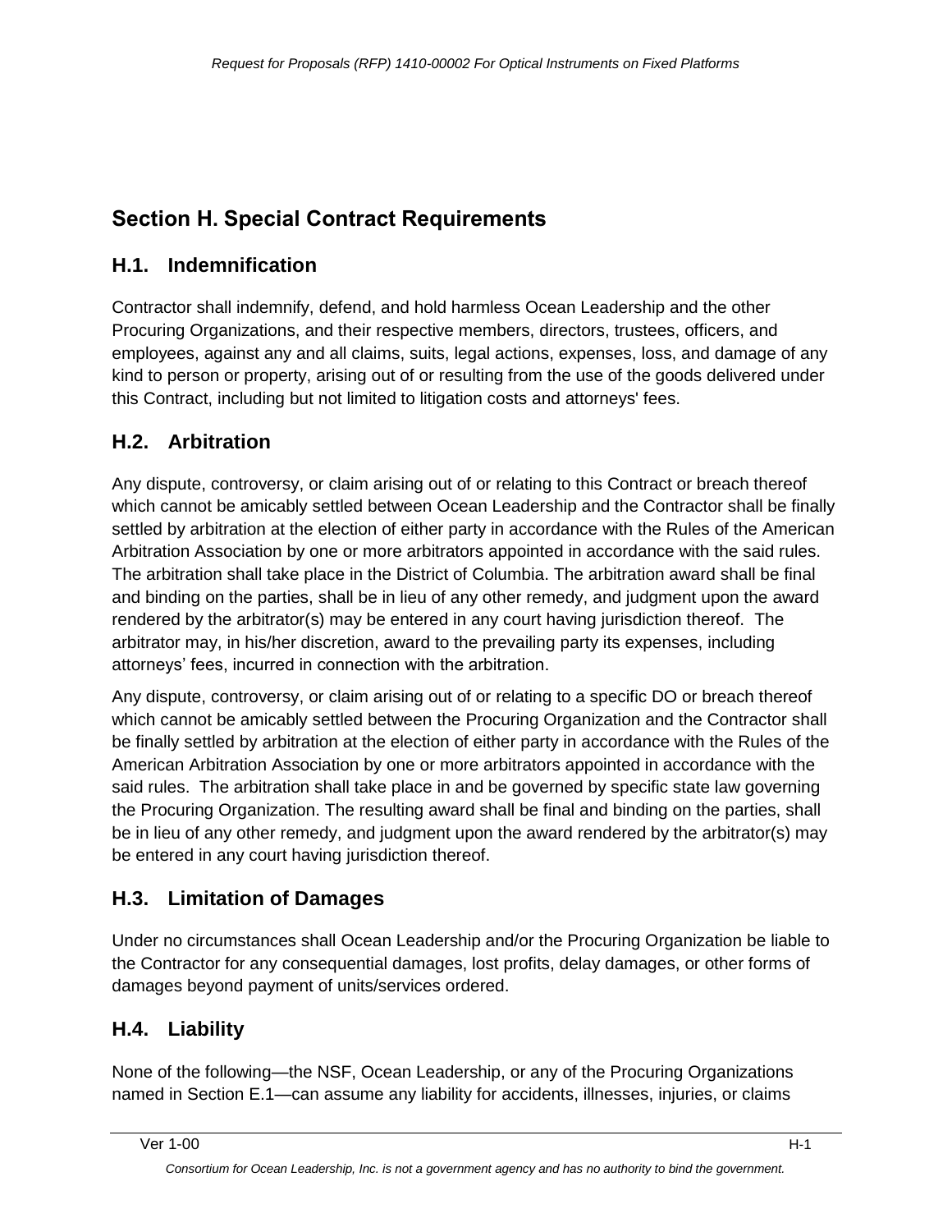# Section H. Special Contract Requirements

## H.1. Indemnification

Contractor shall indemnify, defend, and hold harmless Ocean Leadership and the other Procuring Organizations, and their respective members, directors, trustees, officers, and employees, against any and all claims, suits, legal actions, expenses, loss, and damage of any kind to person or property, arising out of or resulting from the use of the goods delivered under this Contract, including but not limited to litigation costs and attorneys' fees.

## H.2. Arbitration

Any dispute, controversy, or claim arising out of or relating to this Contract or breach thereof which cannot be amicably settled between Ocean Leadership and the Contractor shall be finally settled by arbitration at the election of either party in accordance with the Rules of the American Arbitration Association by one or more arbitrators appointed in accordance with the said rules. The arbitration shall take place in the District of Columbia. The arbitration award shall be final and binding on the parties, shall be in lieu of any other remedy, and judgment upon the award rendered by the arbitrator(s) may be entered in any court having jurisdiction thereof. The arbitrator may, in his/her discretion, award to the prevailing party its expenses, including attorneys' fees, incurred in connection with the arbitration.

Any dispute, controversy, or claim arising out of or relating to a specific DO or breach thereof which cannot be amicably settled between the Procuring Organization and the Contractor shall be finally settled by arbitration at the election of either party in accordance with the Rules of the American Arbitration Association by one or more arbitrators appointed in accordance with the said rules. The arbitration shall take place in and be governed by specific state law governing the Procuring Organization. The resulting award shall be final and binding on the parties, shall be in lieu of any other remedy, and judgment upon the award rendered by the arbitrator(s) may be entered in any court having jurisdiction thereof.

## H.3. Limitation of Damages

Under no circumstances shall Ocean Leadership and/or the Procuring Organization be liable to the Contractor for any consequential damages, lost profits, delay damages, or other forms of damages beyond payment of units/services ordered.

## H.4. Liability

None of the following—the NSF, Ocean Leadership, or any of the Procuring Organizations named in Section E.1—can assume any liability for accidents, illnesses, injuries, or claims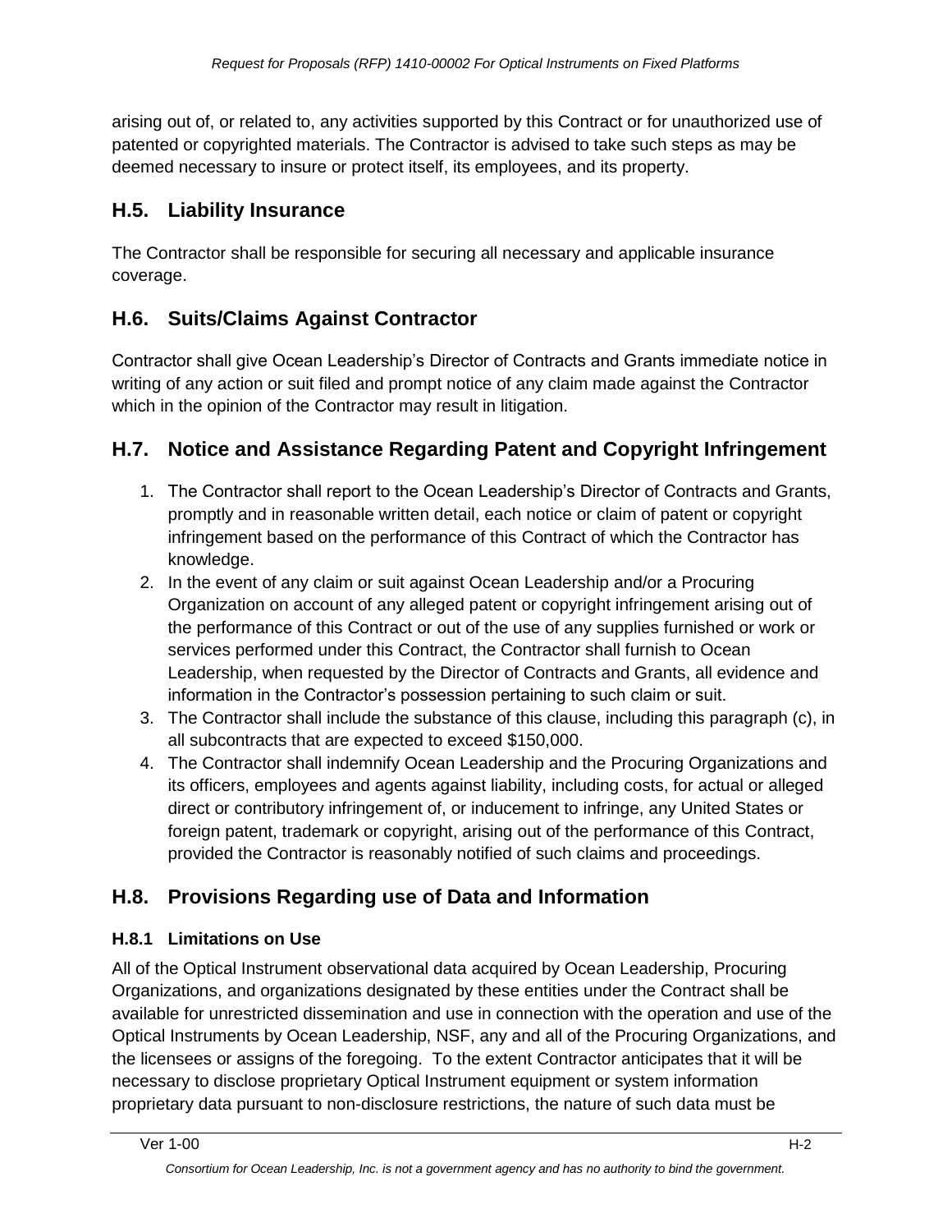arising out of, or related to, any activities supported by this Contract or for unauthorized use of patented or copyrighted materials. The Contractor is advised to take such steps as may be deemed necessary to insure or protect itself, its employees, and its property.

## H.5. Liability Insurance

The Contractor shall be responsible for securing all necessary and applicable insurance coverage.

## H.6. Suits/Claims Against Contractor

Contractor shall give Ocean Leadership's Director of Contracts and Grants immediate notice in writing of any action or suit filed and prompt notice of any claim made against the Contractor which in the opinion of the Contractor may result in litigation.

## H.7. Notice and Assistance Regarding Patent and Copyright Infringement

1. The Contractor shall report to the Ocean Leadership's Director of Contracts and Grants, promptly and in reasonable written detail, each notice or claim of patent or copyright infringement based on the performance of this Contract of which the Contractor has knowledge.
2. In the event of any claim or suit against Ocean Leadership and/or a Procuring Organization on account of any alleged patent or copyright infringement arising out of the performance of this Contract or out of the use of any supplies furnished or work or services performed under this Contract, the Contractor shall furnish to Ocean Leadership, when requested by the Director of Contracts and Grants, all evidence and information in the Contractor's possession pertaining to such claim or suit.
3. The Contractor shall include the substance of this clause, including this paragraph (c), in all subcontracts that are expected to exceed $150,000.
4. The Contractor shall indemnify Ocean Leadership and the Procuring Organizations and its officers, employees and agents against liability, including costs, for actual or alleged direct or contributory infringement of, or inducement to infringe, any United States or foreign patent, trademark or copyright, arising out of the performance of this Contract, provided the Contractor is reasonably notified of such claims and proceedings.

## H.8. Provisions Regarding use of Data and Information

### H.8.1 Limitations on Use

All of the Optical Instrument observational data acquired by Ocean Leadership, Procuring Organizations, and organizations designated by these entities under the Contract shall be available for unrestricted dissemination and use in connection with the operation and use of the Optical Instruments by Ocean Leadership, NSF, any and all of the Procuring Organizations, and the licensees or assigns of the foregoing. To the extent Contractor anticipates that it will be necessary to disclose proprietary Optical Instrument equipment or system information proprietary data pursuant to non-disclosure restrictions, the nature of such data must be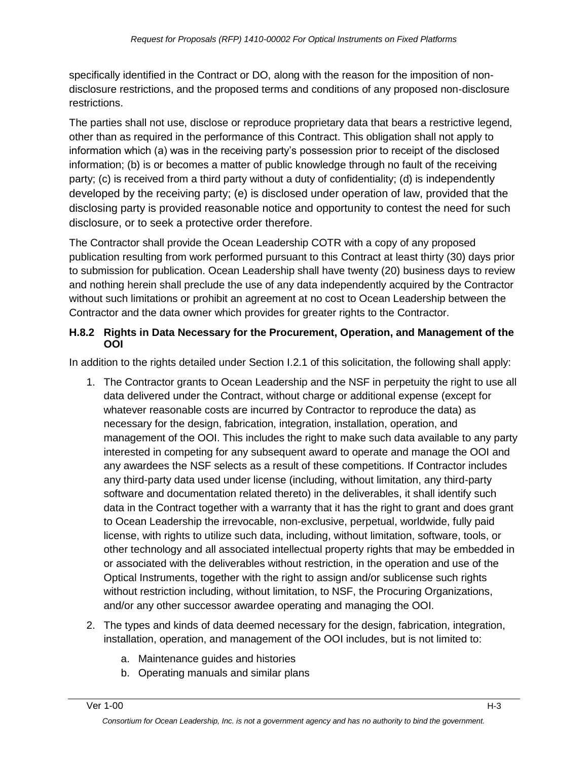specifically identified in the Contract or DO, along with the reason for the imposition of non-disclosure restrictions, and the proposed terms and conditions of any proposed non-disclosure restrictions.

The parties shall not use, disclose or reproduce proprietary data that bears a restrictive legend, other than as required in the performance of this Contract. This obligation shall not apply to information which (a) was in the receiving party's possession prior to receipt of the disclosed information; (b) is or becomes a matter of public knowledge through no fault of the receiving party; (c) is received from a third party without a duty of confidentiality; (d) is independently developed by the receiving party; (e) is disclosed under operation of law, provided that the disclosing party is provided reasonable notice and opportunity to contest the need for such disclosure, or to seek a protective order therefore.

The Contractor shall provide the Ocean Leadership COTR with a copy of any proposed publication resulting from work performed pursuant to this Contract at least thirty (30) days prior to submission for publication. Ocean Leadership shall have twenty (20) business days to review and nothing herein shall preclude the use of any data independently acquired by the Contractor without such limitations or prohibit an agreement at no cost to Ocean Leadership between the Contractor and the data owner which provides for greater rights to the Contractor.

### H.8.2 Rights in Data Necessary for the Procurement, Operation, and Management of the OOI

In addition to the rights detailed under Section I.2.1 of this solicitation, the following shall apply:

1. The Contractor grants to Ocean Leadership and the NSF in perpetuity the right to use all data delivered under the Contract, without charge or additional expense (except for whatever reasonable costs are incurred by Contractor to reproduce the data) as necessary for the design, fabrication, integration, installation, operation, and management of the OOI. This includes the right to make such data available to any party interested in competing for any subsequent award to operate and manage the OOI and any awardees the NSF selects as a result of these competitions. If Contractor includes any third-party data used under license (including, without limitation, any third-party software and documentation related thereto) in the deliverables, it shall identify such data in the Contract together with a warranty that it has the right to grant and does grant to Ocean Leadership the irrevocable, non-exclusive, perpetual, worldwide, fully paid license, with rights to utilize such data, including, without limitation, software, tools, or other technology and all associated intellectual property rights that may be embedded in or associated with the deliverables without restriction, in the operation and use of the Optical Instruments, together with the right to assign and/or sublicense such rights without restriction including, without limitation, to NSF, the Procuring Organizations, and/or any other successor awardee operating and managing the OOI.
2. The types and kinds of data deemed necessary for the design, fabrication, integration, installation, operation, and management of the OOI includes, but is not limited to:
   a. Maintenance guides and histories
   b. Operating manuals and similar plans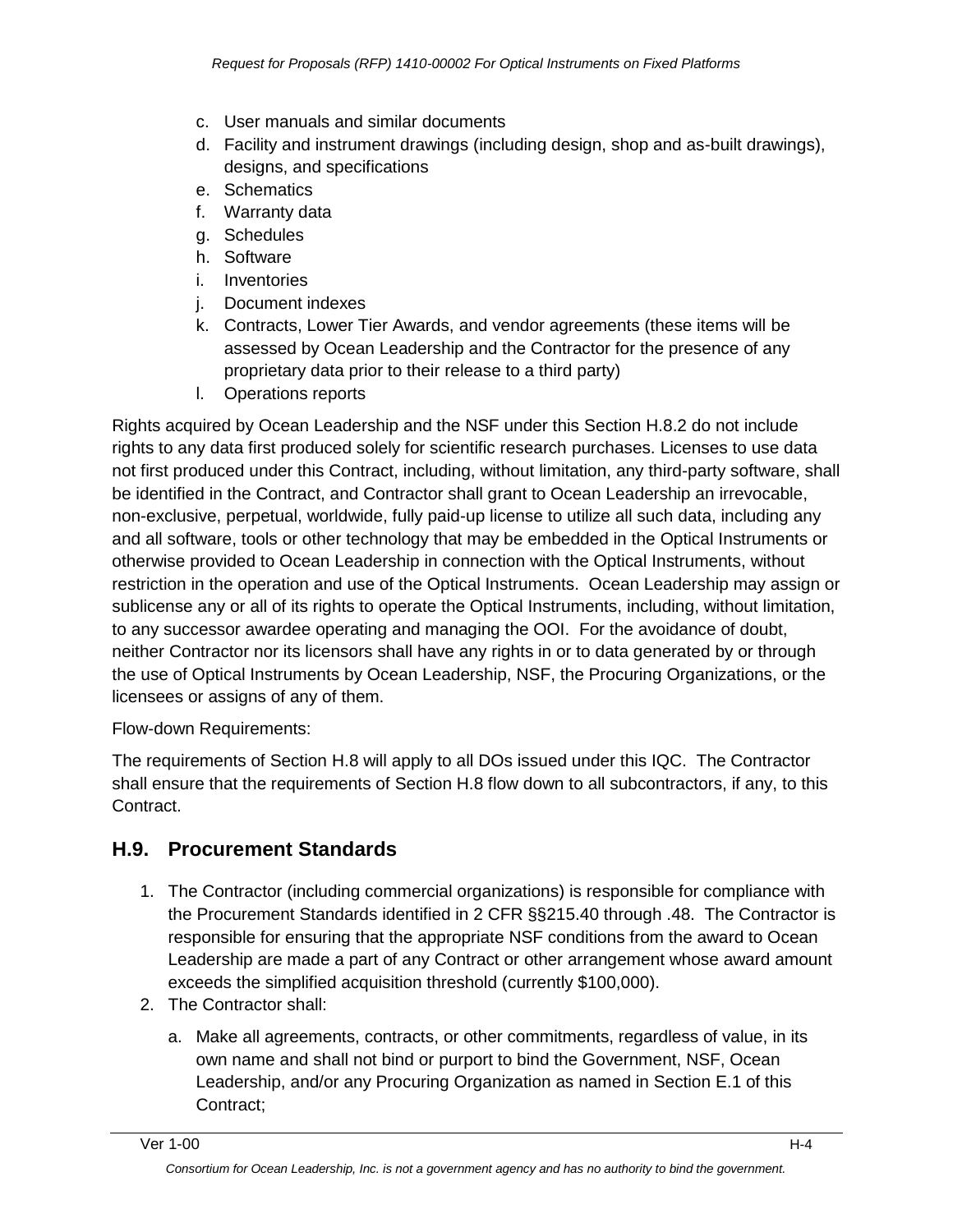c. User manuals and similar documents
d. Facility and instrument drawings (including design, shop and as-built drawings), designs, and specifications
e. Schematics
f. Warranty data
g. Schedules
h. Software
i. Inventories
j. Document indexes
k. Contracts, Lower Tier Awards, and vendor agreements (these items will be assessed by Ocean Leadership and the Contractor for the presence of any proprietary data prior to their release to a third party)
l. Operations reports

Rights acquired by Ocean Leadership and the NSF under this Section H.8.2 do not include rights to any data first produced solely for scientific research purchases. Licenses to use data not first produced under this Contract, including, without limitation, any third-party software, shall be identified in the Contract, and Contractor shall grant to Ocean Leadership an irrevocable, non-exclusive, perpetual, worldwide, fully paid-up license to utilize all such data, including any and all software, tools or other technology that may be embedded in the Optical Instruments or otherwise provided to Ocean Leadership in connection with the Optical Instruments, without restriction in the operation and use of the Optical Instruments. Ocean Leadership may assign or sublicense any or all of its rights to operate the Optical Instruments, including, without limitation, to any successor awardee operating and managing the OOI. For the avoidance of doubt, neither Contractor nor its licensors shall have any rights in or to data generated by or through the use of Optical Instruments by Ocean Leadership, NSF, the Procuring Organizations, or the licensees or assigns of any of them.

Flow-down Requirements:

The requirements of Section H.8 will apply to all DOs issued under this IQC. The Contractor shall ensure that the requirements of Section H.8 flow down to all subcontractors, if any, to this Contract.

## H.9. Procurement Standards

1. The Contractor (including commercial organizations) is responsible for compliance with the Procurement Standards identified in 2 CFR §§215.40 through .48. The Contractor is responsible for ensuring that the appropriate NSF conditions from the award to Ocean Leadership are made a part of any Contract or other arrangement whose award amount exceeds the simplified acquisition threshold (currently $100,000).
2. The Contractor shall:
   a. Make all agreements, contracts, or other commitments, regardless of value, in its own name and shall not bind or purport to bind the Government, NSF, Ocean Leadership, and/or any Procuring Organization as named in Section E.1 of this Contract;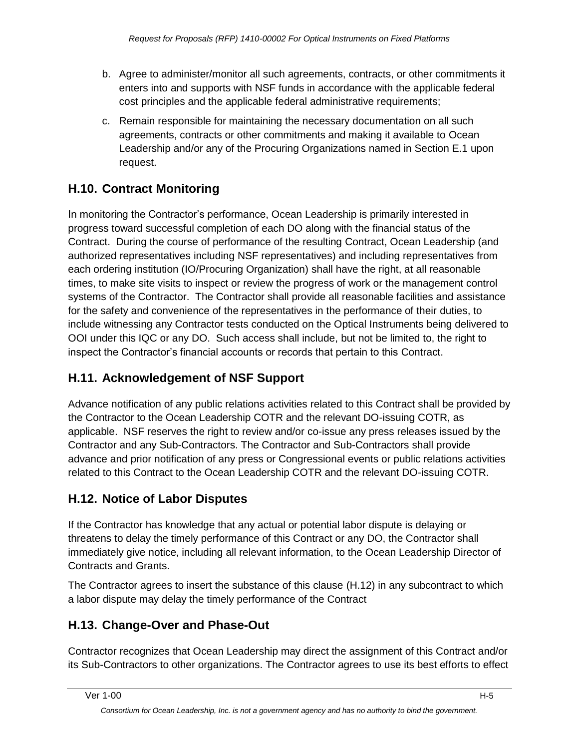b. Agree to administer/monitor all such agreements, contracts, or other commitments it enters into and supports with NSF funds in accordance with the applicable federal cost principles and the applicable federal administrative requirements;

c. Remain responsible for maintaining the necessary documentation on all such agreements, contracts or other commitments and making it available to Ocean Leadership and/or any of the Procuring Organizations named in Section E.1 upon request.

## H.10. Contract Monitoring

In monitoring the Contractor's performance, Ocean Leadership is primarily interested in progress toward successful completion of each DO along with the financial status of the Contract. During the course of performance of the resulting Contract, Ocean Leadership (and authorized representatives including NSF representatives) and including representatives from each ordering institution (IO/Procuring Organization) shall have the right, at all reasonable times, to make site visits to inspect or review the progress of work or the management control systems of the Contractor. The Contractor shall provide all reasonable facilities and assistance for the safety and convenience of the representatives in the performance of their duties, to include witnessing any Contractor tests conducted on the Optical Instruments being delivered to OOI under this IQC or any DO. Such access shall include, but not be limited to, the right to inspect the Contractor's financial accounts or records that pertain to this Contract.

## H.11. Acknowledgement of NSF Support

Advance notification of any public relations activities related to this Contract shall be provided by the Contractor to the Ocean Leadership COTR and the relevant DO-issuing COTR, as applicable. NSF reserves the right to review and/or co-issue any press releases issued by the Contractor and any Sub-Contractors. The Contractor and Sub-Contractors shall provide advance and prior notification of any press or Congressional events or public relations activities related to this Contract to the Ocean Leadership COTR and the relevant DO-issuing COTR.

## H.12. Notice of Labor Disputes

If the Contractor has knowledge that any actual or potential labor dispute is delaying or threatens to delay the timely performance of this Contract or any DO, the Contractor shall immediately give notice, including all relevant information, to the Ocean Leadership Director of Contracts and Grants.

The Contractor agrees to insert the substance of this clause (H.12) in any subcontract to which a labor dispute may delay the timely performance of the Contract

## H.13. Change-Over and Phase-Out

Contractor recognizes that Ocean Leadership may direct the assignment of this Contract and/or its Sub-Contractors to other organizations. The Contractor agrees to use its best efforts to effect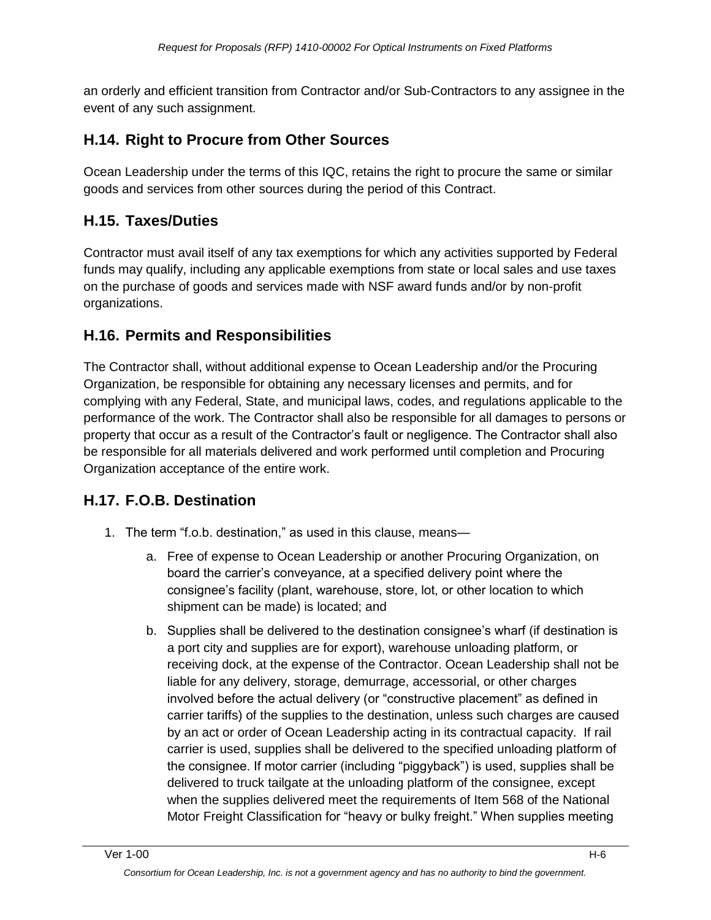an orderly and efficient transition from Contractor and/or Sub-Contractors to any assignee in the event of any such assignment.

## H.14. Right to Procure from Other Sources

Ocean Leadership under the terms of this IQC, retains the right to procure the same or similar goods and services from other sources during the period of this Contract.

## H.15. Taxes/Duties

Contractor must avail itself of any tax exemptions for which any activities supported by Federal funds may qualify, including any applicable exemptions from state or local sales and use taxes on the purchase of goods and services made with NSF award funds and/or by non-profit organizations.

## H.16. Permits and Responsibilities

The Contractor shall, without additional expense to Ocean Leadership and/or the Procuring Organization, be responsible for obtaining any necessary licenses and permits, and for complying with any Federal, State, and municipal laws, codes, and regulations applicable to the performance of the work. The Contractor shall also be responsible for all damages to persons or property that occur as a result of the Contractor's fault or negligence. The Contractor shall also be responsible for all materials delivered and work performed until completion and Procuring Organization acceptance of the entire work.

## H.17. F.O.B. Destination

1. The term "f.o.b. destination," as used in this clause, means—
    a. Free of expense to Ocean Leadership or another Procuring Organization, on board the carrier's conveyance, at a specified delivery point where the consignee's facility (plant, warehouse, store, lot, or other location to which shipment can be made) is located; and
    b. Supplies shall be delivered to the destination consignee's wharf (if destination is a port city and supplies are for export), warehouse unloading platform, or receiving dock, at the expense of the Contractor. Ocean Leadership shall not be liable for any delivery, storage, demurrage, accessorial, or other charges involved before the actual delivery (or "constructive placement" as defined in carrier tariffs) of the supplies to the destination, unless such charges are caused by an act or order of Ocean Leadership acting in its contractual capacity. If rail carrier is used, supplies shall be delivered to the specified unloading platform of the consignee. If motor carrier (including "piggyback") is used, supplies shall be delivered to truck tailgate at the unloading platform of the consignee, except when the supplies delivered meet the requirements of Item 568 of the National Motor Freight Classification for "heavy or bulky freight." When supplies meeting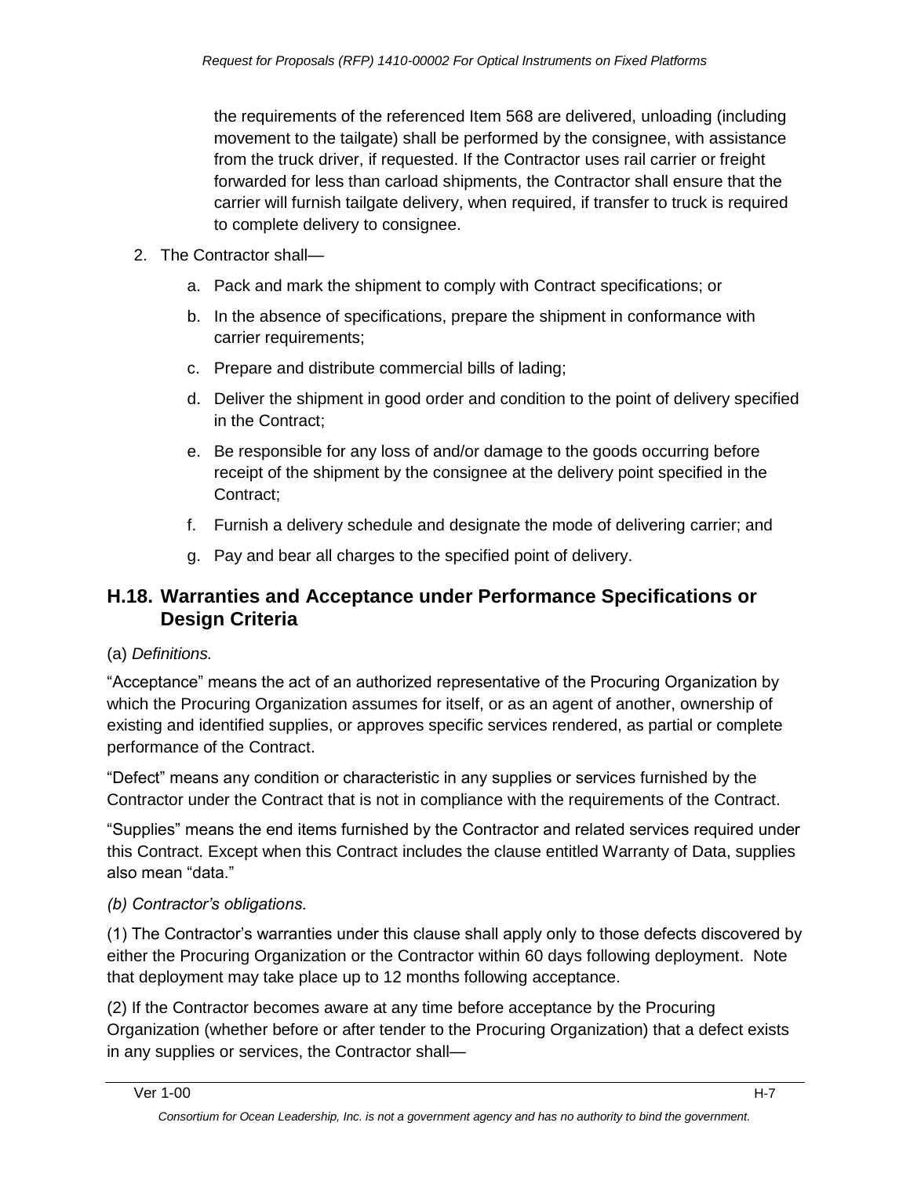the requirements of the referenced Item 568 are delivered, unloading (including movement to the tailgate) shall be performed by the consignee, with assistance from the truck driver, if requested. If the Contractor uses rail carrier or freight forwarded for less than carload shipments, the Contractor shall ensure that the carrier will furnish tailgate delivery, when required, if transfer to truck is required to complete delivery to consignee.

2. The Contractor shall—
   a. Pack and mark the shipment to comply with Contract specifications; or
   b. In the absence of specifications, prepare the shipment in conformance with carrier requirements;
   c. Prepare and distribute commercial bills of lading;
   d. Deliver the shipment in good order and condition to the point of delivery specified in the Contract;
   e. Be responsible for any loss of and/or damage to the goods occurring before receipt of the shipment by the consignee at the delivery point specified in the Contract;
   f. Furnish a delivery schedule and designate the mode of delivering carrier; and
   g. Pay and bear all charges to the specified point of delivery.

## H.18. Warranties and Acceptance under Performance Specifications or Design Criteria

(a) *Definitions.*

"Acceptance" means the act of an authorized representative of the Procuring Organization by which the Procuring Organization assumes for itself, or as an agent of another, ownership of existing and identified supplies, or approves specific services rendered, as partial or complete performance of the Contract.

"Defect" means any condition or characteristic in any supplies or services furnished by the Contractor under the Contract that is not in compliance with the requirements of the Contract.

"Supplies" means the end items furnished by the Contractor and related services required under this Contract. Except when this Contract includes the clause entitled Warranty of Data, supplies also mean "data."

*(b) Contractor's obligations.*

(1) The Contractor's warranties under this clause shall apply only to those defects discovered by either the Procuring Organization or the Contractor within 60 days following deployment. Note that deployment may take place up to 12 months following acceptance.

(2) If the Contractor becomes aware at any time before acceptance by the Procuring Organization (whether before or after tender to the Procuring Organization) that a defect exists in any supplies or services, the Contractor shall—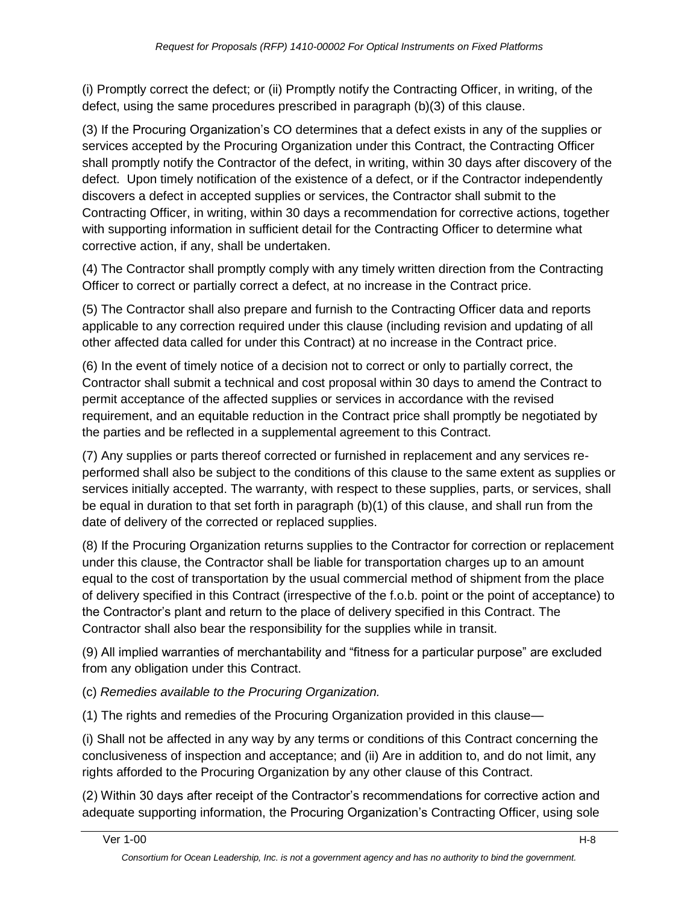(i) Promptly correct the defect; or (ii) Promptly notify the Contracting Officer, in writing, of the defect, using the same procedures prescribed in paragraph (b)(3) of this clause.

(3) If the Procuring Organization's CO determines that a defect exists in any of the supplies or services accepted by the Procuring Organization under this Contract, the Contracting Officer shall promptly notify the Contractor of the defect, in writing, within 30 days after discovery of the defect. Upon timely notification of the existence of a defect, or if the Contractor independently discovers a defect in accepted supplies or services, the Contractor shall submit to the Contracting Officer, in writing, within 30 days a recommendation for corrective actions, together with supporting information in sufficient detail for the Contracting Officer to determine what corrective action, if any, shall be undertaken.

(4) The Contractor shall promptly comply with any timely written direction from the Contracting Officer to correct or partially correct a defect, at no increase in the Contract price.

(5) The Contractor shall also prepare and furnish to the Contracting Officer data and reports applicable to any correction required under this clause (including revision and updating of all other affected data called for under this Contract) at no increase in the Contract price.

(6) In the event of timely notice of a decision not to correct or only to partially correct, the Contractor shall submit a technical and cost proposal within 30 days to amend the Contract to permit acceptance of the affected supplies or services in accordance with the revised requirement, and an equitable reduction in the Contract price shall promptly be negotiated by the parties and be reflected in a supplemental agreement to this Contract.

(7) Any supplies or parts thereof corrected or furnished in replacement and any services re-performed shall also be subject to the conditions of this clause to the same extent as supplies or services initially accepted. The warranty, with respect to these supplies, parts, or services, shall be equal in duration to that set forth in paragraph (b)(1) of this clause, and shall run from the date of delivery of the corrected or replaced supplies.

(8) If the Procuring Organization returns supplies to the Contractor for correction or replacement under this clause, the Contractor shall be liable for transportation charges up to an amount equal to the cost of transportation by the usual commercial method of shipment from the place of delivery specified in this Contract (irrespective of the f.o.b. point or the point of acceptance) to the Contractor's plant and return to the place of delivery specified in this Contract. The Contractor shall also bear the responsibility for the supplies while in transit.

(9) All implied warranties of merchantability and "fitness for a particular purpose" are excluded from any obligation under this Contract.

(c) *Remedies available to the Procuring Organization.*

(1) The rights and remedies of the Procuring Organization provided in this clause—

(i) Shall not be affected in any way by any terms or conditions of this Contract concerning the conclusiveness of inspection and acceptance; and (ii) Are in addition to, and do not limit, any rights afforded to the Procuring Organization by any other clause of this Contract.

(2) Within 30 days after receipt of the Contractor's recommendations for corrective action and adequate supporting information, the Procuring Organization's Contracting Officer, using sole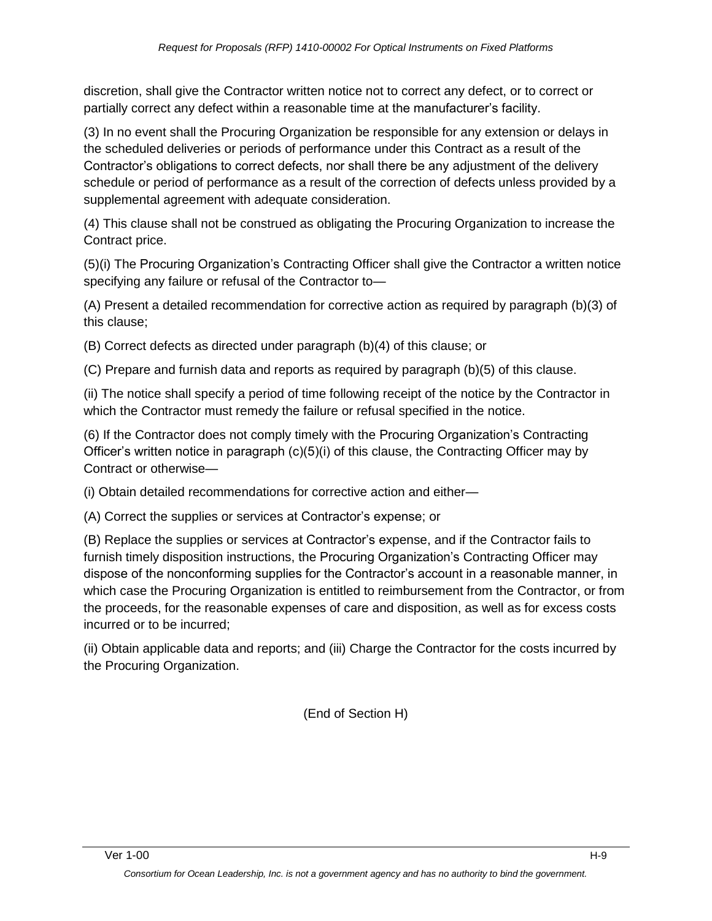discretion, shall give the Contractor written notice not to correct any defect, or to correct or partially correct any defect within a reasonable time at the manufacturer's facility.

(3) In no event shall the Procuring Organization be responsible for any extension or delays in the scheduled deliveries or periods of performance under this Contract as a result of the Contractor's obligations to correct defects, nor shall there be any adjustment of the delivery schedule or period of performance as a result of the correction of defects unless provided by a supplemental agreement with adequate consideration.

(4) This clause shall not be construed as obligating the Procuring Organization to increase the Contract price.

(5)(i) The Procuring Organization's Contracting Officer shall give the Contractor a written notice specifying any failure or refusal of the Contractor to—

(A) Present a detailed recommendation for corrective action as required by paragraph (b)(3) of this clause;

(B) Correct defects as directed under paragraph (b)(4) of this clause; or

(C) Prepare and furnish data and reports as required by paragraph (b)(5) of this clause.

(ii) The notice shall specify a period of time following receipt of the notice by the Contractor in which the Contractor must remedy the failure or refusal specified in the notice.

(6) If the Contractor does not comply timely with the Procuring Organization's Contracting Officer's written notice in paragraph (c)(5)(i) of this clause, the Contracting Officer may by Contract or otherwise—

(i) Obtain detailed recommendations for corrective action and either—

(A) Correct the supplies or services at Contractor's expense; or

(B) Replace the supplies or services at Contractor's expense, and if the Contractor fails to furnish timely disposition instructions, the Procuring Organization's Contracting Officer may dispose of the nonconforming supplies for the Contractor's account in a reasonable manner, in which case the Procuring Organization is entitled to reimbursement from the Contractor, or from the proceeds, for the reasonable expenses of care and disposition, as well as for excess costs incurred or to be incurred;

(ii) Obtain applicable data and reports; and (iii) Charge the Contractor for the costs incurred by the Procuring Organization.

(End of Section H)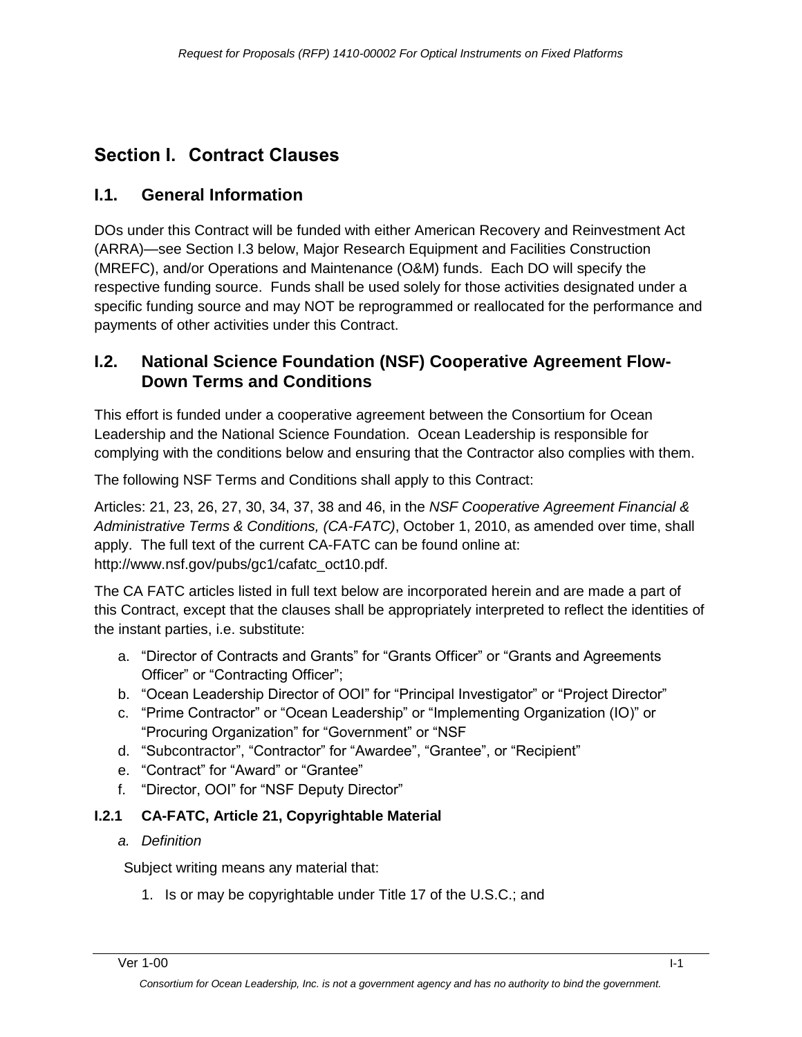# Section I. Contract Clauses

## I.1. General Information

DOs under this Contract will be funded with either American Recovery and Reinvestment Act (ARRA)—see Section I.3 below, Major Research Equipment and Facilities Construction (MREFC), and/or Operations and Maintenance (O&M) funds. Each DO will specify the respective funding source. Funds shall be used solely for those activities designated under a specific funding source and may NOT be reprogrammed or reallocated for the performance and payments of other activities under this Contract.

## I.2. National Science Foundation (NSF) Cooperative Agreement Flow-Down Terms and Conditions

This effort is funded under a cooperative agreement between the Consortium for Ocean Leadership and the National Science Foundation. Ocean Leadership is responsible for complying with the conditions below and ensuring that the Contractor also complies with them.

The following NSF Terms and Conditions shall apply to this Contract:

Articles: 21, 23, 26, 27, 30, 34, 37, 38 and 46, in the *NSF Cooperative Agreement Financial & Administrative Terms & Conditions, (CA-FATC)*, October 1, 2010, as amended over time, shall apply. The full text of the current CA-FATC can be found online at: http://www.nsf.gov/pubs/gc1/cafatc_oct10.pdf.

The CA FATC articles listed in full text below are incorporated herein and are made a part of this Contract, except that the clauses shall be appropriately interpreted to reflect the identities of the instant parties, i.e. substitute:

a. “Director of Contracts and Grants” for “Grants Officer” or “Grants and Agreements Officer” or “Contracting Officer”;
b. “Ocean Leadership Director of OOI” for “Principal Investigator” or “Project Director”
c. “Prime Contractor” or “Ocean Leadership” or “Implementing Organization (IO)” or “Procuring Organization” for “Government” or “NSF
d. “Subcontractor”, “Contractor” for “Awardee”, “Grantee”, or “Recipient”
e. “Contract” for “Award” or “Grantee”
f. “Director, OOI” for “NSF Deputy Director”

### I.2.1 CA-FATC, Article 21, Copyrightable Material

*a. Definition*

Subject writing means any material that:

1. Is or may be copyrightable under Title 17 of the U.S.C.; and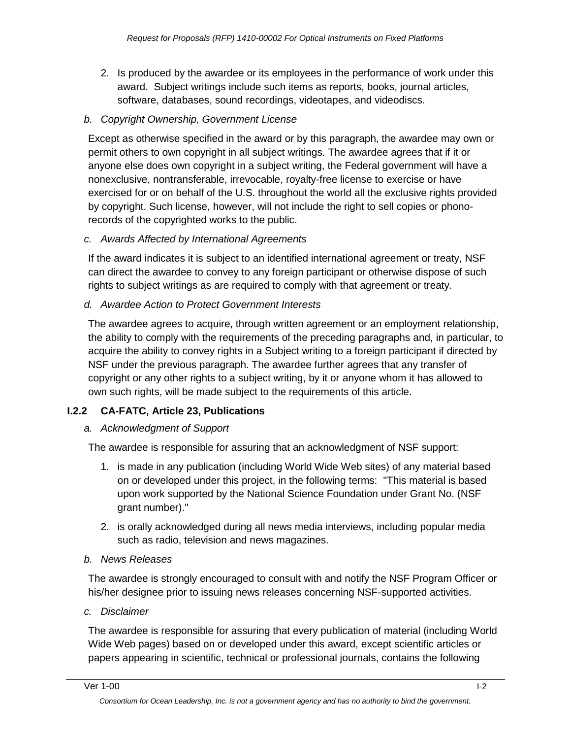2. Is produced by the awardee or its employees in the performance of work under this award. Subject writings include such items as reports, books, journal articles, software, databases, sound recordings, videotapes, and videodiscs.

*b. Copyright Ownership, Government License*

Except as otherwise specified in the award or by this paragraph, the awardee may own or permit others to own copyright in all subject writings. The awardee agrees that if it or anyone else does own copyright in a subject writing, the Federal government will have a nonexclusive, nontransferable, irrevocable, royalty-free license to exercise or have exercised for or on behalf of the U.S. throughout the world all the exclusive rights provided by copyright. Such license, however, will not include the right to sell copies or phono-records of the copyrighted works to the public.

*c. Awards Affected by International Agreements*

If the award indicates it is subject to an identified international agreement or treaty, NSF can direct the awardee to convey to any foreign participant or otherwise dispose of such rights to subject writings as are required to comply with that agreement or treaty.

*d. Awardee Action to Protect Government Interests*

The awardee agrees to acquire, through written agreement or an employment relationship, the ability to comply with the requirements of the preceding paragraphs and, in particular, to acquire the ability to convey rights in a Subject writing to a foreign participant if directed by NSF under the previous paragraph. The awardee further agrees that any transfer of copyright or any other rights to a subject writing, by it or anyone whom it has allowed to own such rights, will be made subject to the requirements of this article.

### I.2.2 CA-FATC, Article 23, Publications

*a. Acknowledgment of Support*

The awardee is responsible for assuring that an acknowledgment of NSF support:

1. is made in any publication (including World Wide Web sites) of any material based on or developed under this project, in the following terms: "This material is based upon work supported by the National Science Foundation under Grant No. (NSF grant number)."
2. is orally acknowledged during all news media interviews, including popular media such as radio, television and news magazines.

*b. News Releases*

The awardee is strongly encouraged to consult with and notify the NSF Program Officer or his/her designee prior to issuing news releases concerning NSF-supported activities.

*c. Disclaimer*

The awardee is responsible for assuring that every publication of material (including World Wide Web pages) based on or developed under this award, except scientific articles or papers appearing in scientific, technical or professional journals, contains the following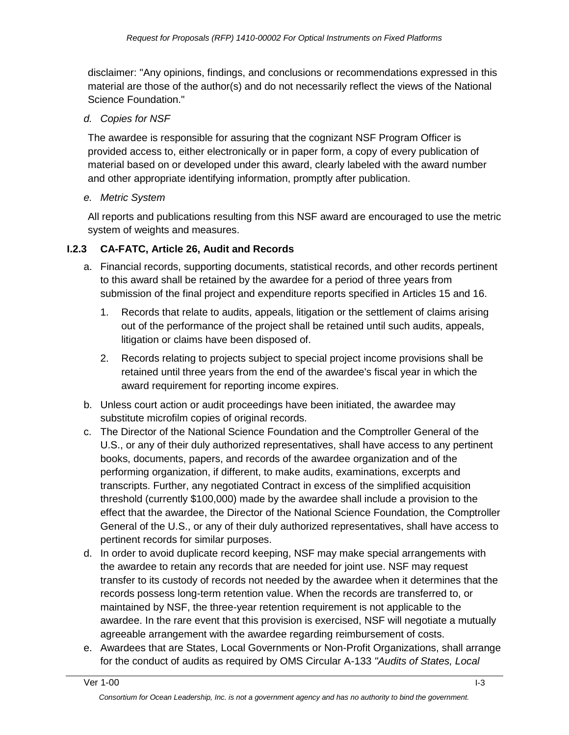disclaimer: "Any opinions, findings, and conclusions or recommendations expressed in this material are those of the author(s) and do not necessarily reflect the views of the National Science Foundation."

*d. Copies for NSF*

The awardee is responsible for assuring that the cognizant NSF Program Officer is provided access to, either electronically or in paper form, a copy of every publication of material based on or developed under this award, clearly labeled with the award number and other appropriate identifying information, promptly after publication.

*e. Metric System*

All reports and publications resulting from this NSF award are encouraged to use the metric system of weights and measures.

### I.2.3 CA-FATC, Article 26, Audit and Records

a. Financial records, supporting documents, statistical records, and other records pertinent to this award shall be retained by the awardee for a period of three years from submission of the final project and expenditure reports specified in Articles 15 and 16.

   1. Records that relate to audits, appeals, litigation or the settlement of claims arising out of the performance of the project shall be retained until such audits, appeals, litigation or claims have been disposed of.

   2. Records relating to projects subject to special project income provisions shall be retained until three years from the end of the awardee's fiscal year in which the award requirement for reporting income expires.

b. Unless court action or audit proceedings have been initiated, the awardee may substitute microfilm copies of original records.

c. The Director of the National Science Foundation and the Comptroller General of the U.S., or any of their duly authorized representatives, shall have access to any pertinent books, documents, papers, and records of the awardee organization and of the performing organization, if different, to make audits, examinations, excerpts and transcripts. Further, any negotiated Contract in excess of the simplified acquisition threshold (currently $100,000) made by the awardee shall include a provision to the effect that the awardee, the Director of the National Science Foundation, the Comptroller General of the U.S., or any of their duly authorized representatives, shall have access to pertinent records for similar purposes.

d. In order to avoid duplicate record keeping, NSF may make special arrangements with the awardee to retain any records that are needed for joint use. NSF may request transfer to its custody of records not needed by the awardee when it determines that the records possess long-term retention value. When the records are transferred to, or maintained by NSF, the three-year retention requirement is not applicable to the awardee. In the rare event that this provision is exercised, NSF will negotiate a mutually agreeable arrangement with the awardee regarding reimbursement of costs.

e. Awardees that are States, Local Governments or Non-Profit Organizations, shall arrange for the conduct of audits as required by OMS Circular A-133 *"Audits of States, Local*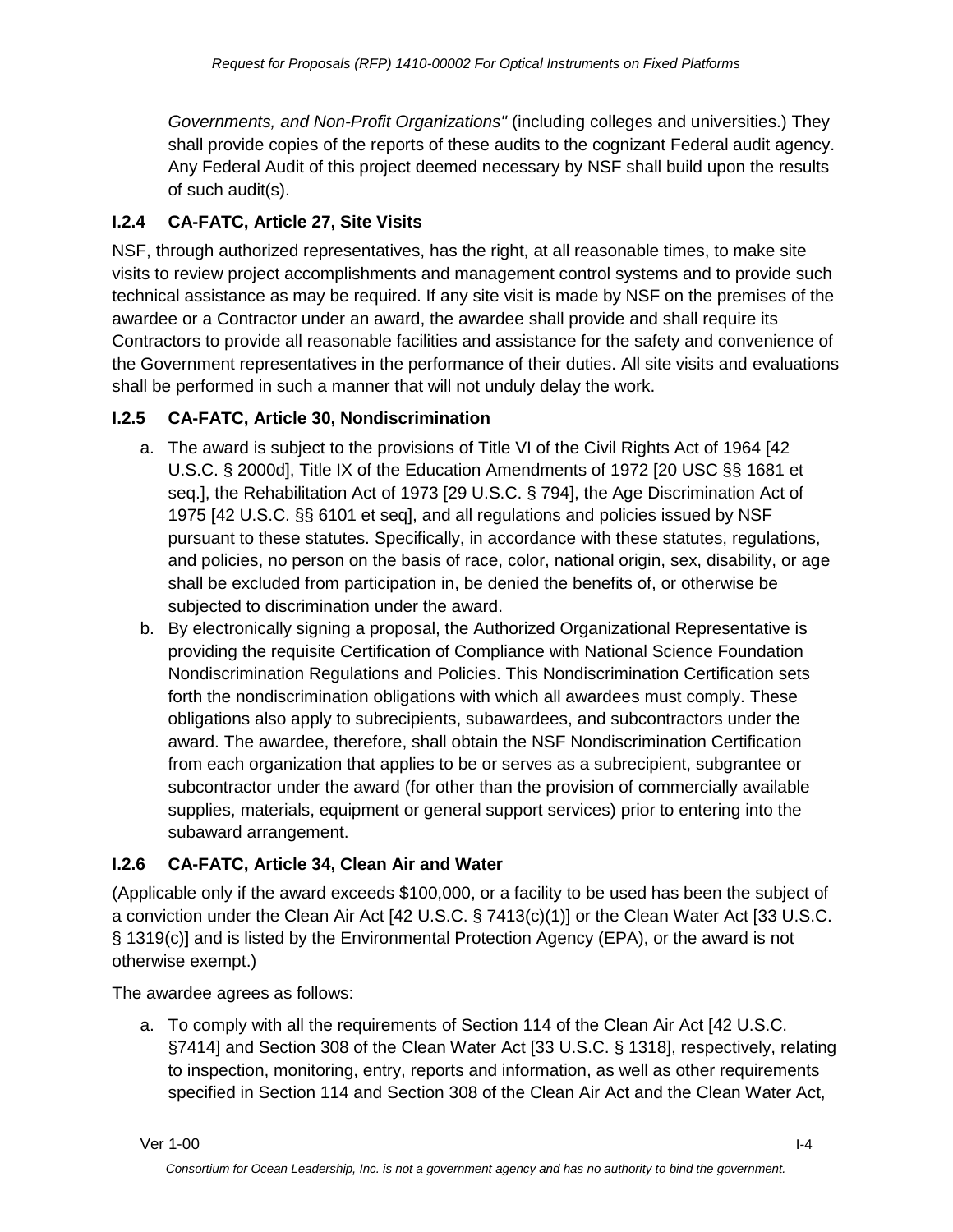*Governments, and Non-Profit Organizations"* (including colleges and universities.) They shall provide copies of the reports of these audits to the cognizant Federal audit agency. Any Federal Audit of this project deemed necessary by NSF shall build upon the results of such audit(s).

### I.2.4 CA-FATC, Article 27, Site Visits

NSF, through authorized representatives, has the right, at all reasonable times, to make site visits to review project accomplishments and management control systems and to provide such technical assistance as may be required. If any site visit is made by NSF on the premises of the awardee or a Contractor under an award, the awardee shall provide and shall require its Contractors to provide all reasonable facilities and assistance for the safety and convenience of the Government representatives in the performance of their duties. All site visits and evaluations shall be performed in such a manner that will not unduly delay the work.

### I.2.5 CA-FATC, Article 30, Nondiscrimination

a. The award is subject to the provisions of Title VI of the Civil Rights Act of 1964 [42 U.S.C. § 2000d], Title IX of the Education Amendments of 1972 [20 USC §§ 1681 et seq.], the Rehabilitation Act of 1973 [29 U.S.C. § 794], the Age Discrimination Act of 1975 [42 U.S.C. §§ 6101 et seq], and all regulations and policies issued by NSF pursuant to these statutes. Specifically, in accordance with these statutes, regulations, and policies, no person on the basis of race, color, national origin, sex, disability, or age shall be excluded from participation in, be denied the benefits of, or otherwise be subjected to discrimination under the award.
b. By electronically signing a proposal, the Authorized Organizational Representative is providing the requisite Certification of Compliance with National Science Foundation Nondiscrimination Regulations and Policies. This Nondiscrimination Certification sets forth the nondiscrimination obligations with which all awardees must comply. These obligations also apply to subrecipients, subawardees, and subcontractors under the award. The awardee, therefore, shall obtain the NSF Nondiscrimination Certification from each organization that applies to be or serves as a subrecipient, subgrantee or subcontractor under the award (for other than the provision of commercially available supplies, materials, equipment or general support services) prior to entering into the subaward arrangement.

### I.2.6 CA-FATC, Article 34, Clean Air and Water

(Applicable only if the award exceeds $100,000, or a facility to be used has been the subject of a conviction under the Clean Air Act [42 U.S.C. § 7413(c)(1)] or the Clean Water Act [33 U.S.C. § 1319(c)] and is listed by the Environmental Protection Agency (EPA), or the award is not otherwise exempt.)

The awardee agrees as follows:

a. To comply with all the requirements of Section 114 of the Clean Air Act [42 U.S.C. §7414] and Section 308 of the Clean Water Act [33 U.S.C. § 1318], respectively, relating to inspection, monitoring, entry, reports and information, as well as other requirements specified in Section 114 and Section 308 of the Clean Air Act and the Clean Water Act,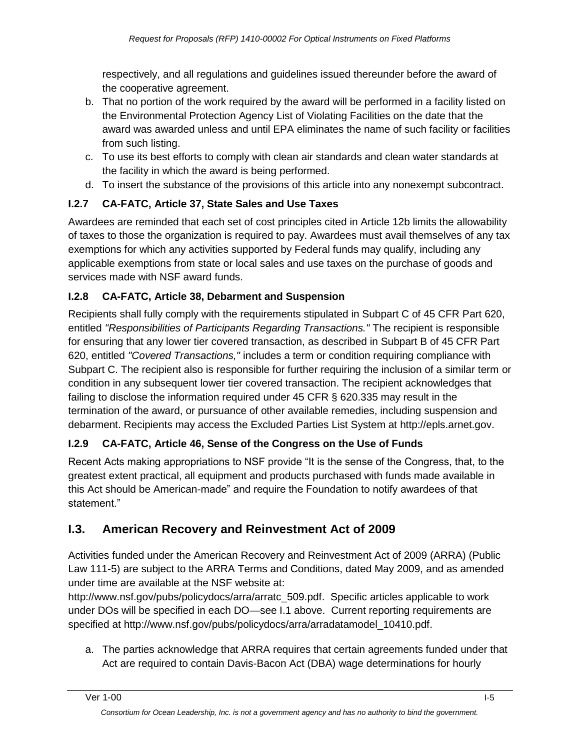respectively, and all regulations and guidelines issued thereunder before the award of the cooperative agreement.

b. That no portion of the work required by the award will be performed in a facility listed on the Environmental Protection Agency List of Violating Facilities on the date that the award was awarded unless and until EPA eliminates the name of such facility or facilities from such listing.
c. To use its best efforts to comply with clean air standards and clean water standards at the facility in which the award is being performed.
d. To insert the substance of the provisions of this article into any nonexempt subcontract.

### I.2.7 CA-FATC, Article 37, State Sales and Use Taxes

Awardees are reminded that each set of cost principles cited in Article 12b limits the allowability of taxes to those the organization is required to pay. Awardees must avail themselves of any tax exemptions for which any activities supported by Federal funds may qualify, including any applicable exemptions from state or local sales and use taxes on the purchase of goods and services made with NSF award funds.

### I.2.8 CA-FATC, Article 38, Debarment and Suspension

Recipients shall fully comply with the requirements stipulated in Subpart C of 45 CFR Part 620, entitled *"Responsibilities of Participants Regarding Transactions."* The recipient is responsible for ensuring that any lower tier covered transaction, as described in Subpart B of 45 CFR Part 620, entitled *"Covered Transactions,"* includes a term or condition requiring compliance with Subpart C. The recipient also is responsible for further requiring the inclusion of a similar term or condition in any subsequent lower tier covered transaction. The recipient acknowledges that failing to disclose the information required under 45 CFR § 620.335 may result in the termination of the award, or pursuance of other available remedies, including suspension and debarment. Recipients may access the Excluded Parties List System at http://epls.arnet.gov.

### I.2.9 CA-FATC, Article 46, Sense of the Congress on the Use of Funds

Recent Acts making appropriations to NSF provide "It is the sense of the Congress, that, to the greatest extent practical, all equipment and products purchased with funds made available in this Act should be American-made" and require the Foundation to notify awardees of that statement."

## I.3. American Recovery and Reinvestment Act of 2009

Activities funded under the American Recovery and Reinvestment Act of 2009 (ARRA) (Public Law 111-5) are subject to the ARRA Terms and Conditions, dated May 2009, and as amended under time are available at the NSF website at: http://www.nsf.gov/pubs/policydocs/arra/arratc_509.pdf. Specific articles applicable to work under DOs will be specified in each DO—see I.1 above. Current reporting requirements are specified at http://www.nsf.gov/pubs/policydocs/arra/arradatamodel_10410.pdf.

a. The parties acknowledge that ARRA requires that certain agreements funded under that Act are required to contain Davis-Bacon Act (DBA) wage determinations for hourly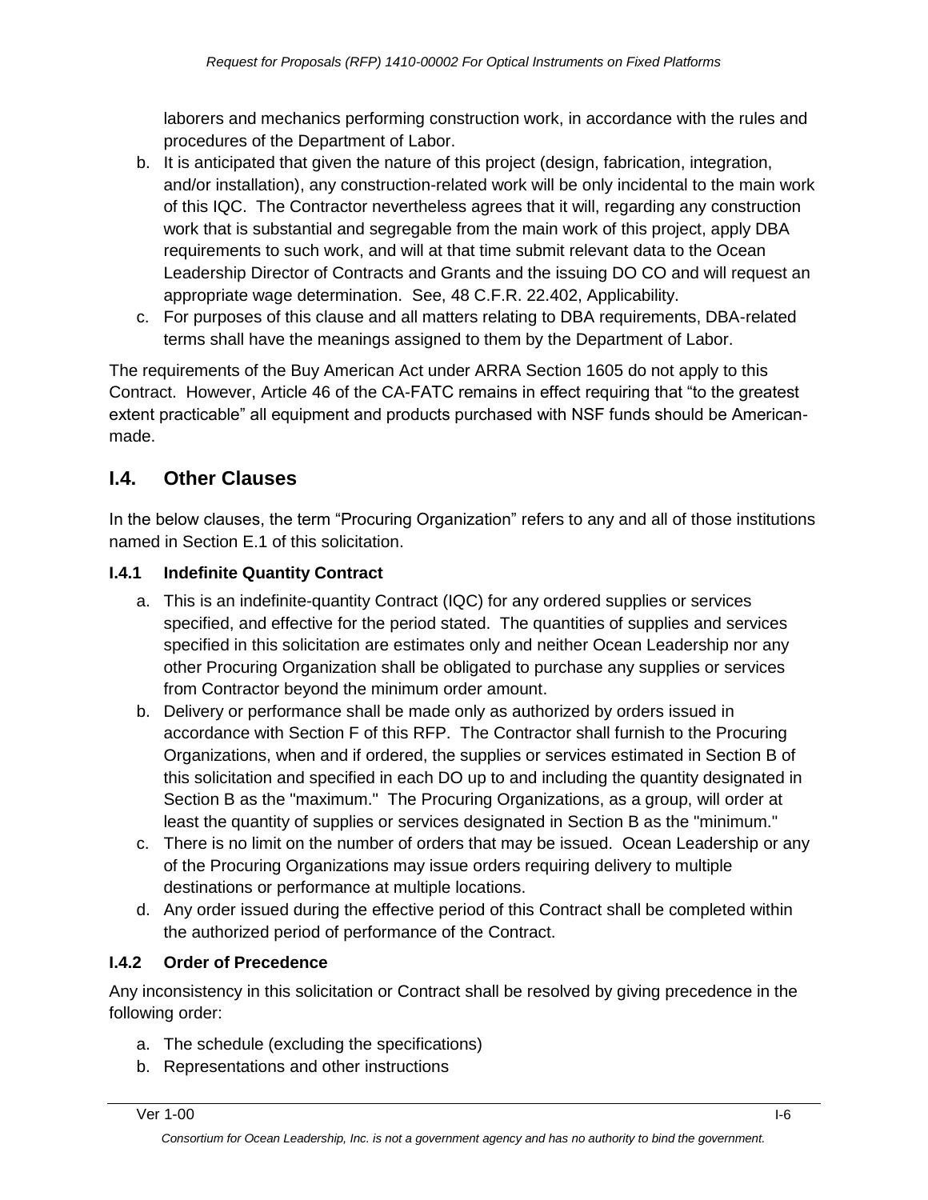laborers and mechanics performing construction work, in accordance with the rules and procedures of the Department of Labor.

b. It is anticipated that given the nature of this project (design, fabrication, integration, and/or installation), any construction-related work will be only incidental to the main work of this IQC. The Contractor nevertheless agrees that it will, regarding any construction work that is substantial and segregable from the main work of this project, apply DBA requirements to such work, and will at that time submit relevant data to the Ocean Leadership Director of Contracts and Grants and the issuing DO CO and will request an appropriate wage determination. See, 48 C.F.R. 22.402, Applicability.

c. For purposes of this clause and all matters relating to DBA requirements, DBA-related terms shall have the meanings assigned to them by the Department of Labor.

The requirements of the Buy American Act under ARRA Section 1605 do not apply to this Contract. However, Article 46 of the CA-FATC remains in effect requiring that "to the greatest extent practicable" all equipment and products purchased with NSF funds should be American-made.

## I.4. Other Clauses

In the below clauses, the term "Procuring Organization" refers to any and all of those institutions named in Section E.1 of this solicitation.

### I.4.1 Indefinite Quantity Contract

a. This is an indefinite-quantity Contract (IQC) for any ordered supplies or services specified, and effective for the period stated. The quantities of supplies and services specified in this solicitation are estimates only and neither Ocean Leadership nor any other Procuring Organization shall be obligated to purchase any supplies or services from Contractor beyond the minimum order amount.

b. Delivery or performance shall be made only as authorized by orders issued in accordance with Section F of this RFP. The Contractor shall furnish to the Procuring Organizations, when and if ordered, the supplies or services estimated in Section B of this solicitation and specified in each DO up to and including the quantity designated in Section B as the "maximum." The Procuring Organizations, as a group, will order at least the quantity of supplies or services designated in Section B as the "minimum."

c. There is no limit on the number of orders that may be issued. Ocean Leadership or any of the Procuring Organizations may issue orders requiring delivery to multiple destinations or performance at multiple locations.

d. Any order issued during the effective period of this Contract shall be completed within the authorized period of performance of the Contract.

### I.4.2 Order of Precedence

Any inconsistency in this solicitation or Contract shall be resolved by giving precedence in the following order:

a. The schedule (excluding the specifications)

b. Representations and other instructions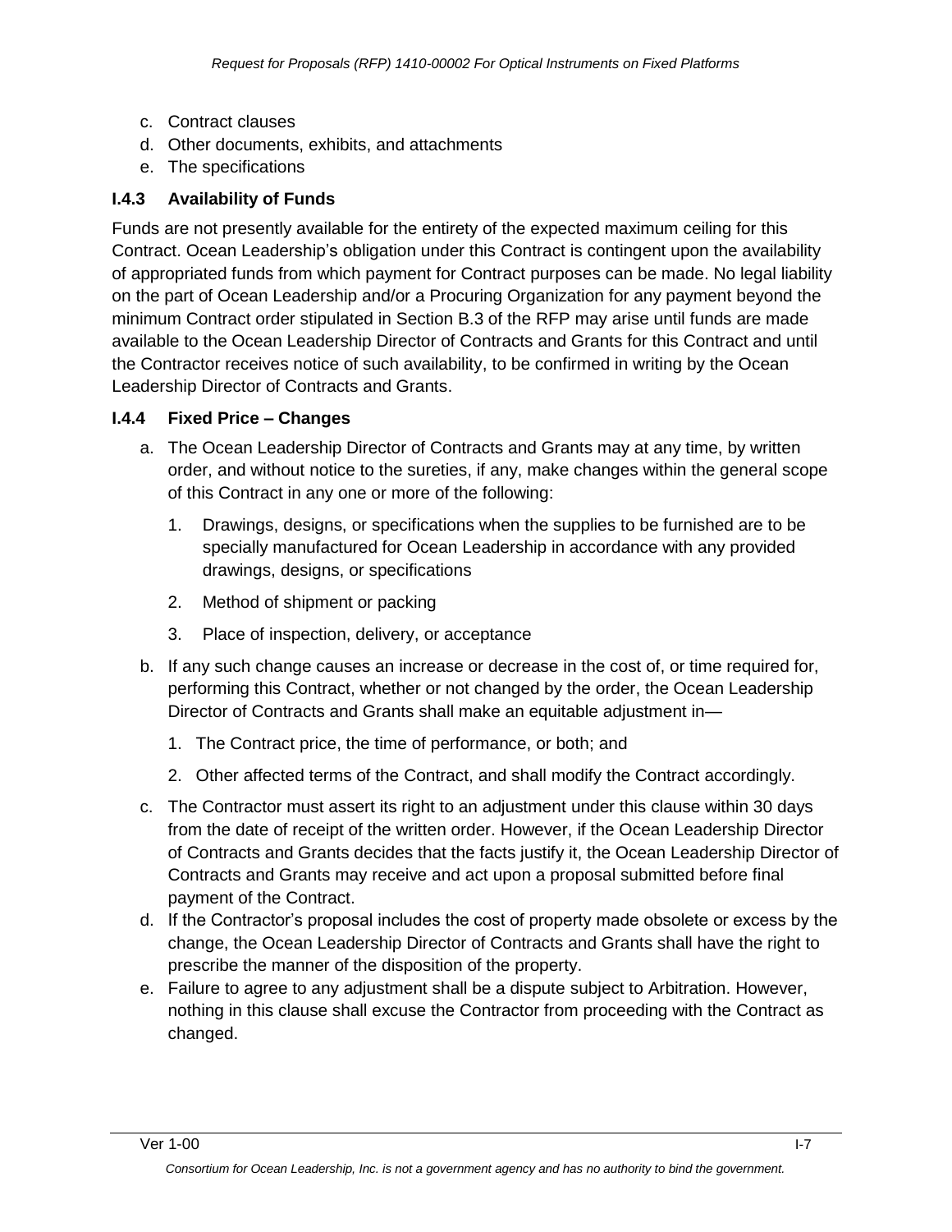c. Contract clauses
d. Other documents, exhibits, and attachments
e. The specifications

### I.4.3 Availability of Funds

Funds are not presently available for the entirety of the expected maximum ceiling for this Contract. Ocean Leadership's obligation under this Contract is contingent upon the availability of appropriated funds from which payment for Contract purposes can be made. No legal liability on the part of Ocean Leadership and/or a Procuring Organization for any payment beyond the minimum Contract order stipulated in Section B.3 of the RFP may arise until funds are made available to the Ocean Leadership Director of Contracts and Grants for this Contract and until the Contractor receives notice of such availability, to be confirmed in writing by the Ocean Leadership Director of Contracts and Grants.

### I.4.4 Fixed Price – Changes

a. The Ocean Leadership Director of Contracts and Grants may at any time, by written order, and without notice to the sureties, if any, make changes within the general scope of this Contract in any one or more of the following:

   1. Drawings, designs, or specifications when the supplies to be furnished are to be specially manufactured for Ocean Leadership in accordance with any provided drawings, designs, or specifications
   2. Method of shipment or packing
   3. Place of inspection, delivery, or acceptance

b. If any such change causes an increase or decrease in the cost of, or time required for, performing this Contract, whether or not changed by the order, the Ocean Leadership Director of Contracts and Grants shall make an equitable adjustment in—

   1. The Contract price, the time of performance, or both; and
   2. Other affected terms of the Contract, and shall modify the Contract accordingly.

c. The Contractor must assert its right to an adjustment under this clause within 30 days from the date of receipt of the written order. However, if the Ocean Leadership Director of Contracts and Grants decides that the facts justify it, the Ocean Leadership Director of Contracts and Grants may receive and act upon a proposal submitted before final payment of the Contract.

d. If the Contractor's proposal includes the cost of property made obsolete or excess by the change, the Ocean Leadership Director of Contracts and Grants shall have the right to prescribe the manner of the disposition of the property.

e. Failure to agree to any adjustment shall be a dispute subject to Arbitration. However, nothing in this clause shall excuse the Contractor from proceeding with the Contract as changed.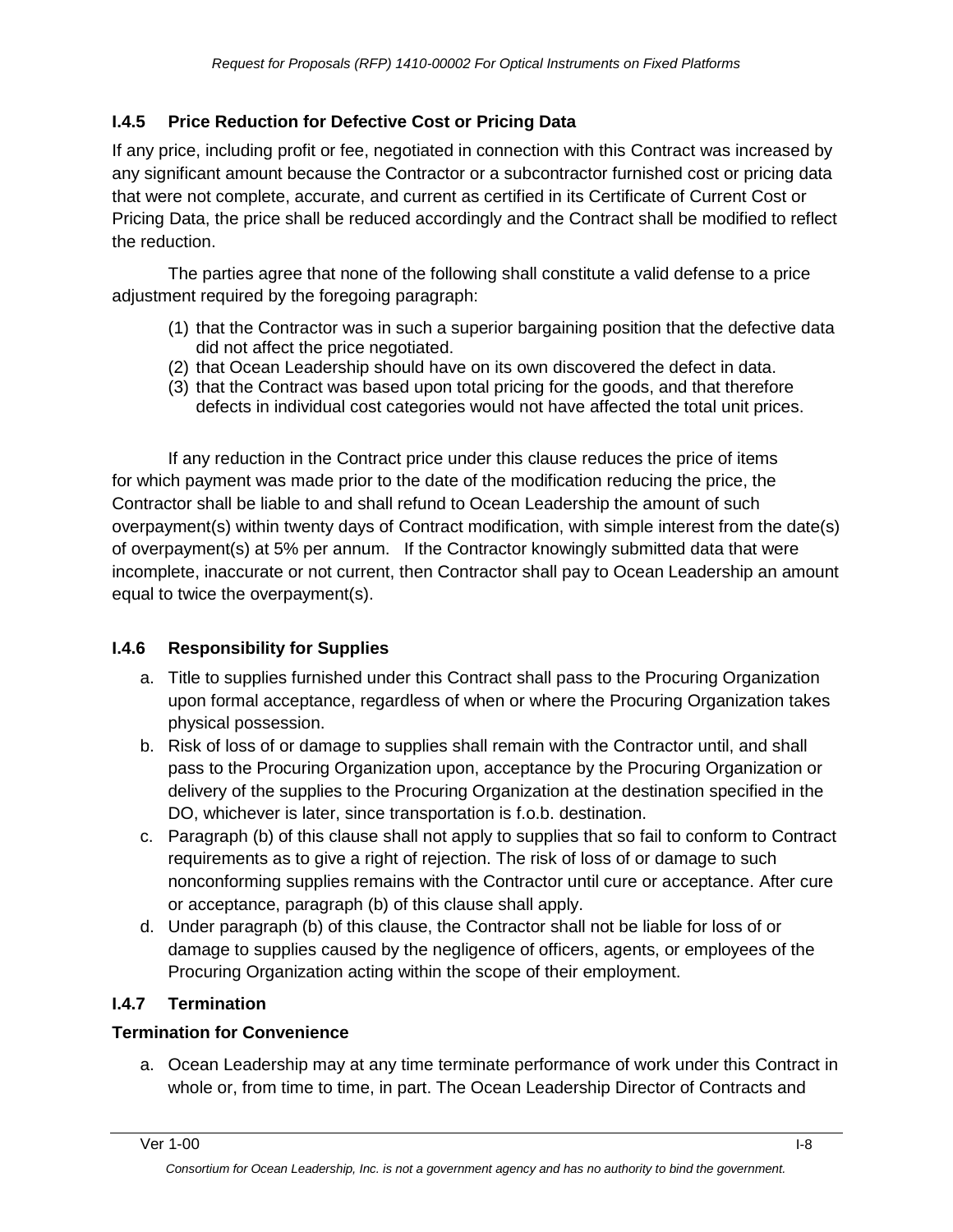### I.4.5 Price Reduction for Defective Cost or Pricing Data

If any price, including profit or fee, negotiated in connection with this Contract was increased by any significant amount because the Contractor or a subcontractor furnished cost or pricing data that were not complete, accurate, and current as certified in its Certificate of Current Cost or Pricing Data, the price shall be reduced accordingly and the Contract shall be modified to reflect the reduction.

The parties agree that none of the following shall constitute a valid defense to a price adjustment required by the foregoing paragraph:

(1) that the Contractor was in such a superior bargaining position that the defective data did not affect the price negotiated.
(2) that Ocean Leadership should have on its own discovered the defect in data.
(3) that the Contract was based upon total pricing for the goods, and that therefore defects in individual cost categories would not have affected the total unit prices.

If any reduction in the Contract price under this clause reduces the price of items for which payment was made prior to the date of the modification reducing the price, the Contractor shall be liable to and shall refund to Ocean Leadership the amount of such overpayment(s) within twenty days of Contract modification, with simple interest from the date(s) of overpayment(s) at 5% per annum. If the Contractor knowingly submitted data that were incomplete, inaccurate or not current, then Contractor shall pay to Ocean Leadership an amount equal to twice the overpayment(s).

### I.4.6 Responsibility for Supplies

a. Title to supplies furnished under this Contract shall pass to the Procuring Organization upon formal acceptance, regardless of when or where the Procuring Organization takes physical possession.
b. Risk of loss of or damage to supplies shall remain with the Contractor until, and shall pass to the Procuring Organization upon, acceptance by the Procuring Organization or delivery of the supplies to the Procuring Organization at the destination specified in the DO, whichever is later, since transportation is f.o.b. destination.
c. Paragraph (b) of this clause shall not apply to supplies that so fail to conform to Contract requirements as to give a right of rejection. The risk of loss of or damage to such nonconforming supplies remains with the Contractor until cure or acceptance. After cure or acceptance, paragraph (b) of this clause shall apply.
d. Under paragraph (b) of this clause, the Contractor shall not be liable for loss of or damage to supplies caused by the negligence of officers, agents, or employees of the Procuring Organization acting within the scope of their employment.

### I.4.7 Termination

**Termination for Convenience**

a. Ocean Leadership may at any time terminate performance of work under this Contract in whole or, from time to time, in part. The Ocean Leadership Director of Contracts and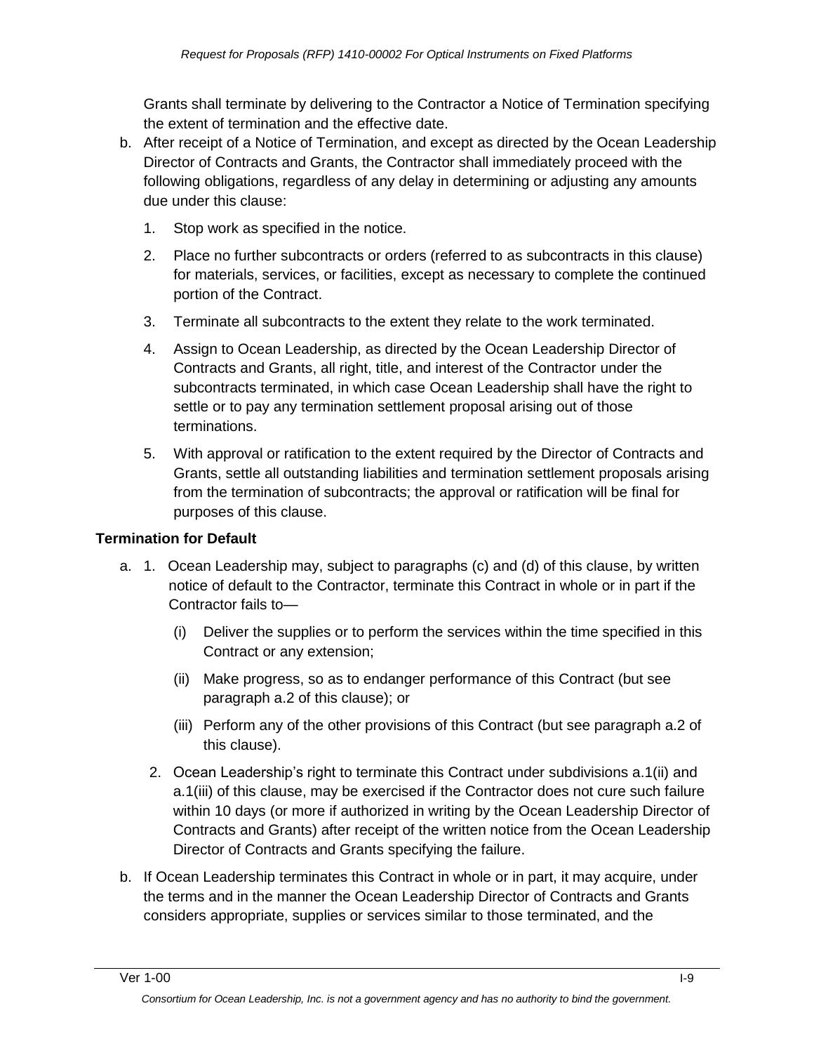Grants shall terminate by delivering to the Contractor a Notice of Termination specifying the extent of termination and the effective date.

b. After receipt of a Notice of Termination, and except as directed by the Ocean Leadership Director of Contracts and Grants, the Contractor shall immediately proceed with the following obligations, regardless of any delay in determining or adjusting any amounts due under this clause:

   1. Stop work as specified in the notice.

   2. Place no further subcontracts or orders (referred to as subcontracts in this clause) for materials, services, or facilities, except as necessary to complete the continued portion of the Contract.

   3. Terminate all subcontracts to the extent they relate to the work terminated.

   4. Assign to Ocean Leadership, as directed by the Ocean Leadership Director of Contracts and Grants, all right, title, and interest of the Contractor under the subcontracts terminated, in which case Ocean Leadership shall have the right to settle or to pay any termination settlement proposal arising out of those terminations.

   5. With approval or ratification to the extent required by the Director of Contracts and Grants, settle all outstanding liabilities and termination settlement proposals arising from the termination of subcontracts; the approval or ratification will be final for purposes of this clause.

**Termination for Default**

a. 1. Ocean Leadership may, subject to paragraphs (c) and (d) of this clause, by written notice of default to the Contractor, terminate this Contract in whole or in part if the Contractor fails to—

      (i) Deliver the supplies or to perform the services within the time specified in this Contract or any extension;

      (ii) Make progress, so as to endanger performance of this Contract (but see paragraph a.2 of this clause); or

      (iii) Perform any of the other provisions of this Contract (but see paragraph a.2 of this clause).

   2. Ocean Leadership's right to terminate this Contract under subdivisions a.1(ii) and a.1(iii) of this clause, may be exercised if the Contractor does not cure such failure within 10 days (or more if authorized in writing by the Ocean Leadership Director of Contracts and Grants) after receipt of the written notice from the Ocean Leadership Director of Contracts and Grants specifying the failure.

b. If Ocean Leadership terminates this Contract in whole or in part, it may acquire, under the terms and in the manner the Ocean Leadership Director of Contracts and Grants considers appropriate, supplies or services similar to those terminated, and the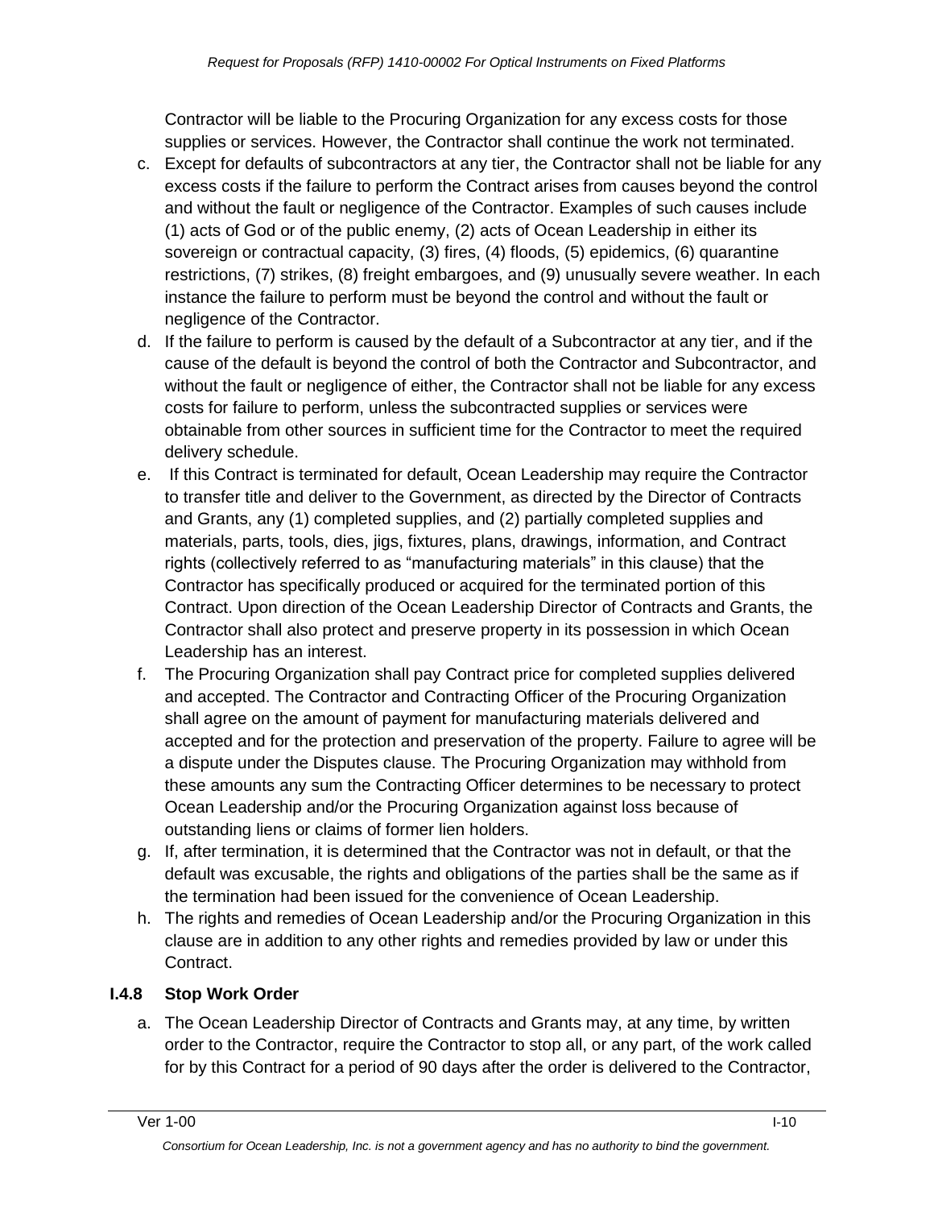Contractor will be liable to the Procuring Organization for any excess costs for those supplies or services. However, the Contractor shall continue the work not terminated.

c. Except for defaults of subcontractors at any tier, the Contractor shall not be liable for any excess costs if the failure to perform the Contract arises from causes beyond the control and without the fault or negligence of the Contractor. Examples of such causes include (1) acts of God or of the public enemy, (2) acts of Ocean Leadership in either its sovereign or contractual capacity, (3) fires, (4) floods, (5) epidemics, (6) quarantine restrictions, (7) strikes, (8) freight embargoes, and (9) unusually severe weather. In each instance the failure to perform must be beyond the control and without the fault or negligence of the Contractor.
d. If the failure to perform is caused by the default of a Subcontractor at any tier, and if the cause of the default is beyond the control of both the Contractor and Subcontractor, and without the fault or negligence of either, the Contractor shall not be liable for any excess costs for failure to perform, unless the subcontracted supplies or services were obtainable from other sources in sufficient time for the Contractor to meet the required delivery schedule.
e. If this Contract is terminated for default, Ocean Leadership may require the Contractor to transfer title and deliver to the Government, as directed by the Director of Contracts and Grants, any (1) completed supplies, and (2) partially completed supplies and materials, parts, tools, dies, jigs, fixtures, plans, drawings, information, and Contract rights (collectively referred to as "manufacturing materials" in this clause) that the Contractor has specifically produced or acquired for the terminated portion of this Contract. Upon direction of the Ocean Leadership Director of Contracts and Grants, the Contractor shall also protect and preserve property in its possession in which Ocean Leadership has an interest.
f. The Procuring Organization shall pay Contract price for completed supplies delivered and accepted. The Contractor and Contracting Officer of the Procuring Organization shall agree on the amount of payment for manufacturing materials delivered and accepted and for the protection and preservation of the property. Failure to agree will be a dispute under the Disputes clause. The Procuring Organization may withhold from these amounts any sum the Contracting Officer determines to be necessary to protect Ocean Leadership and/or the Procuring Organization against loss because of outstanding liens or claims of former lien holders.
g. If, after termination, it is determined that the Contractor was not in default, or that the default was excusable, the rights and obligations of the parties shall be the same as if the termination had been issued for the convenience of Ocean Leadership.
h. The rights and remedies of Ocean Leadership and/or the Procuring Organization in this clause are in addition to any other rights and remedies provided by law or under this Contract.

### I.4.8 Stop Work Order

a. The Ocean Leadership Director of Contracts and Grants may, at any time, by written order to the Contractor, require the Contractor to stop all, or any part, of the work called for by this Contract for a period of 90 days after the order is delivered to the Contractor,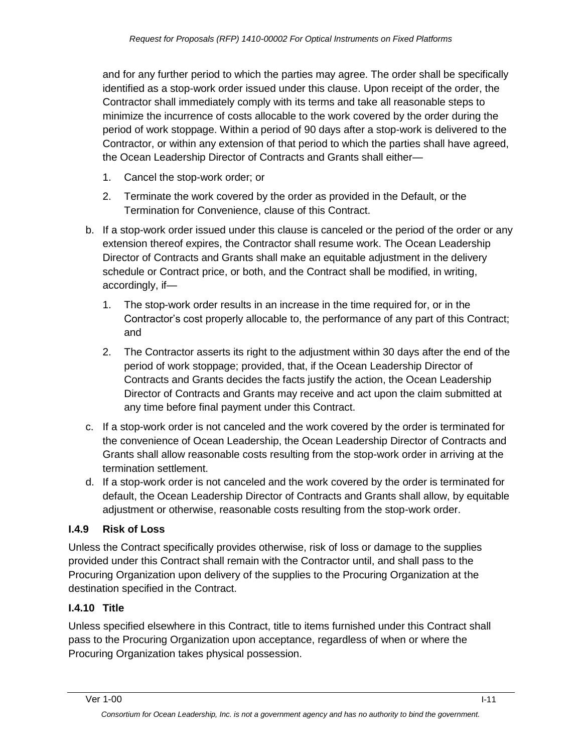and for any further period to which the parties may agree. The order shall be specifically identified as a stop-work order issued under this clause. Upon receipt of the order, the Contractor shall immediately comply with its terms and take all reasonable steps to minimize the incurrence of costs allocable to the work covered by the order during the period of work stoppage. Within a period of 90 days after a stop-work is delivered to the Contractor, or within any extension of that period to which the parties shall have agreed, the Ocean Leadership Director of Contracts and Grants shall either—

1. Cancel the stop-work order; or
2. Terminate the work covered by the order as provided in the Default, or the Termination for Convenience, clause of this Contract.

b. If a stop-work order issued under this clause is canceled or the period of the order or any extension thereof expires, the Contractor shall resume work. The Ocean Leadership Director of Contracts and Grants shall make an equitable adjustment in the delivery schedule or Contract price, or both, and the Contract shall be modified, in writing, accordingly, if—

1. The stop-work order results in an increase in the time required for, or in the Contractor's cost properly allocable to, the performance of any part of this Contract; and
2. The Contractor asserts its right to the adjustment within 30 days after the end of the period of work stoppage; provided, that, if the Ocean Leadership Director of Contracts and Grants decides the facts justify the action, the Ocean Leadership Director of Contracts and Grants may receive and act upon the claim submitted at any time before final payment under this Contract.

c. If a stop-work order is not canceled and the work covered by the order is terminated for the convenience of Ocean Leadership, the Ocean Leadership Director of Contracts and Grants shall allow reasonable costs resulting from the stop-work order in arriving at the termination settlement.

d. If a stop-work order is not canceled and the work covered by the order is terminated for default, the Ocean Leadership Director of Contracts and Grants shall allow, by equitable adjustment or otherwise, reasonable costs resulting from the stop-work order.

### I.4.9 Risk of Loss

Unless the Contract specifically provides otherwise, risk of loss or damage to the supplies provided under this Contract shall remain with the Contractor until, and shall pass to the Procuring Organization upon delivery of the supplies to the Procuring Organization at the destination specified in the Contract.

### I.4.10 Title

Unless specified elsewhere in this Contract, title to items furnished under this Contract shall pass to the Procuring Organization upon acceptance, regardless of when or where the Procuring Organization takes physical possession.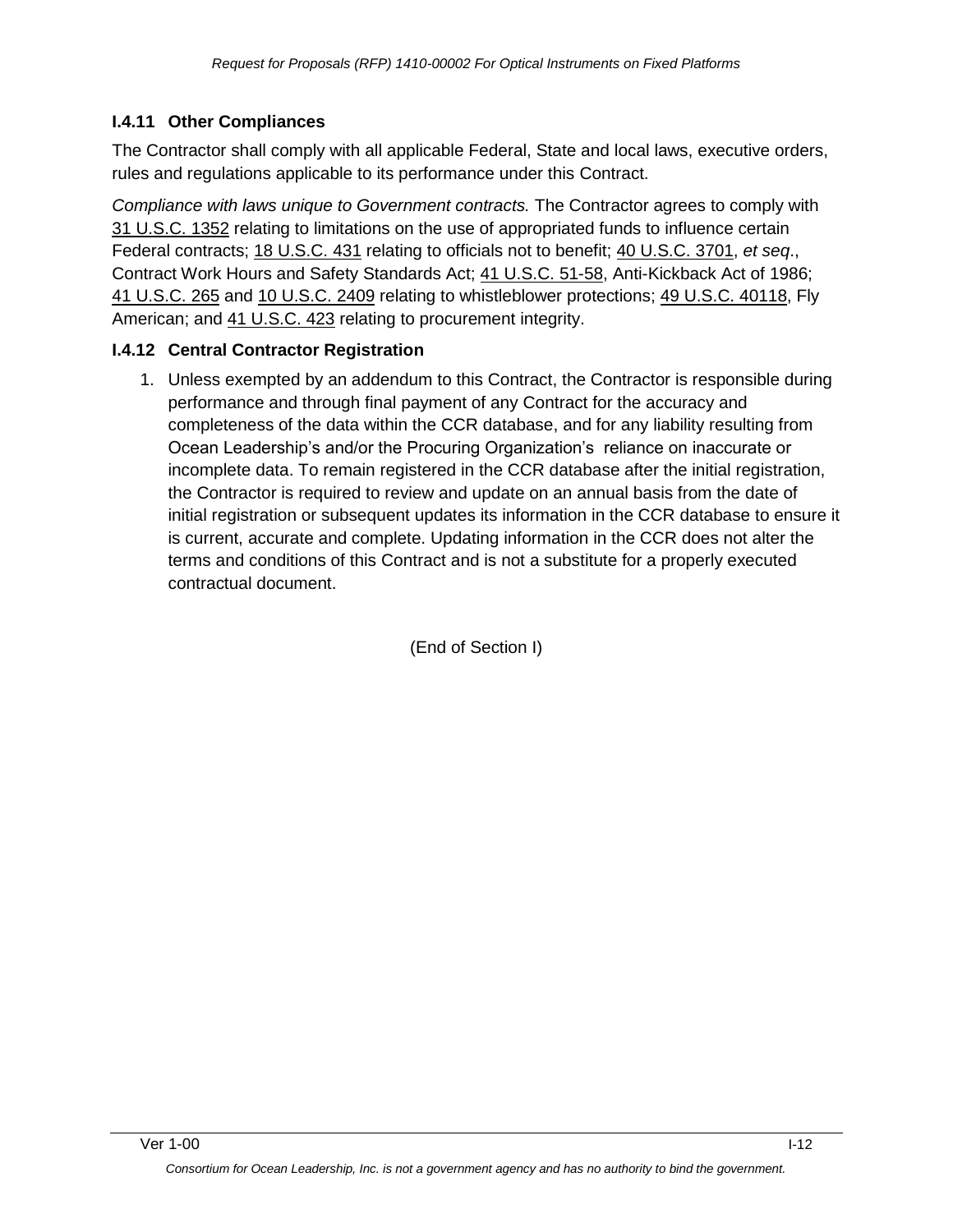### I.4.11 Other Compliances

The Contractor shall comply with all applicable Federal, State and local laws, executive orders, rules and regulations applicable to its performance under this Contract.

*Compliance with laws unique to Government contracts.* The Contractor agrees to comply with 31 U.S.C. 1352 relating to limitations on the use of appropriated funds to influence certain Federal contracts; 18 U.S.C. 431 relating to officials not to benefit; 40 U.S.C. 3701, *et seq*., Contract Work Hours and Safety Standards Act; 41 U.S.C. 51-58, Anti-Kickback Act of 1986; 41 U.S.C. 265 and 10 U.S.C. 2409 relating to whistleblower protections; 49 U.S.C. 40118, Fly American; and 41 U.S.C. 423 relating to procurement integrity.

### I.4.12 Central Contractor Registration

1. Unless exempted by an addendum to this Contract, the Contractor is responsible during performance and through final payment of any Contract for the accuracy and completeness of the data within the CCR database, and for any liability resulting from Ocean Leadership's and/or the Procuring Organization's reliance on inaccurate or incomplete data. To remain registered in the CCR database after the initial registration, the Contractor is required to review and update on an annual basis from the date of initial registration or subsequent updates its information in the CCR database to ensure it is current, accurate and complete. Updating information in the CCR does not alter the terms and conditions of this Contract and is not a substitute for a properly executed contractual document.

(End of Section I)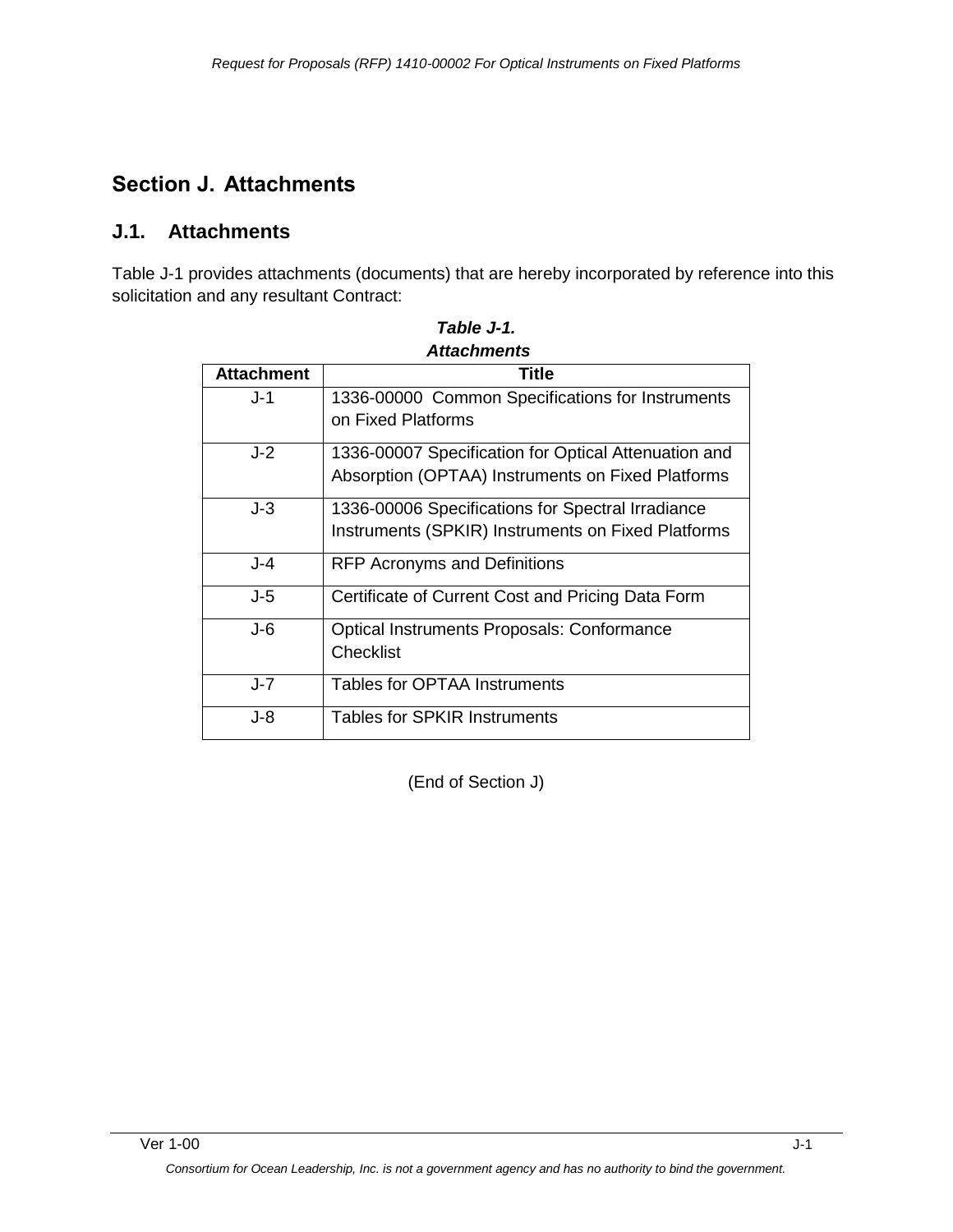# Section J. Attachments

## J.1. Attachments

Table J-1 provides attachments (documents) that are hereby incorporated by reference into this solicitation and any resultant Contract:

***Table J-1.***
***Attachments***

| Attachment | Title |
|---|---|
| J-1 | 1336-00000 Common Specifications for Instruments on Fixed Platforms |
| J-2 | 1336-00007 Specification for Optical Attenuation and Absorption (OPTAA) Instruments on Fixed Platforms |
| J-3 | 1336-00006 Specifications for Spectral Irradiance Instruments (SPKIR) Instruments on Fixed Platforms |
| J-4 | RFP Acronyms and Definitions |
| J-5 | Certificate of Current Cost and Pricing Data Form |
| J-6 | Optical Instruments Proposals: Conformance Checklist |
| J-7 | Tables for OPTAA Instruments |
| J-8 | Tables for SPKIR Instruments |

(End of Section J)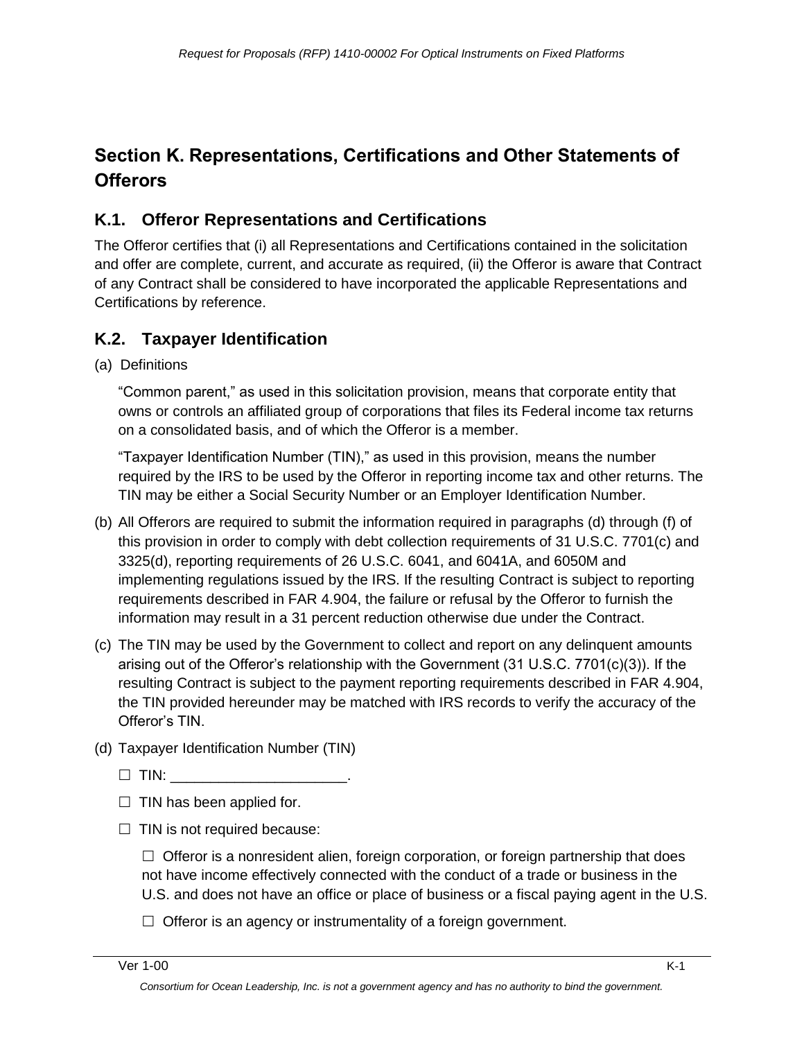# Section K. Representations, Certifications and Other Statements of Offerors

## K.1. Offeror Representations and Certifications

The Offeror certifies that (i) all Representations and Certifications contained in the solicitation and offer are complete, current, and accurate as required, (ii) the Offeror is aware that Contract of any Contract shall be considered to have incorporated the applicable Representations and Certifications by reference.

## K.2. Taxpayer Identification

(a) Definitions

"Common parent," as used in this solicitation provision, means that corporate entity that owns or controls an affiliated group of corporations that files its Federal income tax returns on a consolidated basis, and of which the Offeror is a member.

"Taxpayer Identification Number (TIN)," as used in this provision, means the number required by the IRS to be used by the Offeror in reporting income tax and other returns. The TIN may be either a Social Security Number or an Employer Identification Number.

(b) All Offerors are required to submit the information required in paragraphs (d) through (f) of this provision in order to comply with debt collection requirements of 31 U.S.C. 7701(c) and 3325(d), reporting requirements of 26 U.S.C. 6041, and 6041A, and 6050M and implementing regulations issued by the IRS. If the resulting Contract is subject to reporting requirements described in FAR 4.904, the failure or refusal by the Offeror to furnish the information may result in a 31 percent reduction otherwise due under the Contract.

(c) The TIN may be used by the Government to collect and report on any delinquent amounts arising out of the Offeror's relationship with the Government (31 U.S.C. 7701(c)(3)). If the resulting Contract is subject to the payment reporting requirements described in FAR 4.904, the TIN provided hereunder may be matched with IRS records to verify the accuracy of the Offeror's TIN.

(d) Taxpayer Identification Number (TIN)

☐ TIN: ______________________.

☐ TIN has been applied for.

☐ TIN is not required because:

☐ Offeror is a nonresident alien, foreign corporation, or foreign partnership that does not have income effectively connected with the conduct of a trade or business in the U.S. and does not have an office or place of business or a fiscal paying agent in the U.S.

☐ Offeror is an agency or instrumentality of a foreign government.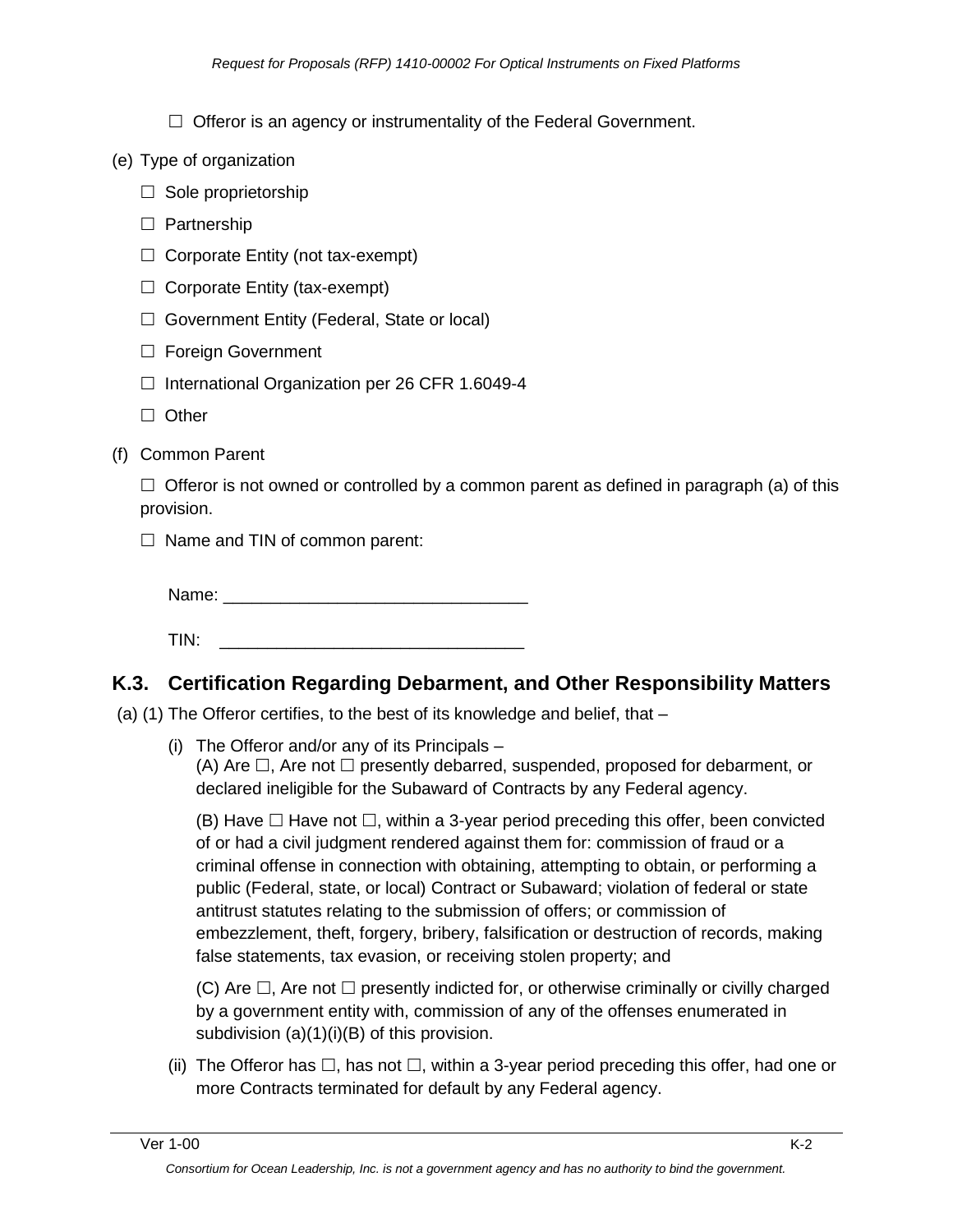☐ Offeror is an agency or instrumentality of the Federal Government.

(e) Type of organization

☐ Sole proprietorship

☐ Partnership

☐ Corporate Entity (not tax-exempt)

☐ Corporate Entity (tax-exempt)

☐ Government Entity (Federal, State or local)

☐ Foreign Government

☐ International Organization per 26 CFR 1.6049-4

☐ Other

(f) Common Parent

☐ Offeror is not owned or controlled by a common parent as defined in paragraph (a) of this provision.

☐ Name and TIN of common parent:

Name: _______________________________

TIN: _______________________________

## K.3. Certification Regarding Debarment, and Other Responsibility Matters

(a) (1) The Offeror certifies, to the best of its knowledge and belief, that –

(i) The Offeror and/or any of its Principals –
(A) Are ☐, Are not ☐ presently debarred, suspended, proposed for debarment, or declared ineligible for the Subaward of Contracts by any Federal agency.

(B) Have ☐ Have not ☐, within a 3-year period preceding this offer, been convicted of or had a civil judgment rendered against them for: commission of fraud or a criminal offense in connection with obtaining, attempting to obtain, or performing a public (Federal, state, or local) Contract or Subaward; violation of federal or state antitrust statutes relating to the submission of offers; or commission of embezzlement, theft, forgery, bribery, falsification or destruction of records, making false statements, tax evasion, or receiving stolen property; and

(C) Are ☐, Are not ☐ presently indicted for, or otherwise criminally or civilly charged by a government entity with, commission of any of the offenses enumerated in subdivision (a)(1)(i)(B) of this provision.

(ii) The Offeror has ☐, has not ☐, within a 3-year period preceding this offer, had one or more Contracts terminated for default by any Federal agency.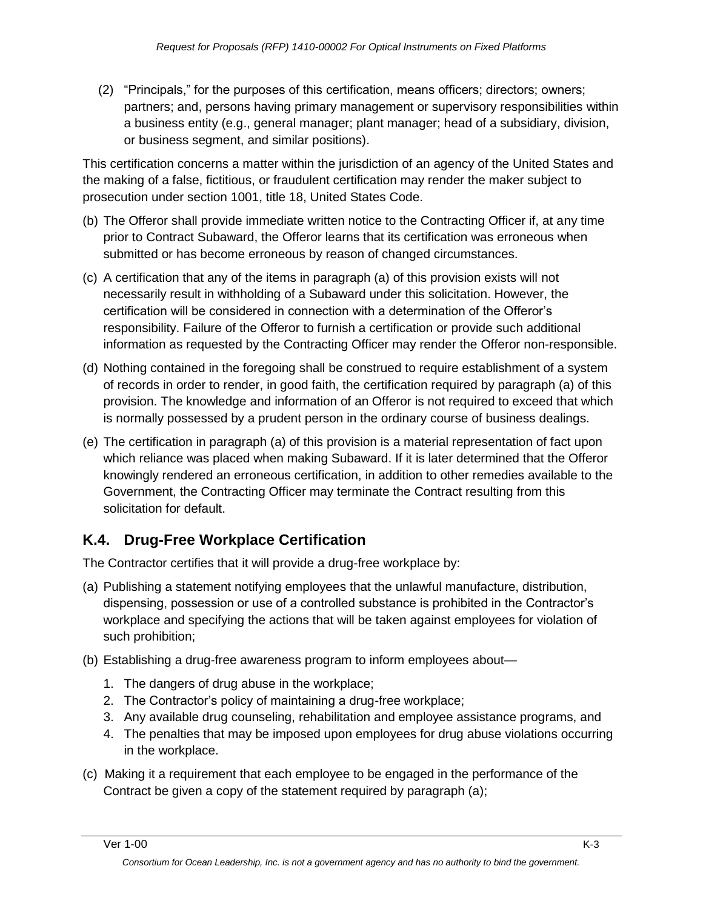(2) "Principals," for the purposes of this certification, means officers; directors; owners; partners; and, persons having primary management or supervisory responsibilities within a business entity (e.g., general manager; plant manager; head of a subsidiary, division, or business segment, and similar positions).

This certification concerns a matter within the jurisdiction of an agency of the United States and the making of a false, fictitious, or fraudulent certification may render the maker subject to prosecution under section 1001, title 18, United States Code.

(b) The Offeror shall provide immediate written notice to the Contracting Officer if, at any time prior to Contract Subaward, the Offeror learns that its certification was erroneous when submitted or has become erroneous by reason of changed circumstances.

(c) A certification that any of the items in paragraph (a) of this provision exists will not necessarily result in withholding of a Subaward under this solicitation. However, the certification will be considered in connection with a determination of the Offeror's responsibility. Failure of the Offeror to furnish a certification or provide such additional information as requested by the Contracting Officer may render the Offeror non-responsible.

(d) Nothing contained in the foregoing shall be construed to require establishment of a system of records in order to render, in good faith, the certification required by paragraph (a) of this provision. The knowledge and information of an Offeror is not required to exceed that which is normally possessed by a prudent person in the ordinary course of business dealings.

(e) The certification in paragraph (a) of this provision is a material representation of fact upon which reliance was placed when making Subaward. If it is later determined that the Offeror knowingly rendered an erroneous certification, in addition to other remedies available to the Government, the Contracting Officer may terminate the Contract resulting from this solicitation for default.

## K.4. Drug-Free Workplace Certification

The Contractor certifies that it will provide a drug-free workplace by:

(a) Publishing a statement notifying employees that the unlawful manufacture, distribution, dispensing, possession or use of a controlled substance is prohibited in the Contractor's workplace and specifying the actions that will be taken against employees for violation of such prohibition;

(b) Establishing a drug-free awareness program to inform employees about—

1. The dangers of drug abuse in the workplace;
2. The Contractor's policy of maintaining a drug-free workplace;
3. Any available drug counseling, rehabilitation and employee assistance programs, and
4. The penalties that may be imposed upon employees for drug abuse violations occurring in the workplace.

(c) Making it a requirement that each employee to be engaged in the performance of the Contract be given a copy of the statement required by paragraph (a);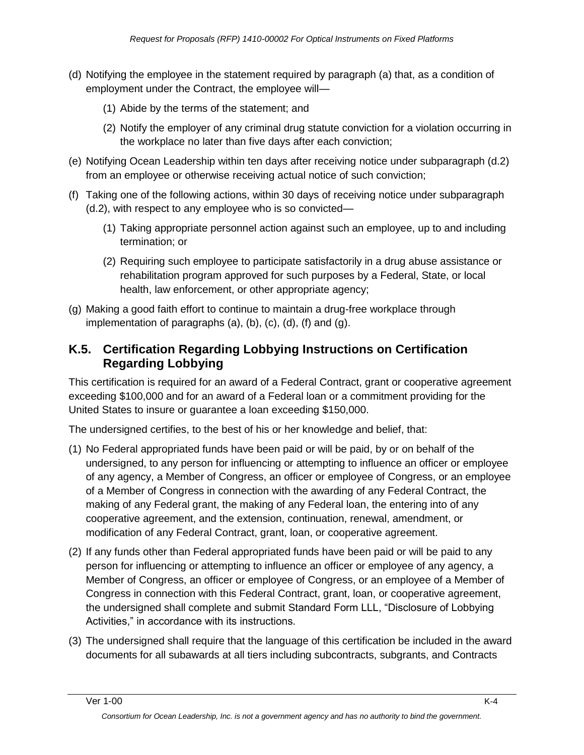(d) Notifying the employee in the statement required by paragraph (a) that, as a condition of employment under the Contract, the employee will—

  (1) Abide by the terms of the statement; and

  (2) Notify the employer of any criminal drug statute conviction for a violation occurring in the workplace no later than five days after each conviction;

(e) Notifying Ocean Leadership within ten days after receiving notice under subparagraph (d.2) from an employee or otherwise receiving actual notice of such conviction;

(f) Taking one of the following actions, within 30 days of receiving notice under subparagraph (d.2), with respect to any employee who is so convicted—

  (1) Taking appropriate personnel action against such an employee, up to and including termination; or

  (2) Requiring such employee to participate satisfactorily in a drug abuse assistance or rehabilitation program approved for such purposes by a Federal, State, or local health, law enforcement, or other appropriate agency;

(g) Making a good faith effort to continue to maintain a drug-free workplace through implementation of paragraphs (a), (b), (c), (d), (f) and (g).

## K.5. Certification Regarding Lobbying Instructions on Certification Regarding Lobbying

This certification is required for an award of a Federal Contract, grant or cooperative agreement exceeding $100,000 and for an award of a Federal loan or a commitment providing for the United States to insure or guarantee a loan exceeding $150,000.

The undersigned certifies, to the best of his or her knowledge and belief, that:

(1) No Federal appropriated funds have been paid or will be paid, by or on behalf of the undersigned, to any person for influencing or attempting to influence an officer or employee of any agency, a Member of Congress, an officer or employee of Congress, or an employee of a Member of Congress in connection with the awarding of any Federal Contract, the making of any Federal grant, the making of any Federal loan, the entering into of any cooperative agreement, and the extension, continuation, renewal, amendment, or modification of any Federal Contract, grant, loan, or cooperative agreement.

(2) If any funds other than Federal appropriated funds have been paid or will be paid to any person for influencing or attempting to influence an officer or employee of any agency, a Member of Congress, an officer or employee of Congress, or an employee of a Member of Congress in connection with this Federal Contract, grant, loan, or cooperative agreement, the undersigned shall complete and submit Standard Form LLL, "Disclosure of Lobbying Activities," in accordance with its instructions.

(3) The undersigned shall require that the language of this certification be included in the award documents for all subawards at all tiers including subcontracts, subgrants, and Contracts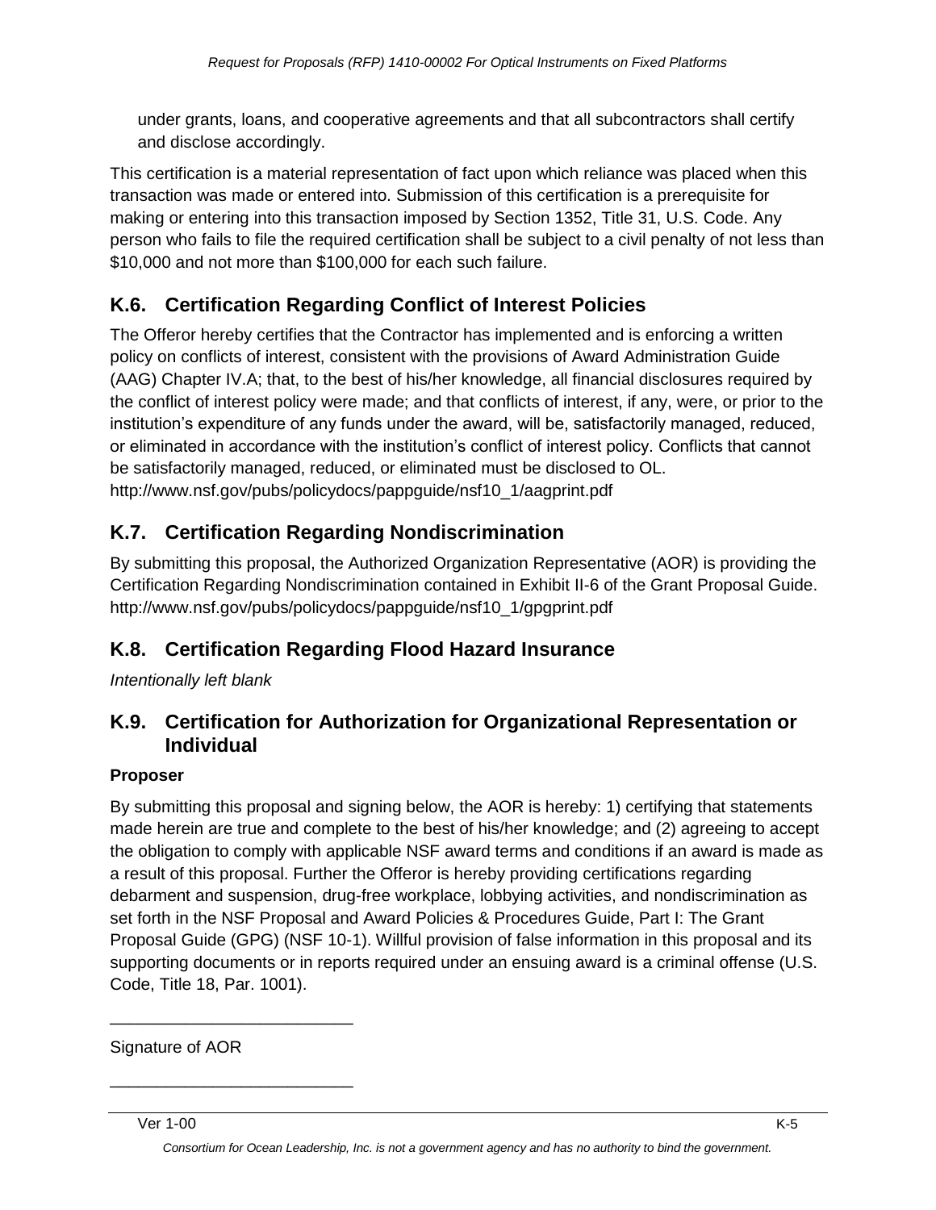under grants, loans, and cooperative agreements and that all subcontractors shall certify and disclose accordingly.

This certification is a material representation of fact upon which reliance was placed when this transaction was made or entered into. Submission of this certification is a prerequisite for making or entering into this transaction imposed by Section 1352, Title 31, U.S. Code. Any person who fails to file the required certification shall be subject to a civil penalty of not less than $10,000 and not more than $100,000 for each such failure.

## K.6. Certification Regarding Conflict of Interest Policies

The Offeror hereby certifies that the Contractor has implemented and is enforcing a written policy on conflicts of interest, consistent with the provisions of Award Administration Guide (AAG) Chapter IV.A; that, to the best of his/her knowledge, all financial disclosures required by the conflict of interest policy were made; and that conflicts of interest, if any, were, or prior to the institution's expenditure of any funds under the award, will be, satisfactorily managed, reduced, or eliminated in accordance with the institution's conflict of interest policy. Conflicts that cannot be satisfactorily managed, reduced, or eliminated must be disclosed to OL. http://www.nsf.gov/pubs/policydocs/pappguide/nsf10_1/aagprint.pdf

## K.7. Certification Regarding Nondiscrimination

By submitting this proposal, the Authorized Organization Representative (AOR) is providing the Certification Regarding Nondiscrimination contained in Exhibit II-6 of the Grant Proposal Guide. http://www.nsf.gov/pubs/policydocs/pappguide/nsf10_1/gpgprint.pdf

## K.8. Certification Regarding Flood Hazard Insurance

*Intentionally left blank*

## K.9. Certification for Authorization for Organizational Representation or Individual

**Proposer**

By submitting this proposal and signing below, the AOR is hereby: 1) certifying that statements made herein are true and complete to the best of his/her knowledge; and (2) agreeing to accept the obligation to comply with applicable NSF award terms and conditions if an award is made as a result of this proposal. Further the Offeror is hereby providing certifications regarding debarment and suspension, drug-free workplace, lobbying activities, and nondiscrimination as set forth in the NSF Proposal and Award Policies & Procedures Guide, Part I: The Grant Proposal Guide (GPG) (NSF 10-1). Willful provision of false information in this proposal and its supporting documents or in reports required under an ensuing award is a criminal offense (U.S. Code, Title 18, Par. 1001).

\_\_\_\_\_\_\_\_\_\_\_\_\_\_\_\_\_\_\_\_\_\_\_\_\_\_

Signature of AOR

\_\_\_\_\_\_\_\_\_\_\_\_\_\_\_\_\_\_\_\_\_\_\_\_\_\_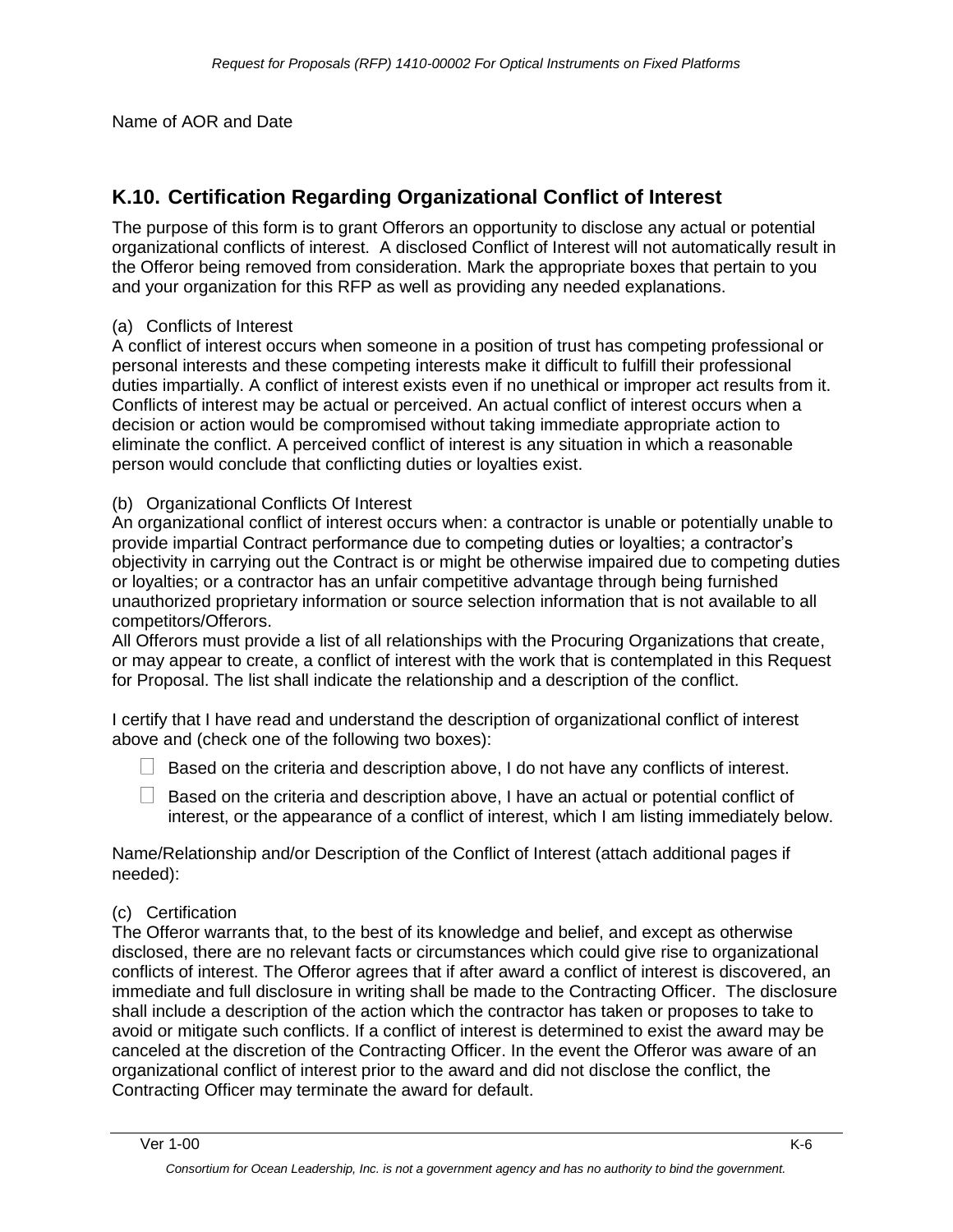Name of AOR and Date

## K.10. Certification Regarding Organizational Conflict of Interest

The purpose of this form is to grant Offerors an opportunity to disclose any actual or potential organizational conflicts of interest. A disclosed Conflict of Interest will not automatically result in the Offeror being removed from consideration. Mark the appropriate boxes that pertain to you and your organization for this RFP as well as providing any needed explanations.

(a) Conflicts of Interest

A conflict of interest occurs when someone in a position of trust has competing professional or personal interests and these competing interests make it difficult to fulfill their professional duties impartially. A conflict of interest exists even if no unethical or improper act results from it. Conflicts of interest may be actual or perceived. An actual conflict of interest occurs when a decision or action would be compromised without taking immediate appropriate action to eliminate the conflict. A perceived conflict of interest is any situation in which a reasonable person would conclude that conflicting duties or loyalties exist.

(b) Organizational Conflicts Of Interest

An organizational conflict of interest occurs when: a contractor is unable or potentially unable to provide impartial Contract performance due to competing duties or loyalties; a contractor's objectivity in carrying out the Contract is or might be otherwise impaired due to competing duties or loyalties; or a contractor has an unfair competitive advantage through being furnished unauthorized proprietary information or source selection information that is not available to all competitors/Offerors.

All Offerors must provide a list of all relationships with the Procuring Organizations that create, or may appear to create, a conflict of interest with the work that is contemplated in this Request for Proposal. The list shall indicate the relationship and a description of the conflict.

I certify that I have read and understand the description of organizational conflict of interest above and (check one of the following two boxes):

☐ Based on the criteria and description above, I do not have any conflicts of interest.

☐ Based on the criteria and description above, I have an actual or potential conflict of interest, or the appearance of a conflict of interest, which I am listing immediately below.

Name/Relationship and/or Description of the Conflict of Interest (attach additional pages if needed):

(c) Certification

The Offeror warrants that, to the best of its knowledge and belief, and except as otherwise disclosed, there are no relevant facts or circumstances which could give rise to organizational conflicts of interest. The Offeror agrees that if after award a conflict of interest is discovered, an immediate and full disclosure in writing shall be made to the Contracting Officer. The disclosure shall include a description of the action which the contractor has taken or proposes to take to avoid or mitigate such conflicts. If a conflict of interest is determined to exist the award may be canceled at the discretion of the Contracting Officer. In the event the Offeror was aware of an organizational conflict of interest prior to the award and did not disclose the conflict, the Contracting Officer may terminate the award for default.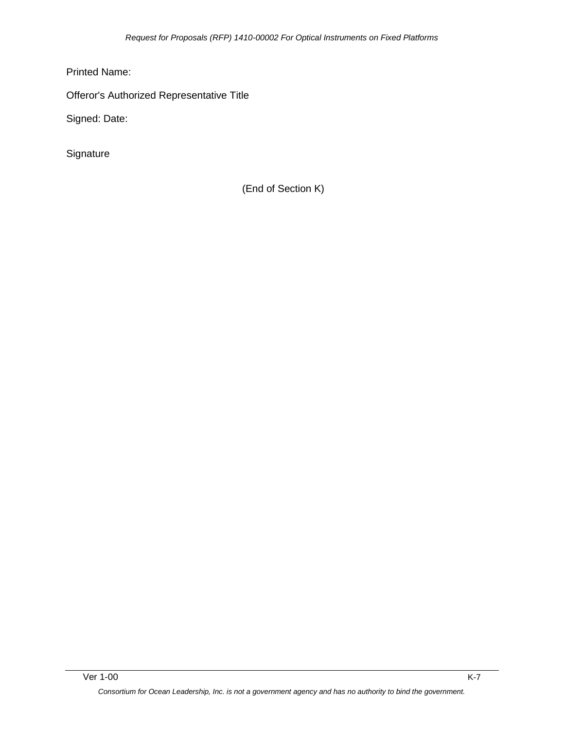Printed Name:

Offeror's Authorized Representative Title

Signed: Date:

Signature

(End of Section K)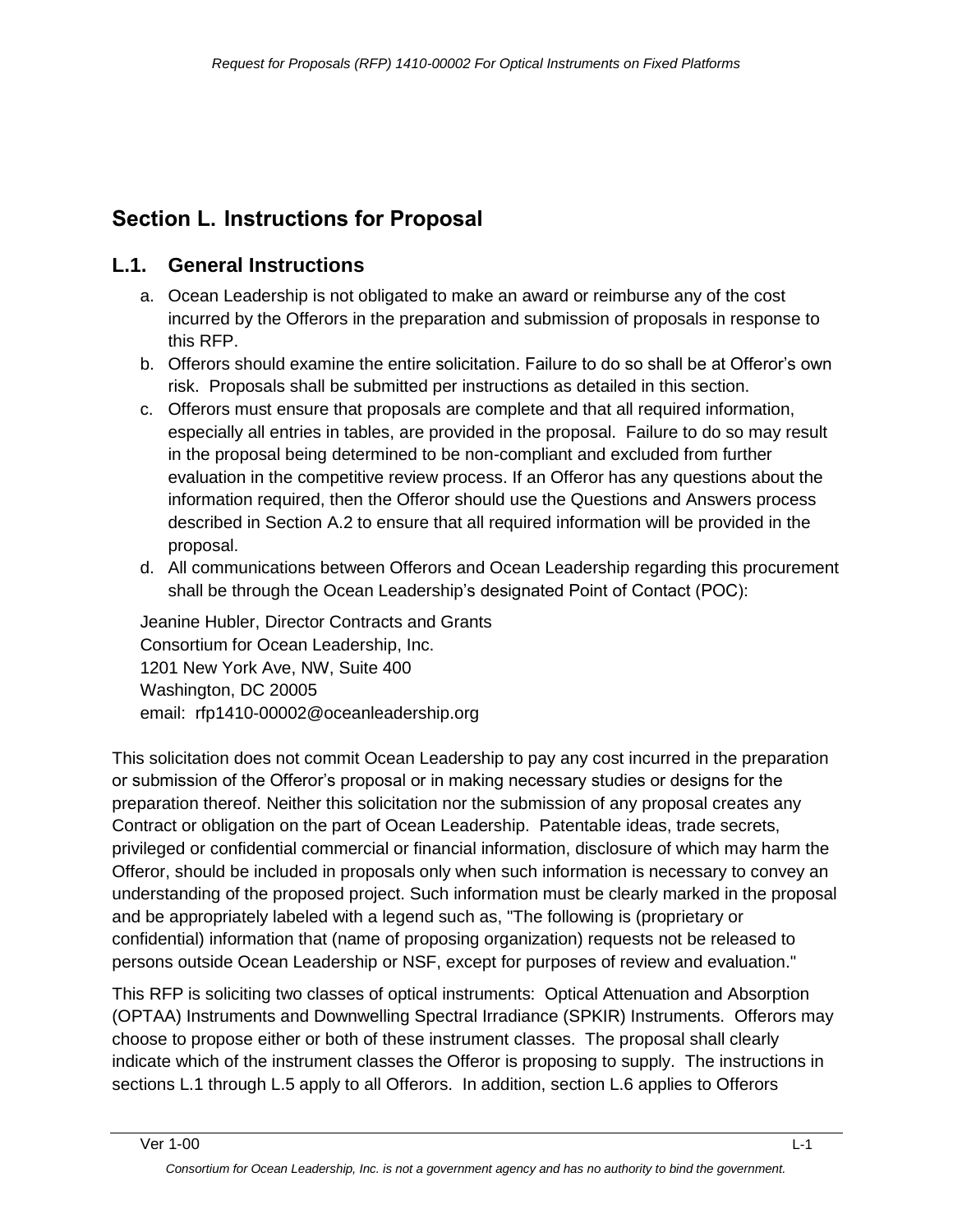# Section L. Instructions for Proposal

## L.1. General Instructions

a. Ocean Leadership is not obligated to make an award or reimburse any of the cost incurred by the Offerors in the preparation and submission of proposals in response to this RFP.
b. Offerors should examine the entire solicitation. Failure to do so shall be at Offeror's own risk. Proposals shall be submitted per instructions as detailed in this section.
c. Offerors must ensure that proposals are complete and that all required information, especially all entries in tables, are provided in the proposal. Failure to do so may result in the proposal being determined to be non-compliant and excluded from further evaluation in the competitive review process. If an Offeror has any questions about the information required, then the Offeror should use the Questions and Answers process described in Section A.2 to ensure that all required information will be provided in the proposal.
d. All communications between Offerors and Ocean Leadership regarding this procurement shall be through the Ocean Leadership's designated Point of Contact (POC):

Jeanine Hubler, Director Contracts and Grants
Consortium for Ocean Leadership, Inc.
1201 New York Ave, NW, Suite 400
Washington, DC 20005
email: rfp1410-00002@oceanleadership.org

This solicitation does not commit Ocean Leadership to pay any cost incurred in the preparation or submission of the Offeror's proposal or in making necessary studies or designs for the preparation thereof. Neither this solicitation nor the submission of any proposal creates any Contract or obligation on the part of Ocean Leadership. Patentable ideas, trade secrets, privileged or confidential commercial or financial information, disclosure of which may harm the Offeror, should be included in proposals only when such information is necessary to convey an understanding of the proposed project. Such information must be clearly marked in the proposal and be appropriately labeled with a legend such as, "The following is (proprietary or confidential) information that (name of proposing organization) requests not be released to persons outside Ocean Leadership or NSF, except for purposes of review and evaluation."

This RFP is soliciting two classes of optical instruments: Optical Attenuation and Absorption (OPTAA) Instruments and Downwelling Spectral Irradiance (SPKIR) Instruments. Offerors may choose to propose either or both of these instrument classes. The proposal shall clearly indicate which of the instrument classes the Offeror is proposing to supply. The instructions in sections L.1 through L.5 apply to all Offerors. In addition, section L.6 applies to Offerors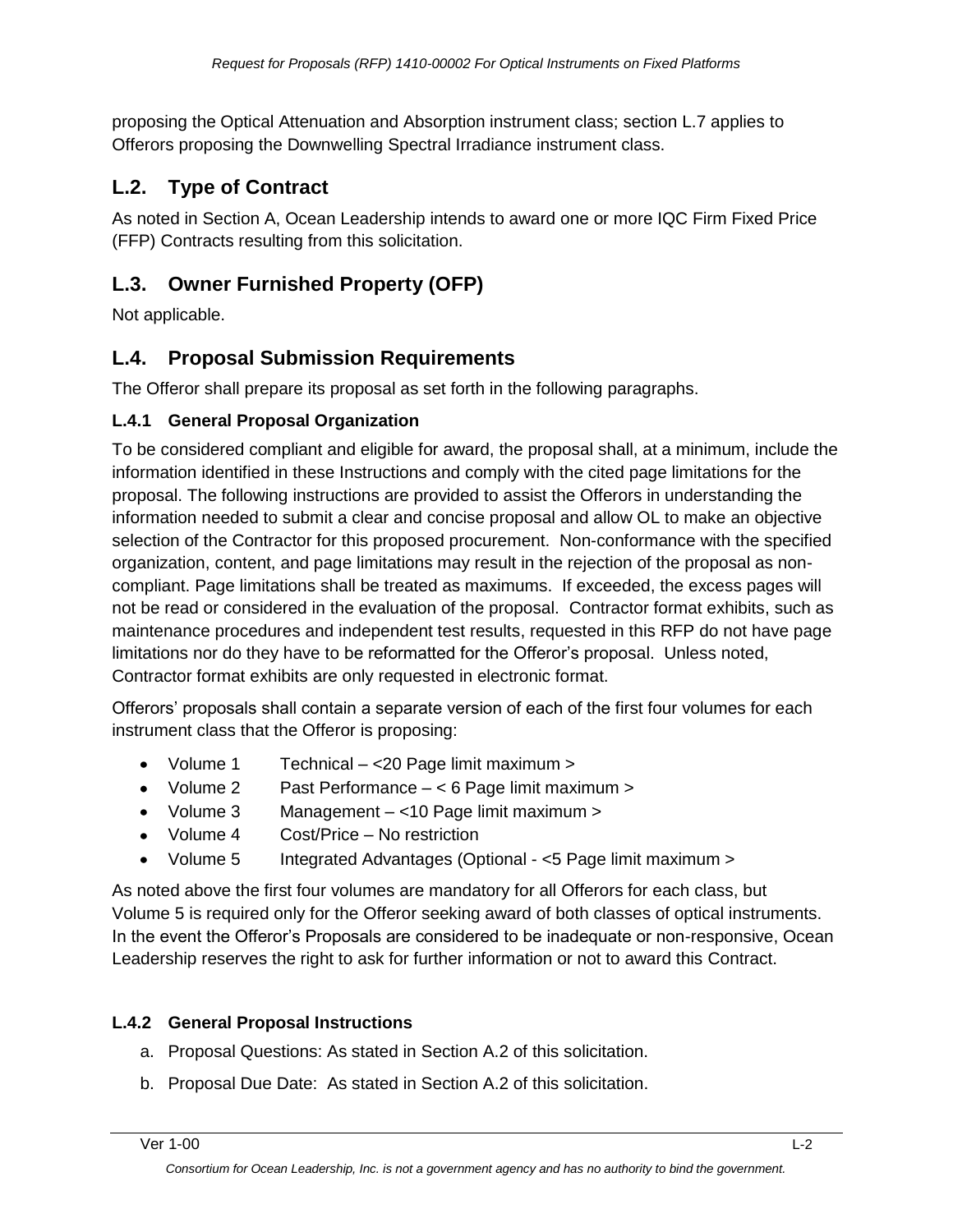proposing the Optical Attenuation and Absorption instrument class; section L.7 applies to Offerors proposing the Downwelling Spectral Irradiance instrument class.

## L.2. Type of Contract

As noted in Section A, Ocean Leadership intends to award one or more IQC Firm Fixed Price (FFP) Contracts resulting from this solicitation.

## L.3. Owner Furnished Property (OFP)

Not applicable.

## L.4. Proposal Submission Requirements

The Offeror shall prepare its proposal as set forth in the following paragraphs.

### L.4.1 General Proposal Organization

To be considered compliant and eligible for award, the proposal shall, at a minimum, include the information identified in these Instructions and comply with the cited page limitations for the proposal. The following instructions are provided to assist the Offerors in understanding the information needed to submit a clear and concise proposal and allow OL to make an objective selection of the Contractor for this proposed procurement. Non-conformance with the specified organization, content, and page limitations may result in the rejection of the proposal as non-compliant. Page limitations shall be treated as maximums. If exceeded, the excess pages will not be read or considered in the evaluation of the proposal. Contractor format exhibits, such as maintenance procedures and independent test results, requested in this RFP do not have page limitations nor do they have to be reformatted for the Offeror's proposal. Unless noted, Contractor format exhibits are only requested in electronic format.

Offerors' proposals shall contain a separate version of each of the first four volumes for each instrument class that the Offeror is proposing:

- Volume 1 Technical – <20 Page limit maximum >
- Volume 2 Past Performance – < 6 Page limit maximum >
- Volume 3 Management – <10 Page limit maximum >
- Volume 4 Cost/Price – No restriction
- Volume 5 Integrated Advantages (Optional - <5 Page limit maximum >

As noted above the first four volumes are mandatory for all Offerors for each class, but Volume 5 is required only for the Offeror seeking award of both classes of optical instruments. In the event the Offeror's Proposals are considered to be inadequate or non-responsive, Ocean Leadership reserves the right to ask for further information or not to award this Contract.

### L.4.2 General Proposal Instructions

a. Proposal Questions: As stated in Section A.2 of this solicitation.

b. Proposal Due Date: As stated in Section A.2 of this solicitation.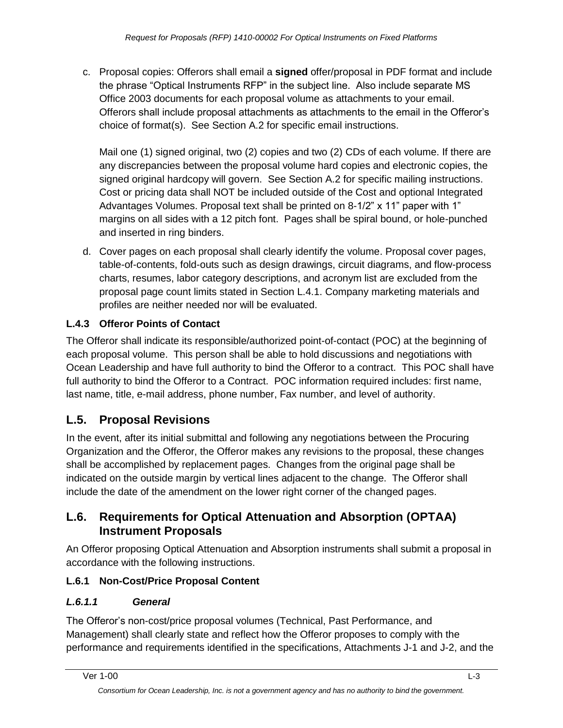c. Proposal copies: Offerors shall email a **signed** offer/proposal in PDF format and include the phrase "Optical Instruments RFP" in the subject line. Also include separate MS Office 2003 documents for each proposal volume as attachments to your email. Offerors shall include proposal attachments as attachments to the email in the Offeror's choice of format(s). See Section A.2 for specific email instructions.

   Mail one (1) signed original, two (2) copies and two (2) CDs of each volume. If there are any discrepancies between the proposal volume hard copies and electronic copies, the signed original hardcopy will govern. See Section A.2 for specific mailing instructions. Cost or pricing data shall NOT be included outside of the Cost and optional Integrated Advantages Volumes. Proposal text shall be printed on 8-1/2" x 11" paper with 1" margins on all sides with a 12 pitch font. Pages shall be spiral bound, or hole-punched and inserted in ring binders.

d. Cover pages on each proposal shall clearly identify the volume. Proposal cover pages, table-of-contents, fold-outs such as design drawings, circuit diagrams, and flow-process charts, resumes, labor category descriptions, and acronym list are excluded from the proposal page count limits stated in Section L.4.1. Company marketing materials and profiles are neither needed nor will be evaluated.

### L.4.3 Offeror Points of Contact

The Offeror shall indicate its responsible/authorized point-of-contact (POC) at the beginning of each proposal volume. This person shall be able to hold discussions and negotiations with Ocean Leadership and have full authority to bind the Offeror to a contract. This POC shall have full authority to bind the Offeror to a Contract. POC information required includes: first name, last name, title, e-mail address, phone number, Fax number, and level of authority.

## L.5. Proposal Revisions

In the event, after its initial submittal and following any negotiations between the Procuring Organization and the Offeror, the Offeror makes any revisions to the proposal, these changes shall be accomplished by replacement pages. Changes from the original page shall be indicated on the outside margin by vertical lines adjacent to the change. The Offeror shall include the date of the amendment on the lower right corner of the changed pages.

## L.6. Requirements for Optical Attenuation and Absorption (OPTAA) Instrument Proposals

An Offeror proposing Optical Attenuation and Absorption instruments shall submit a proposal in accordance with the following instructions.

### L.6.1 Non-Cost/Price Proposal Content

#### *L.6.1.1 General*

The Offeror's non-cost/price proposal volumes (Technical, Past Performance, and Management) shall clearly state and reflect how the Offeror proposes to comply with the performance and requirements identified in the specifications, Attachments J-1 and J-2, and the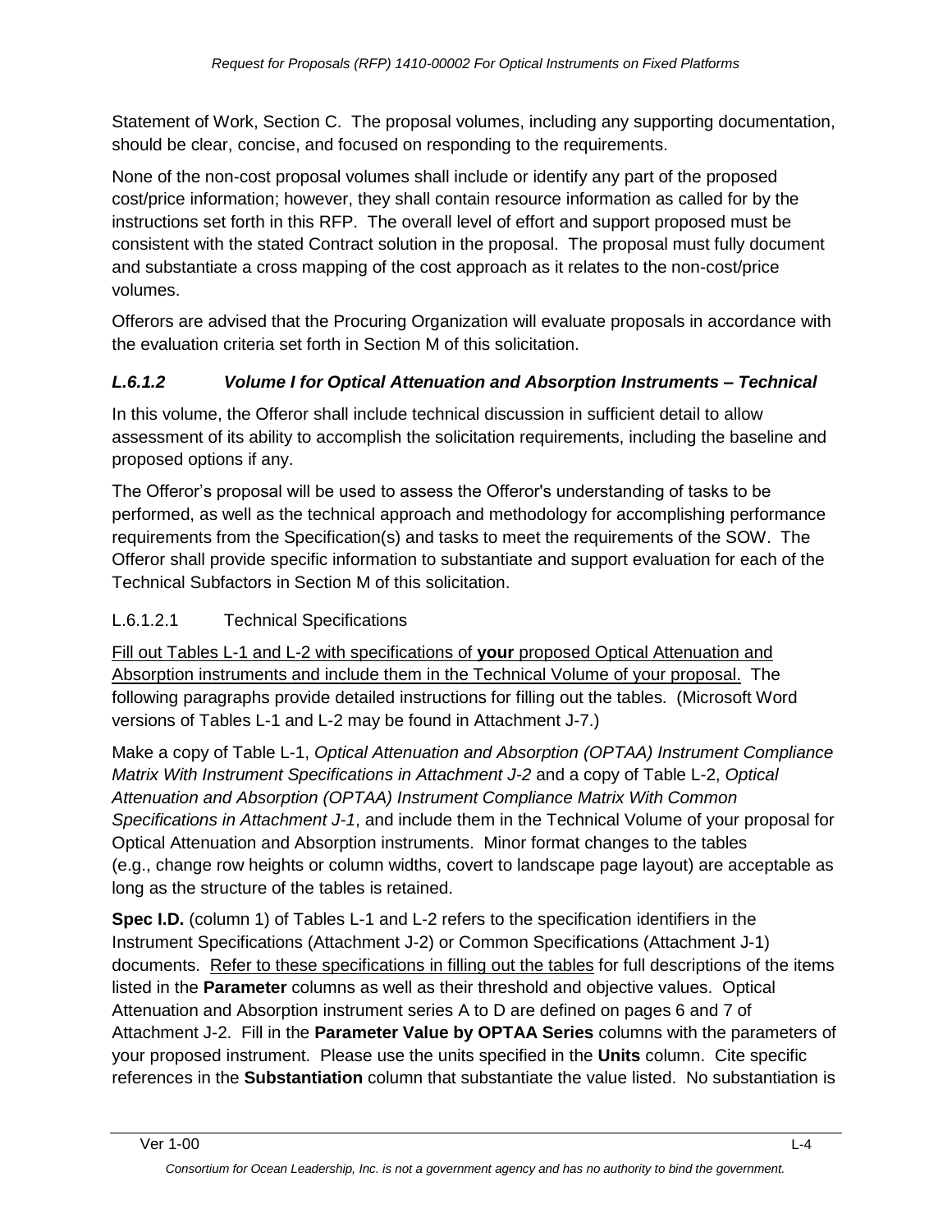Statement of Work, Section C. The proposal volumes, including any supporting documentation, should be clear, concise, and focused on responding to the requirements.

None of the non-cost proposal volumes shall include or identify any part of the proposed cost/price information; however, they shall contain resource information as called for by the instructions set forth in this RFP. The overall level of effort and support proposed must be consistent with the stated Contract solution in the proposal. The proposal must fully document and substantiate a cross mapping of the cost approach as it relates to the non-cost/price volumes.

Offerors are advised that the Procuring Organization will evaluate proposals in accordance with the evaluation criteria set forth in Section M of this solicitation.

### *L.6.1.2 Volume I for Optical Attenuation and Absorption Instruments – Technical*

In this volume, the Offeror shall include technical discussion in sufficient detail to allow assessment of its ability to accomplish the solicitation requirements, including the baseline and proposed options if any.

The Offeror's proposal will be used to assess the Offeror's understanding of tasks to be performed, as well as the technical approach and methodology for accomplishing performance requirements from the Specification(s) and tasks to meet the requirements of the SOW. The Offeror shall provide specific information to substantiate and support evaluation for each of the Technical Subfactors in Section M of this solicitation.

#### L.6.1.2.1 Technical Specifications

<u>Fill out Tables L-1 and L-2 with specifications of **your** proposed Optical Attenuation and Absorption instruments and include them in the Technical Volume of your proposal.</u> The following paragraphs provide detailed instructions for filling out the tables. (Microsoft Word versions of Tables L-1 and L-2 may be found in Attachment J-7.)

Make a copy of Table L-1, *Optical Attenuation and Absorption (OPTAA) Instrument Compliance Matrix With Instrument Specifications in Attachment J-2* and a copy of Table L-2, *Optical Attenuation and Absorption (OPTAA) Instrument Compliance Matrix With Common Specifications in Attachment J-1*, and include them in the Technical Volume of your proposal for Optical Attenuation and Absorption instruments. Minor format changes to the tables (e.g., change row heights or column widths, covert to landscape page layout) are acceptable as long as the structure of the tables is retained.

**Spec I.D.** (column 1) of Tables L-1 and L-2 refers to the specification identifiers in the Instrument Specifications (Attachment J-2) or Common Specifications (Attachment J-1) documents. <u>Refer to these specifications in filling out the tables</u> for full descriptions of the items listed in the **Parameter** columns as well as their threshold and objective values. Optical Attenuation and Absorption instrument series A to D are defined on pages 6 and 7 of Attachment J-2. Fill in the **Parameter Value by OPTAA Series** columns with the parameters of your proposed instrument. Please use the units specified in the **Units** column. Cite specific references in the **Substantiation** column that substantiate the value listed. No substantiation is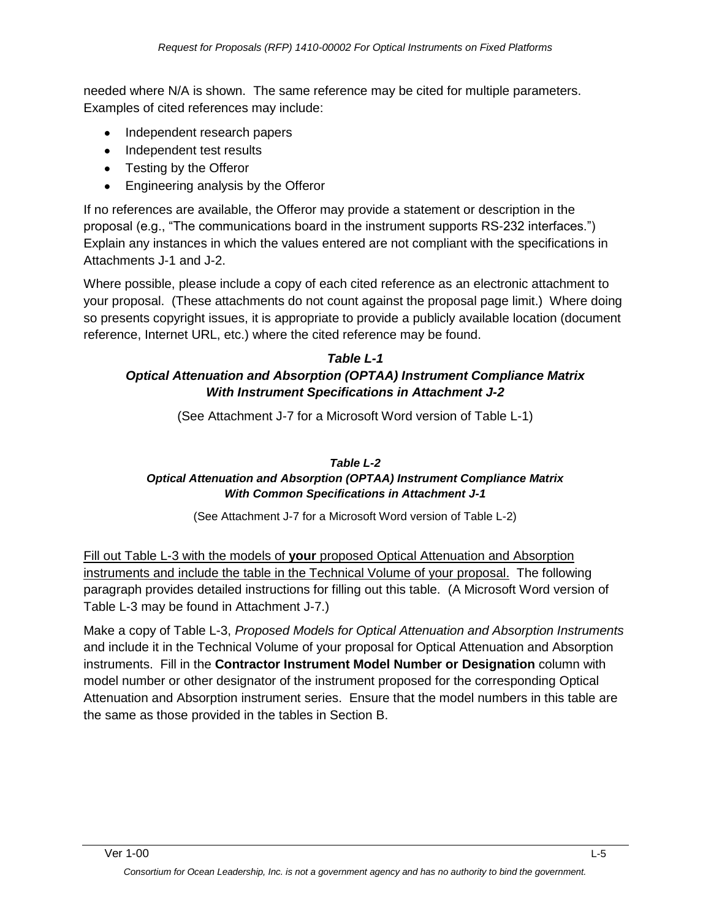needed where N/A is shown. The same reference may be cited for multiple parameters. Examples of cited references may include:

- Independent research papers
- Independent test results
- Testing by the Offeror
- Engineering analysis by the Offeror

If no references are available, the Offeror may provide a statement or description in the proposal (e.g., "The communications board in the instrument supports RS-232 interfaces.") Explain any instances in which the values entered are not compliant with the specifications in Attachments J-1 and J-2.

Where possible, please include a copy of each cited reference as an electronic attachment to your proposal. (These attachments do not count against the proposal page limit.) Where doing so presents copyright issues, it is appropriate to provide a publicly available location (document reference, Internet URL, etc.) where the cited reference may be found.

***Table L-1***
***Optical Attenuation and Absorption (OPTAA) Instrument Compliance Matrix With Instrument Specifications in Attachment J-2***

(See Attachment J-7 for a Microsoft Word version of Table L-1)

***Table L-2***
***Optical Attenuation and Absorption (OPTAA) Instrument Compliance Matrix With Common Specifications in Attachment J-1***

(See Attachment J-7 for a Microsoft Word version of Table L-2)

<u>Fill out Table L-3 with the models of **your** proposed Optical Attenuation and Absorption instruments and include the table in the Technical Volume of your proposal.</u> The following paragraph provides detailed instructions for filling out this table. (A Microsoft Word version of Table L-3 may be found in Attachment J-7.)

Make a copy of Table L-3, *Proposed Models for Optical Attenuation and Absorption Instruments* and include it in the Technical Volume of your proposal for Optical Attenuation and Absorption instruments. Fill in the **Contractor Instrument Model Number or Designation** column with model number or other designator of the instrument proposed for the corresponding Optical Attenuation and Absorption instrument series. Ensure that the model numbers in this table are the same as those provided in the tables in Section B.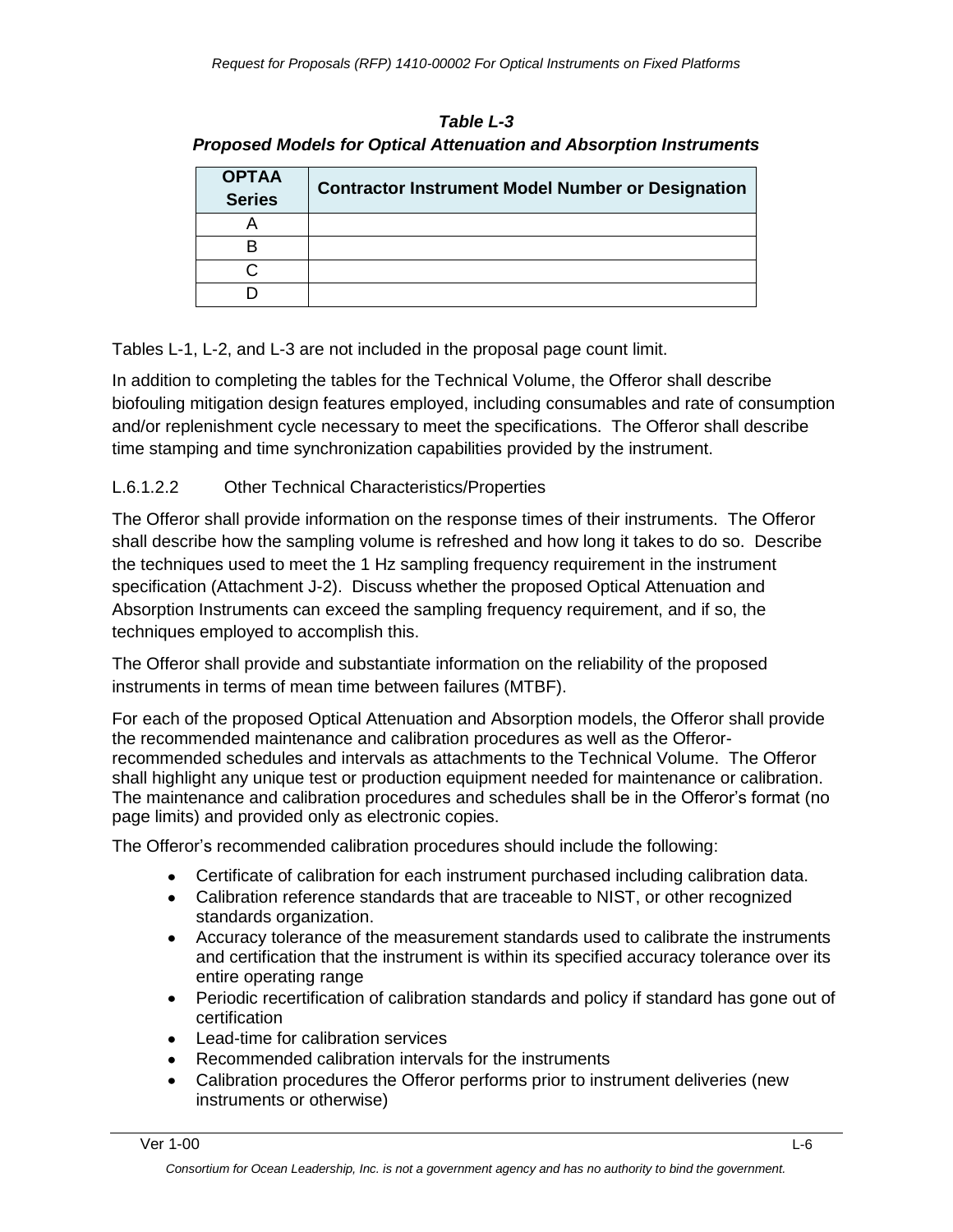**_Table L-3_**

**_Proposed Models for Optical Attenuation and Absorption Instruments_**

| OPTAA Series | Contractor Instrument Model Number or Designation |
|---|---|
| A | |
| B | |
| C | |
| D | |

Tables L-1, L-2, and L-3 are not included in the proposal page count limit.

In addition to completing the tables for the Technical Volume, the Offeror shall describe biofouling mitigation design features employed, including consumables and rate of consumption and/or replenishment cycle necessary to meet the specifications. The Offeror shall describe time stamping and time synchronization capabilities provided by the instrument.

#### L.6.1.2.2 Other Technical Characteristics/Properties

The Offeror shall provide information on the response times of their instruments. The Offeror shall describe how the sampling volume is refreshed and how long it takes to do so. Describe the techniques used to meet the 1 Hz sampling frequency requirement in the instrument specification (Attachment J-2). Discuss whether the proposed Optical Attenuation and Absorption Instruments can exceed the sampling frequency requirement, and if so, the techniques employed to accomplish this.

The Offeror shall provide and substantiate information on the reliability of the proposed instruments in terms of mean time between failures (MTBF).

For each of the proposed Optical Attenuation and Absorption models, the Offeror shall provide the recommended maintenance and calibration procedures as well as the Offeror-recommended schedules and intervals as attachments to the Technical Volume. The Offeror shall highlight any unique test or production equipment needed for maintenance or calibration. The maintenance and calibration procedures and schedules shall be in the Offeror's format (no page limits) and provided only as electronic copies.

The Offeror's recommended calibration procedures should include the following:

- Certificate of calibration for each instrument purchased including calibration data.
- Calibration reference standards that are traceable to NIST, or other recognized standards organization.
- Accuracy tolerance of the measurement standards used to calibrate the instruments and certification that the instrument is within its specified accuracy tolerance over its entire operating range
- Periodic recertification of calibration standards and policy if standard has gone out of certification
- Lead-time for calibration services
- Recommended calibration intervals for the instruments
- Calibration procedures the Offeror performs prior to instrument deliveries (new instruments or otherwise)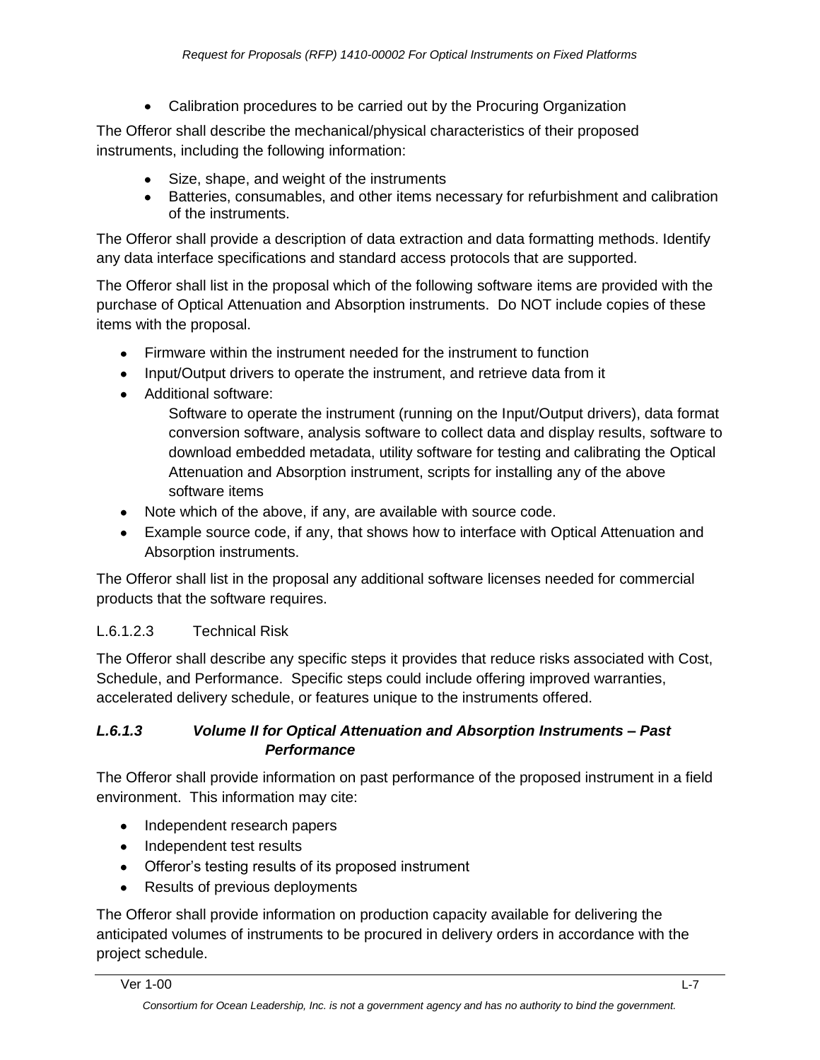- Calibration procedures to be carried out by the Procuring Organization

The Offeror shall describe the mechanical/physical characteristics of their proposed instruments, including the following information:

- Size, shape, and weight of the instruments
- Batteries, consumables, and other items necessary for refurbishment and calibration of the instruments.

The Offeror shall provide a description of data extraction and data formatting methods. Identify any data interface specifications and standard access protocols that are supported.

The Offeror shall list in the proposal which of the following software items are provided with the purchase of Optical Attenuation and Absorption instruments. Do NOT include copies of these items with the proposal.

- Firmware within the instrument needed for the instrument to function
- Input/Output drivers to operate the instrument, and retrieve data from it
- Additional software:
  
  Software to operate the instrument (running on the Input/Output drivers), data format conversion software, analysis software to collect data and display results, software to download embedded metadata, utility software for testing and calibrating the Optical Attenuation and Absorption instrument, scripts for installing any of the above software items
- Note which of the above, if any, are available with source code.
- Example source code, if any, that shows how to interface with Optical Attenuation and Absorption instruments.

The Offeror shall list in the proposal any additional software licenses needed for commercial products that the software requires.

L.6.1.2.3 Technical Risk

The Offeror shall describe any specific steps it provides that reduce risks associated with Cost, Schedule, and Performance. Specific steps could include offering improved warranties, accelerated delivery schedule, or features unique to the instruments offered.

#### *L.6.1.3 Volume II for Optical Attenuation and Absorption Instruments – Past Performance*

The Offeror shall provide information on past performance of the proposed instrument in a field environment. This information may cite:

- Independent research papers
- Independent test results
- Offeror's testing results of its proposed instrument
- Results of previous deployments

The Offeror shall provide information on production capacity available for delivering the anticipated volumes of instruments to be procured in delivery orders in accordance with the project schedule.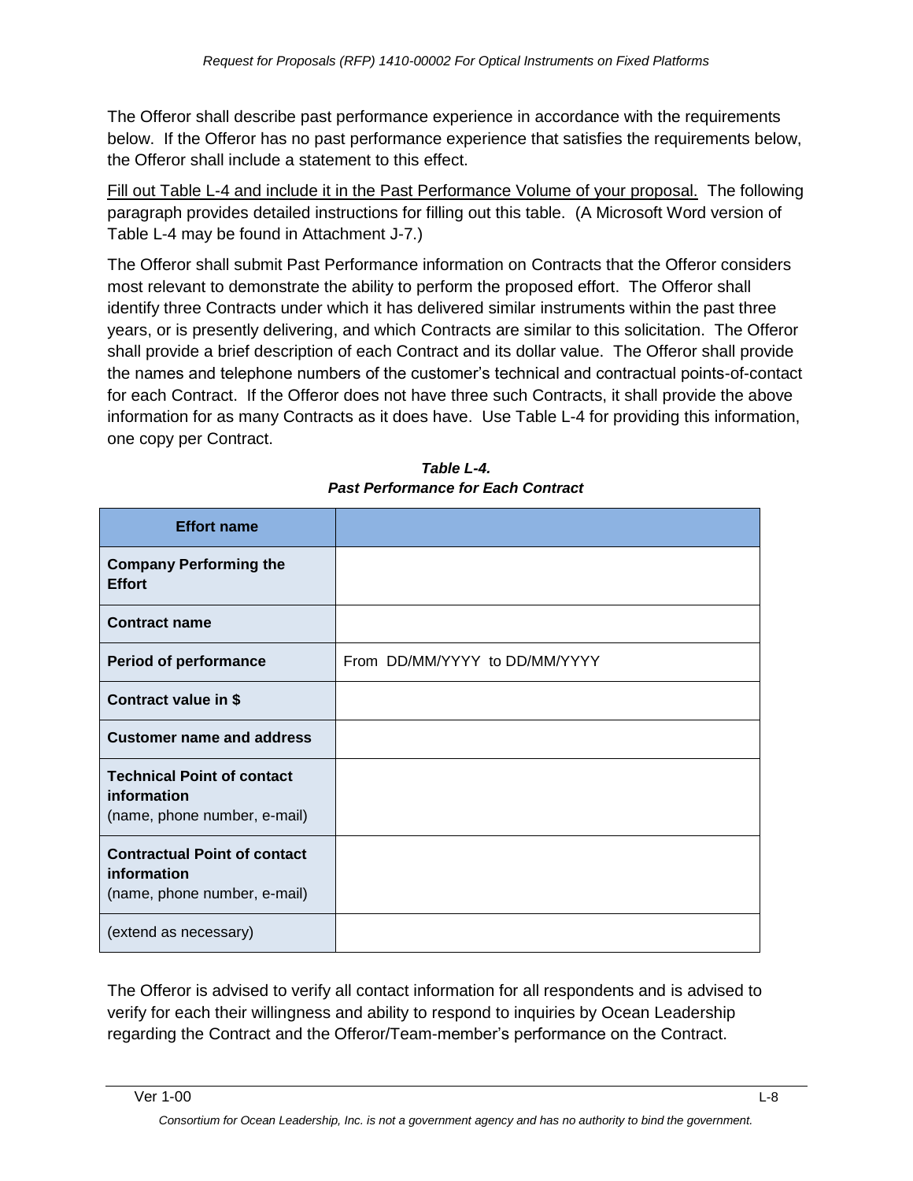The Offeror shall describe past performance experience in accordance with the requirements below. If the Offeror has no past performance experience that satisfies the requirements below, the Offeror shall include a statement to this effect.

Fill out Table L-4 and include it in the Past Performance Volume of your proposal. The following paragraph provides detailed instructions for filling out this table. (A Microsoft Word version of Table L-4 may be found in Attachment J-7.)

The Offeror shall submit Past Performance information on Contracts that the Offeror considers most relevant to demonstrate the ability to perform the proposed effort. The Offeror shall identify three Contracts under which it has delivered similar instruments within the past three years, or is presently delivering, and which Contracts are similar to this solicitation. The Offeror shall provide a brief description of each Contract and its dollar value. The Offeror shall provide the names and telephone numbers of the customer's technical and contractual points-of-contact for each Contract. If the Offeror does not have three such Contracts, it shall provide the above information for as many Contracts as it does have. Use Table L-4 for providing this information, one copy per Contract.

***Table L-4.***
***Past Performance for Each Contract***

| **Effort name** | |
|---|---|
| **Company Performing the Effort** | |
| **Contract name** | |
| **Period of performance** | From DD/MM/YYYY to DD/MM/YYYY |
| **Contract value in $** | |
| **Customer name and address** | |
| **Technical Point of contact information** (name, phone number, e-mail) | |
| **Contractual Point of contact information** (name, phone number, e-mail) | |
| (extend as necessary) | |

The Offeror is advised to verify all contact information for all respondents and is advised to verify for each their willingness and ability to respond to inquiries by Ocean Leadership regarding the Contract and the Offeror/Team-member's performance on the Contract.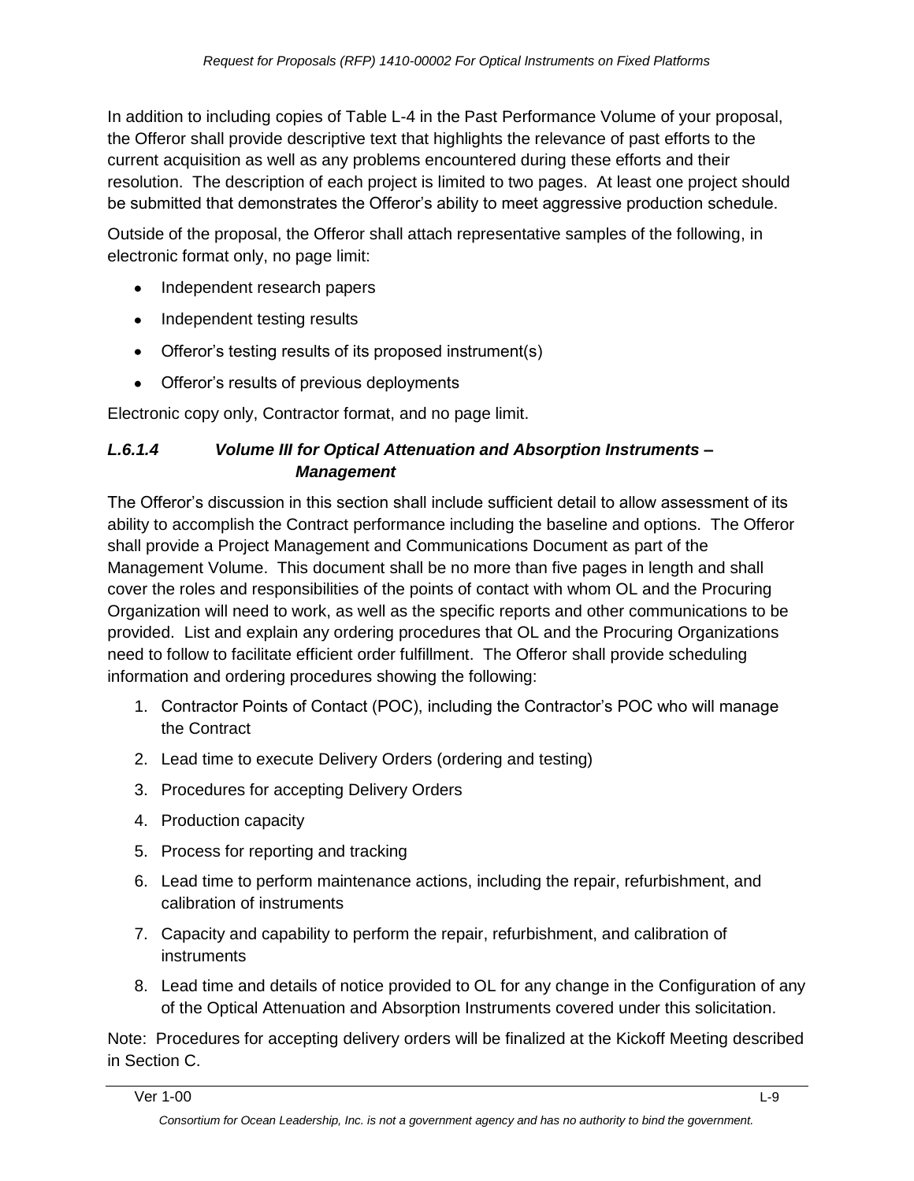In addition to including copies of Table L-4 in the Past Performance Volume of your proposal, the Offeror shall provide descriptive text that highlights the relevance of past efforts to the current acquisition as well as any problems encountered during these efforts and their resolution. The description of each project is limited to two pages. At least one project should be submitted that demonstrates the Offeror's ability to meet aggressive production schedule.

Outside of the proposal, the Offeror shall attach representative samples of the following, in electronic format only, no page limit:

- Independent research papers
- Independent testing results
- Offeror's testing results of its proposed instrument(s)
- Offeror's results of previous deployments

Electronic copy only, Contractor format, and no page limit.

### *L.6.1.4 Volume III for Optical Attenuation and Absorption Instruments – Management*

The Offeror's discussion in this section shall include sufficient detail to allow assessment of its ability to accomplish the Contract performance including the baseline and options. The Offeror shall provide a Project Management and Communications Document as part of the Management Volume. This document shall be no more than five pages in length and shall cover the roles and responsibilities of the points of contact with whom OL and the Procuring Organization will need to work, as well as the specific reports and other communications to be provided. List and explain any ordering procedures that OL and the Procuring Organizations need to follow to facilitate efficient order fulfillment. The Offeror shall provide scheduling information and ordering procedures showing the following:

1. Contractor Points of Contact (POC), including the Contractor's POC who will manage the Contract
2. Lead time to execute Delivery Orders (ordering and testing)
3. Procedures for accepting Delivery Orders
4. Production capacity
5. Process for reporting and tracking
6. Lead time to perform maintenance actions, including the repair, refurbishment, and calibration of instruments
7. Capacity and capability to perform the repair, refurbishment, and calibration of instruments
8. Lead time and details of notice provided to OL for any change in the Configuration of any of the Optical Attenuation and Absorption Instruments covered under this solicitation.

Note: Procedures for accepting delivery orders will be finalized at the Kickoff Meeting described in Section C.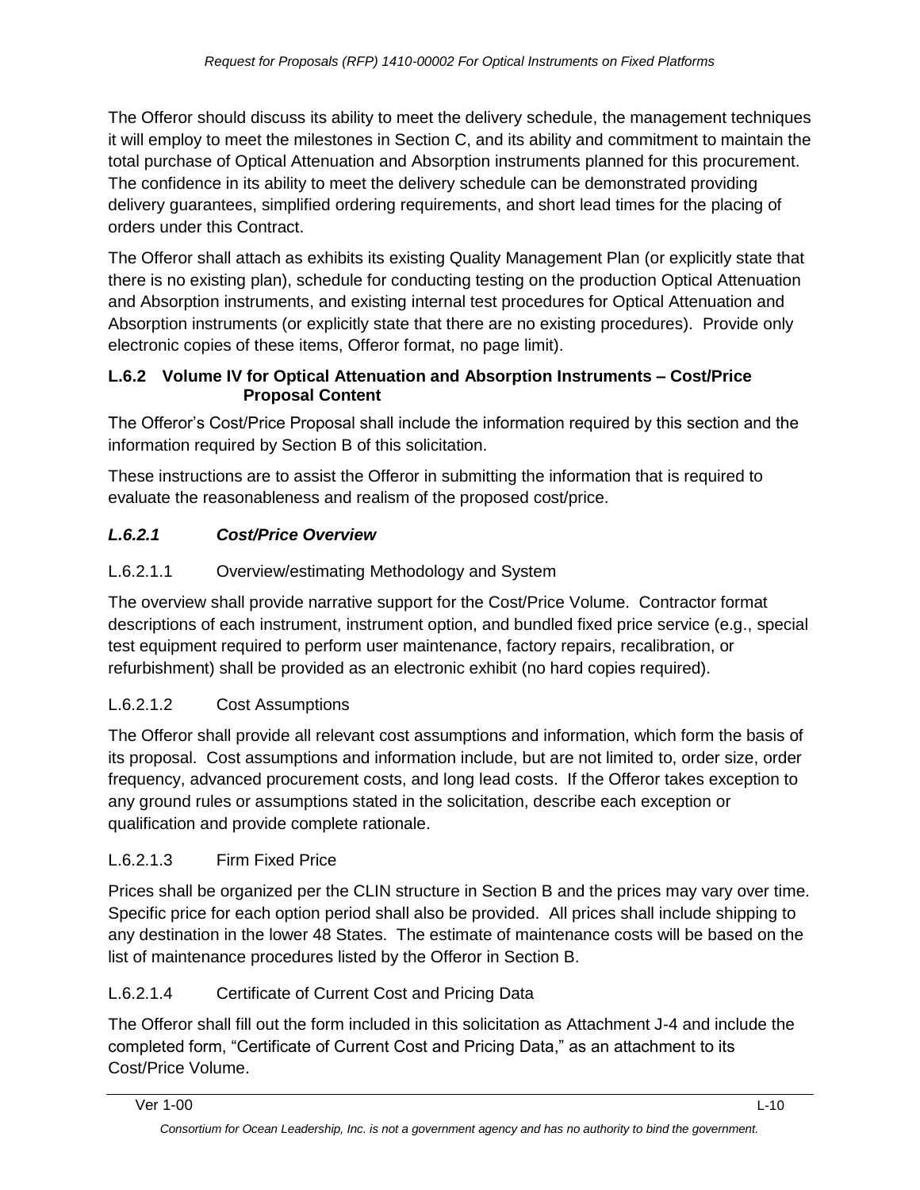The Offeror should discuss its ability to meet the delivery schedule, the management techniques it will employ to meet the milestones in Section C, and its ability and commitment to maintain the total purchase of Optical Attenuation and Absorption instruments planned for this procurement. The confidence in its ability to meet the delivery schedule can be demonstrated providing delivery guarantees, simplified ordering requirements, and short lead times for the placing of orders under this Contract.

The Offeror shall attach as exhibits its existing Quality Management Plan (or explicitly state that there is no existing plan), schedule for conducting testing on the production Optical Attenuation and Absorption instruments, and existing internal test procedures for Optical Attenuation and Absorption instruments (or explicitly state that there are no existing procedures). Provide only electronic copies of these items, Offeror format, no page limit).

### L.6.2 Volume IV for Optical Attenuation and Absorption Instruments – Cost/Price Proposal Content

The Offeror's Cost/Price Proposal shall include the information required by this section and the information required by Section B of this solicitation.

These instructions are to assist the Offeror in submitting the information that is required to evaluate the reasonableness and realism of the proposed cost/price.

#### *L.6.2.1 Cost/Price Overview*

L.6.2.1.1 Overview/estimating Methodology and System

The overview shall provide narrative support for the Cost/Price Volume. Contractor format descriptions of each instrument, instrument option, and bundled fixed price service (e.g., special test equipment required to perform user maintenance, factory repairs, recalibration, or refurbishment) shall be provided as an electronic exhibit (no hard copies required).

L.6.2.1.2 Cost Assumptions

The Offeror shall provide all relevant cost assumptions and information, which form the basis of its proposal. Cost assumptions and information include, but are not limited to, order size, order frequency, advanced procurement costs, and long lead costs. If the Offeror takes exception to any ground rules or assumptions stated in the solicitation, describe each exception or qualification and provide complete rationale.

L.6.2.1.3 Firm Fixed Price

Prices shall be organized per the CLIN structure in Section B and the prices may vary over time. Specific price for each option period shall also be provided. All prices shall include shipping to any destination in the lower 48 States. The estimate of maintenance costs will be based on the list of maintenance procedures listed by the Offeror in Section B.

L.6.2.1.4 Certificate of Current Cost and Pricing Data

The Offeror shall fill out the form included in this solicitation as Attachment J-4 and include the completed form, "Certificate of Current Cost and Pricing Data," as an attachment to its Cost/Price Volume.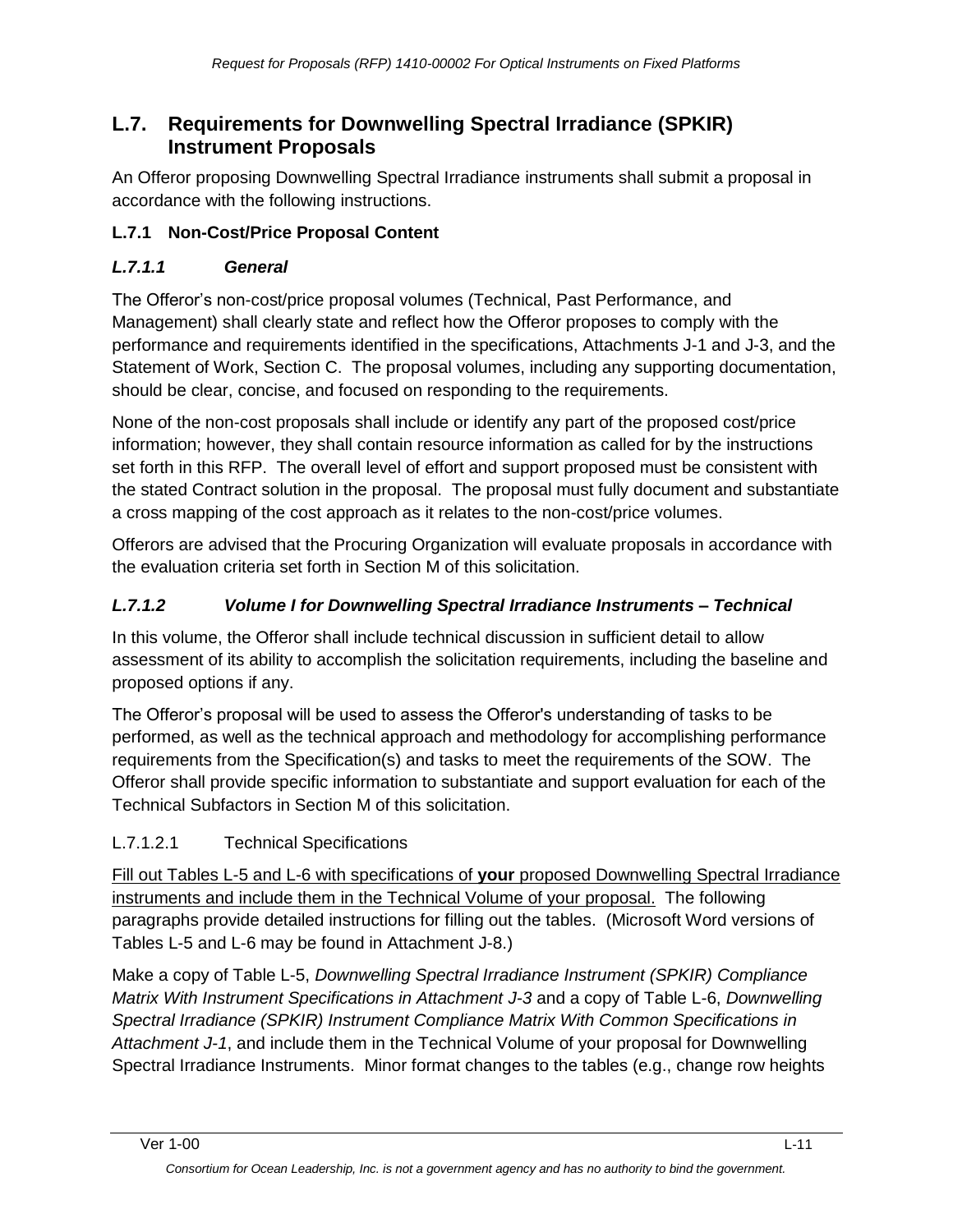## L.7. Requirements for Downwelling Spectral Irradiance (SPKIR) Instrument Proposals

An Offeror proposing Downwelling Spectral Irradiance instruments shall submit a proposal in accordance with the following instructions.

### L.7.1 Non-Cost/Price Proposal Content

#### *L.7.1.1 General*

The Offeror's non-cost/price proposal volumes (Technical, Past Performance, and Management) shall clearly state and reflect how the Offeror proposes to comply with the performance and requirements identified in the specifications, Attachments J-1 and J-3, and the Statement of Work, Section C. The proposal volumes, including any supporting documentation, should be clear, concise, and focused on responding to the requirements.

None of the non-cost proposals shall include or identify any part of the proposed cost/price information; however, they shall contain resource information as called for by the instructions set forth in this RFP. The overall level of effort and support proposed must be consistent with the stated Contract solution in the proposal. The proposal must fully document and substantiate a cross mapping of the cost approach as it relates to the non-cost/price volumes.

Offerors are advised that the Procuring Organization will evaluate proposals in accordance with the evaluation criteria set forth in Section M of this solicitation.

#### *L.7.1.2 Volume I for Downwelling Spectral Irradiance Instruments – Technical*

In this volume, the Offeror shall include technical discussion in sufficient detail to allow assessment of its ability to accomplish the solicitation requirements, including the baseline and proposed options if any.

The Offeror's proposal will be used to assess the Offeror's understanding of tasks to be performed, as well as the technical approach and methodology for accomplishing performance requirements from the Specification(s) and tasks to meet the requirements of the SOW. The Offeror shall provide specific information to substantiate and support evaluation for each of the Technical Subfactors in Section M of this solicitation.

L.7.1.2.1 Technical Specifications

<u>Fill out Tables L-5 and L-6 with specifications of **your** proposed Downwelling Spectral Irradiance instruments and include them in the Technical Volume of your proposal.</u> The following paragraphs provide detailed instructions for filling out the tables. (Microsoft Word versions of Tables L-5 and L-6 may be found in Attachment J-8.)

Make a copy of Table L-5, *Downwelling Spectral Irradiance Instrument (SPKIR) Compliance Matrix With Instrument Specifications in Attachment J-3* and a copy of Table L-6, *Downwelling Spectral Irradiance (SPKIR) Instrument Compliance Matrix With Common Specifications in Attachment J-1*, and include them in the Technical Volume of your proposal for Downwelling Spectral Irradiance Instruments. Minor format changes to the tables (e.g., change row heights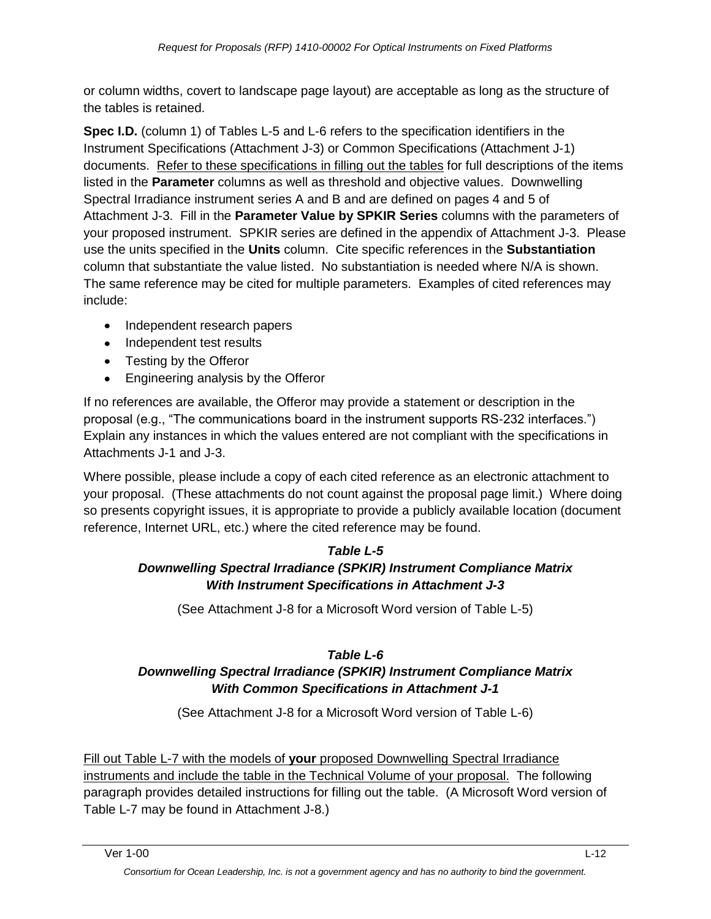or column widths, covert to landscape page layout) are acceptable as long as the structure of the tables is retained.

**Spec I.D.** (column 1) of Tables L-5 and L-6 refers to the specification identifiers in the Instrument Specifications (Attachment J-3) or Common Specifications (Attachment J-1) documents. Refer to these specifications in filling out the tables for full descriptions of the items listed in the **Parameter** columns as well as threshold and objective values. Downwelling Spectral Irradiance instrument series A and B and are defined on pages 4 and 5 of Attachment J-3. Fill in the **Parameter Value by SPKIR Series** columns with the parameters of your proposed instrument. SPKIR series are defined in the appendix of Attachment J-3. Please use the units specified in the **Units** column. Cite specific references in the **Substantiation** column that substantiate the value listed. No substantiation is needed where N/A is shown. The same reference may be cited for multiple parameters. Examples of cited references may include:

- Independent research papers
- Independent test results
- Testing by the Offeror
- Engineering analysis by the Offeror

If no references are available, the Offeror may provide a statement or description in the proposal (e.g., "The communications board in the instrument supports RS-232 interfaces.") Explain any instances in which the values entered are not compliant with the specifications in Attachments J-1 and J-3.

Where possible, please include a copy of each cited reference as an electronic attachment to your proposal. (These attachments do not count against the proposal page limit.) Where doing so presents copyright issues, it is appropriate to provide a publicly available location (document reference, Internet URL, etc.) where the cited reference may be found.

***Table L-5***
***Downwelling Spectral Irradiance (SPKIR) Instrument Compliance Matrix With Instrument Specifications in Attachment J-3***

(See Attachment J-8 for a Microsoft Word version of Table L-5)

***Table L-6***
***Downwelling Spectral Irradiance (SPKIR) Instrument Compliance Matrix With Common Specifications in Attachment J-1***

(See Attachment J-8 for a Microsoft Word version of Table L-6)

Fill out Table L-7 with the models of **your** proposed Downwelling Spectral Irradiance instruments and include the table in the Technical Volume of your proposal. The following paragraph provides detailed instructions for filling out the table. (A Microsoft Word version of Table L-7 may be found in Attachment J-8.)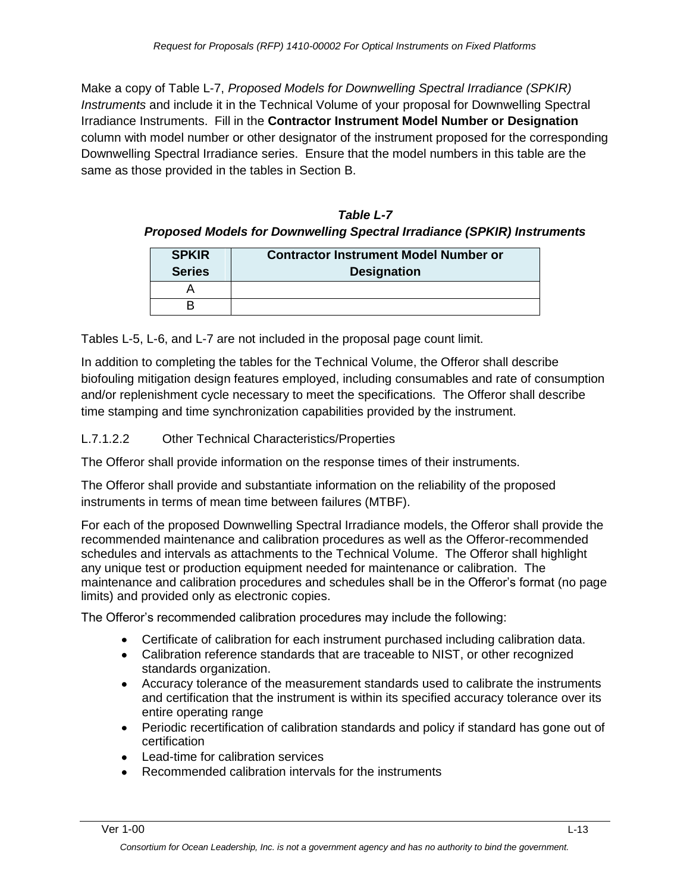Make a copy of Table L-7, *Proposed Models for Downwelling Spectral Irradiance (SPKIR) Instruments* and include it in the Technical Volume of your proposal for Downwelling Spectral Irradiance Instruments. Fill in the **Contractor Instrument Model Number or Designation** column with model number or other designator of the instrument proposed for the corresponding Downwelling Spectral Irradiance series. Ensure that the model numbers in this table are the same as those provided in the tables in Section B.

***Table L-7***
***Proposed Models for Downwelling Spectral Irradiance (SPKIR) Instruments***

| SPKIR Series | Contractor Instrument Model Number or Designation |
|---|---|
| A | |
| B | |

Tables L-5, L-6, and L-7 are not included in the proposal page count limit.

In addition to completing the tables for the Technical Volume, the Offeror shall describe biofouling mitigation design features employed, including consumables and rate of consumption and/or replenishment cycle necessary to meet the specifications. The Offeror shall describe time stamping and time synchronization capabilities provided by the instrument.

#### L.7.1.2.2 Other Technical Characteristics/Properties

The Offeror shall provide information on the response times of their instruments.

The Offeror shall provide and substantiate information on the reliability of the proposed instruments in terms of mean time between failures (MTBF).

For each of the proposed Downwelling Spectral Irradiance models, the Offeror shall provide the recommended maintenance and calibration procedures as well as the Offeror-recommended schedules and intervals as attachments to the Technical Volume. The Offeror shall highlight any unique test or production equipment needed for maintenance or calibration. The maintenance and calibration procedures and schedules shall be in the Offeror's format (no page limits) and provided only as electronic copies.

The Offeror's recommended calibration procedures may include the following:

- Certificate of calibration for each instrument purchased including calibration data.
- Calibration reference standards that are traceable to NIST, or other recognized standards organization.
- Accuracy tolerance of the measurement standards used to calibrate the instruments and certification that the instrument is within its specified accuracy tolerance over its entire operating range
- Periodic recertification of calibration standards and policy if standard has gone out of certification
- Lead-time for calibration services
- Recommended calibration intervals for the instruments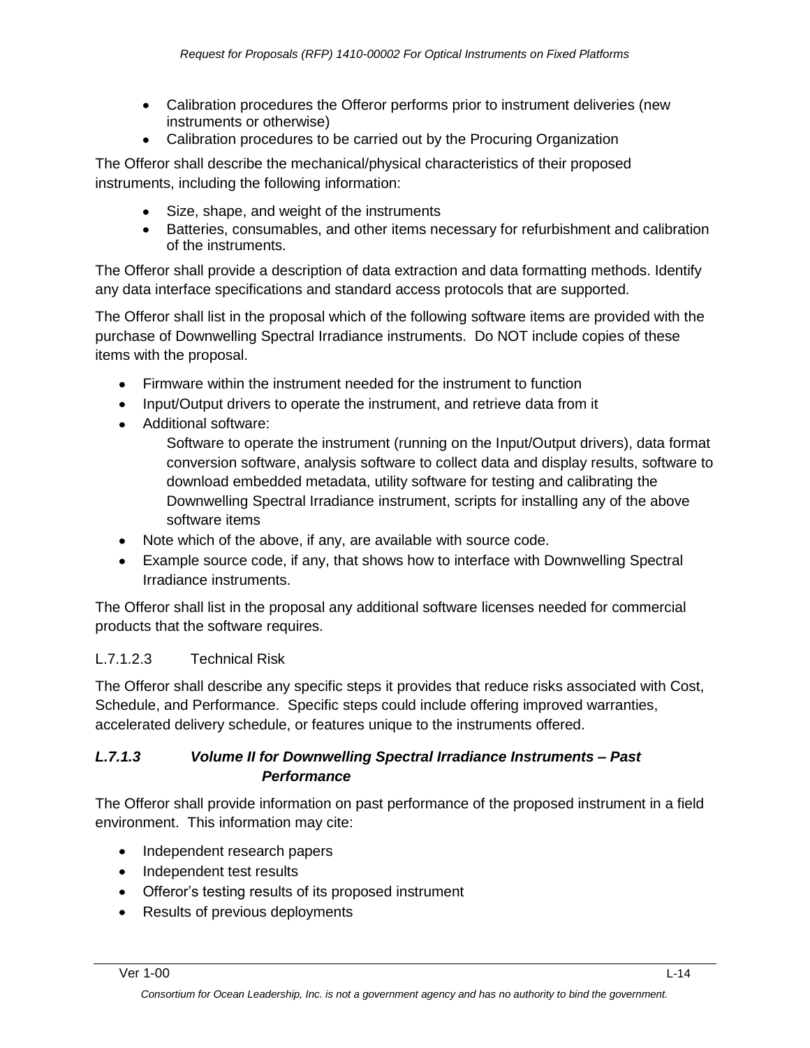- Calibration procedures the Offeror performs prior to instrument deliveries (new instruments or otherwise)
- Calibration procedures to be carried out by the Procuring Organization

The Offeror shall describe the mechanical/physical characteristics of their proposed instruments, including the following information:

- Size, shape, and weight of the instruments
- Batteries, consumables, and other items necessary for refurbishment and calibration of the instruments.

The Offeror shall provide a description of data extraction and data formatting methods. Identify any data interface specifications and standard access protocols that are supported.

The Offeror shall list in the proposal which of the following software items are provided with the purchase of Downwelling Spectral Irradiance instruments. Do NOT include copies of these items with the proposal.

- Firmware within the instrument needed for the instrument to function
- Input/Output drivers to operate the instrument, and retrieve data from it
- Additional software:

  Software to operate the instrument (running on the Input/Output drivers), data format conversion software, analysis software to collect data and display results, software to download embedded metadata, utility software for testing and calibrating the Downwelling Spectral Irradiance instrument, scripts for installing any of the above software items
- Note which of the above, if any, are available with source code.
- Example source code, if any, that shows how to interface with Downwelling Spectral Irradiance instruments.

The Offeror shall list in the proposal any additional software licenses needed for commercial products that the software requires.

L.7.1.2.3 Technical Risk

The Offeror shall describe any specific steps it provides that reduce risks associated with Cost, Schedule, and Performance. Specific steps could include offering improved warranties, accelerated delivery schedule, or features unique to the instruments offered.

### *L.7.1.3 Volume II for Downwelling Spectral Irradiance Instruments – Past Performance*

The Offeror shall provide information on past performance of the proposed instrument in a field environment. This information may cite:

- Independent research papers
- Independent test results
- Offeror's testing results of its proposed instrument
- Results of previous deployments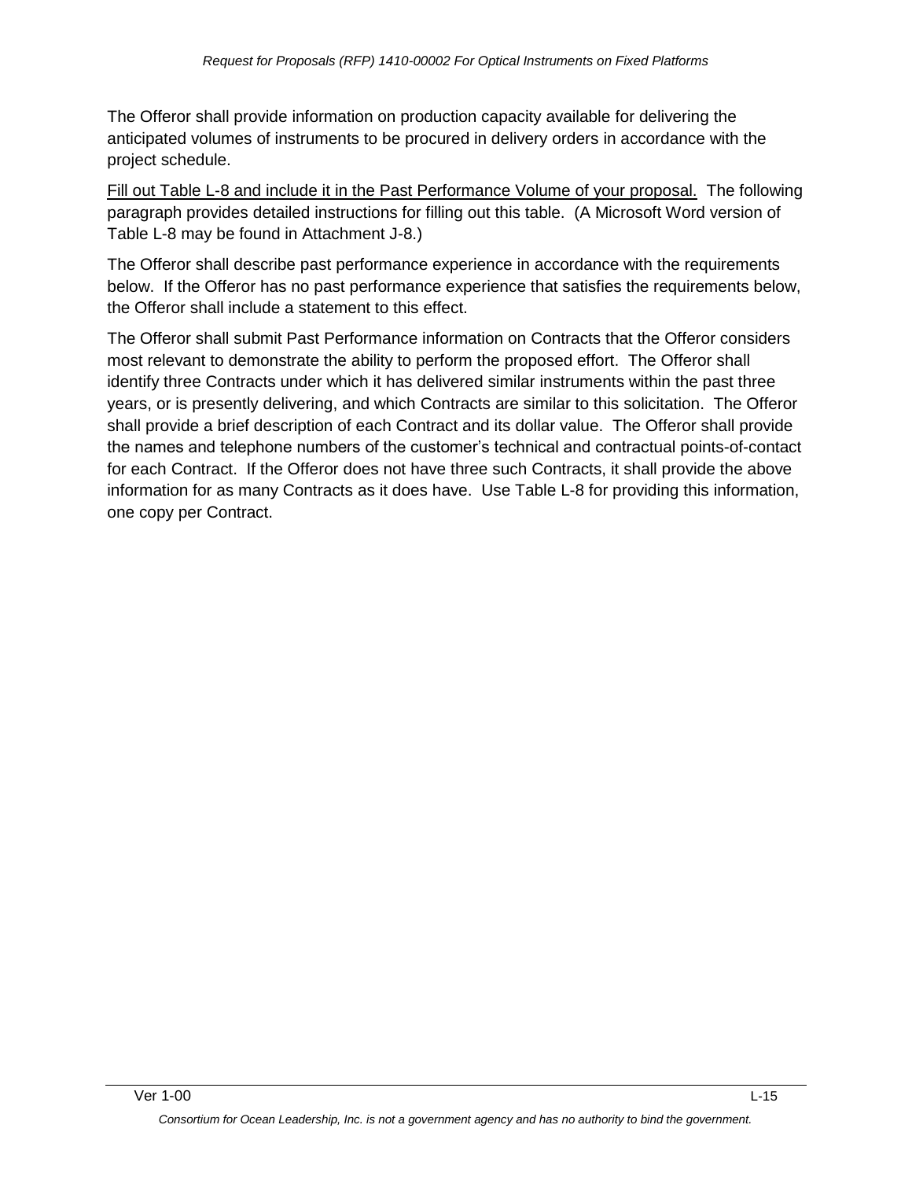The Offeror shall provide information on production capacity available for delivering the anticipated volumes of instruments to be procured in delivery orders in accordance with the project schedule.

<u>Fill out Table L-8 and include it in the Past Performance Volume of your proposal.</u> The following paragraph provides detailed instructions for filling out this table. (A Microsoft Word version of Table L-8 may be found in Attachment J-8.)

The Offeror shall describe past performance experience in accordance with the requirements below. If the Offeror has no past performance experience that satisfies the requirements below, the Offeror shall include a statement to this effect.

The Offeror shall submit Past Performance information on Contracts that the Offeror considers most relevant to demonstrate the ability to perform the proposed effort. The Offeror shall identify three Contracts under which it has delivered similar instruments within the past three years, or is presently delivering, and which Contracts are similar to this solicitation. The Offeror shall provide a brief description of each Contract and its dollar value. The Offeror shall provide the names and telephone numbers of the customer's technical and contractual points-of-contact for each Contract. If the Offeror does not have three such Contracts, it shall provide the above information for as many Contracts as it does have. Use Table L-8 for providing this information, one copy per Contract.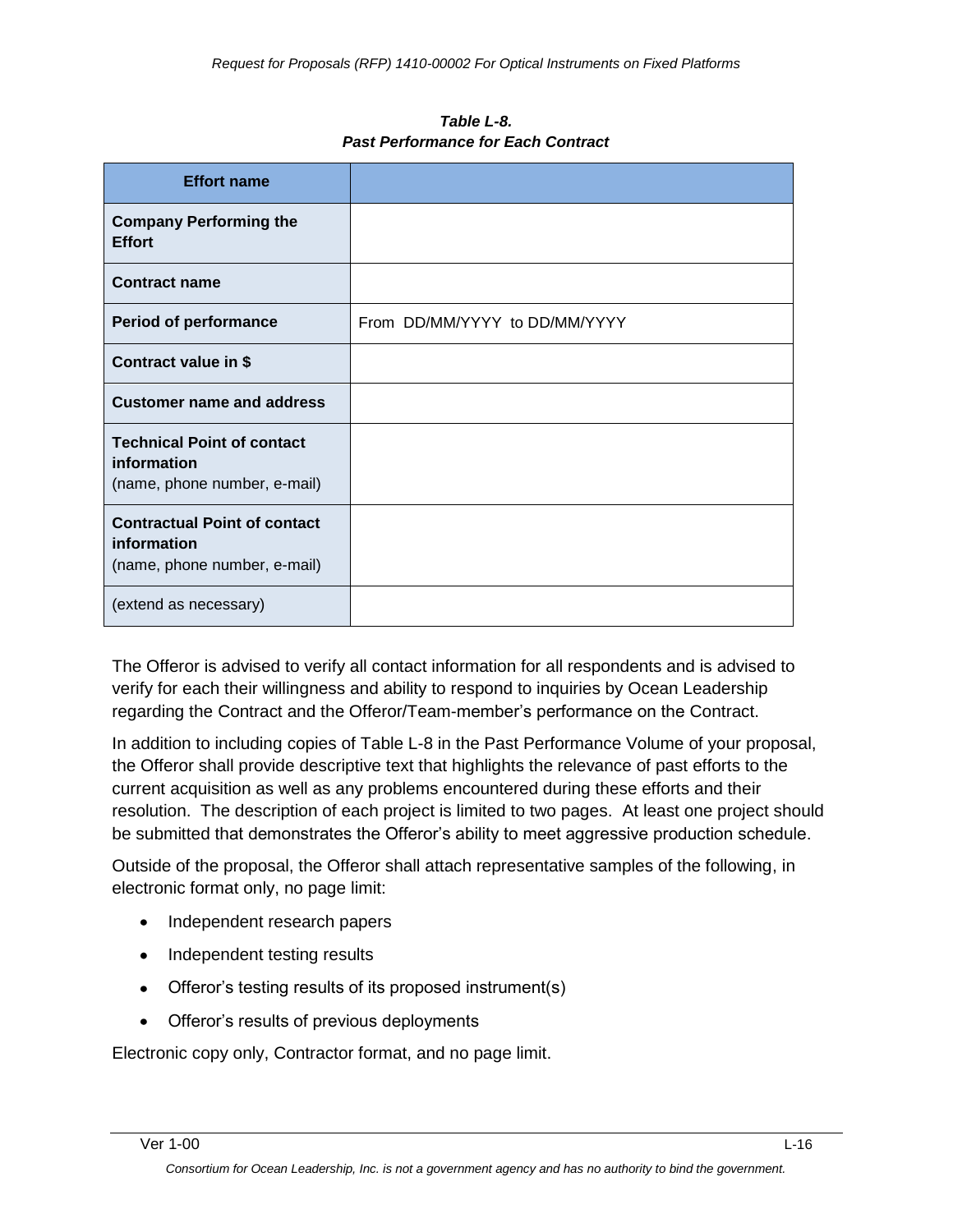***Table L-8.***
***Past Performance for Each Contract***

| **Effort name** | |
|---|---|
| **Company Performing the Effort** | |
| **Contract name** | |
| **Period of performance** | From DD/MM/YYYY to DD/MM/YYYY |
| **Contract value in $** | |
| **Customer name and address** | |
| **Technical Point of contact information** (name, phone number, e-mail) | |
| **Contractual Point of contact information** (name, phone number, e-mail) | |
| (extend as necessary) | |

The Offeror is advised to verify all contact information for all respondents and is advised to verify for each their willingness and ability to respond to inquiries by Ocean Leadership regarding the Contract and the Offeror/Team-member's performance on the Contract.

In addition to including copies of Table L-8 in the Past Performance Volume of your proposal, the Offeror shall provide descriptive text that highlights the relevance of past efforts to the current acquisition as well as any problems encountered during these efforts and their resolution. The description of each project is limited to two pages. At least one project should be submitted that demonstrates the Offeror's ability to meet aggressive production schedule.

Outside of the proposal, the Offeror shall attach representative samples of the following, in electronic format only, no page limit:

- Independent research papers
- Independent testing results
- Offeror's testing results of its proposed instrument(s)
- Offeror's results of previous deployments

Electronic copy only, Contractor format, and no page limit.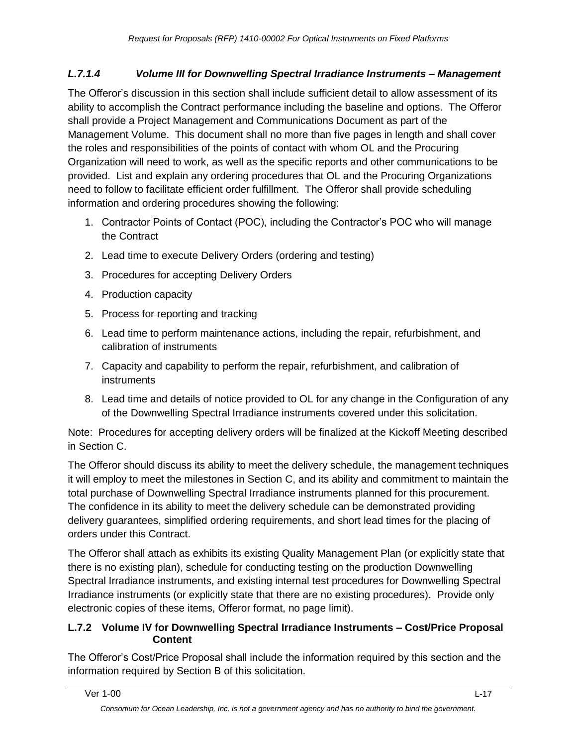#### *L.7.1.4 Volume III for Downwelling Spectral Irradiance Instruments – Management*

The Offeror's discussion in this section shall include sufficient detail to allow assessment of its ability to accomplish the Contract performance including the baseline and options. The Offeror shall provide a Project Management and Communications Document as part of the Management Volume. This document shall no more than five pages in length and shall cover the roles and responsibilities of the points of contact with whom OL and the Procuring Organization will need to work, as well as the specific reports and other communications to be provided. List and explain any ordering procedures that OL and the Procuring Organizations need to follow to facilitate efficient order fulfillment. The Offeror shall provide scheduling information and ordering procedures showing the following:

1. Contractor Points of Contact (POC), including the Contractor's POC who will manage the Contract
2. Lead time to execute Delivery Orders (ordering and testing)
3. Procedures for accepting Delivery Orders
4. Production capacity
5. Process for reporting and tracking
6. Lead time to perform maintenance actions, including the repair, refurbishment, and calibration of instruments
7. Capacity and capability to perform the repair, refurbishment, and calibration of instruments
8. Lead time and details of notice provided to OL for any change in the Configuration of any of the Downwelling Spectral Irradiance instruments covered under this solicitation.

Note: Procedures for accepting delivery orders will be finalized at the Kickoff Meeting described in Section C.

The Offeror should discuss its ability to meet the delivery schedule, the management techniques it will employ to meet the milestones in Section C, and its ability and commitment to maintain the total purchase of Downwelling Spectral Irradiance instruments planned for this procurement. The confidence in its ability to meet the delivery schedule can be demonstrated providing delivery guarantees, simplified ordering requirements, and short lead times for the placing of orders under this Contract.

The Offeror shall attach as exhibits its existing Quality Management Plan (or explicitly state that there is no existing plan), schedule for conducting testing on the production Downwelling Spectral Irradiance instruments, and existing internal test procedures for Downwelling Spectral Irradiance instruments (or explicitly state that there are no existing procedures). Provide only electronic copies of these items, Offeror format, no page limit).

### L.7.2 Volume IV for Downwelling Spectral Irradiance Instruments – Cost/Price Proposal Content

The Offeror's Cost/Price Proposal shall include the information required by this section and the information required by Section B of this solicitation.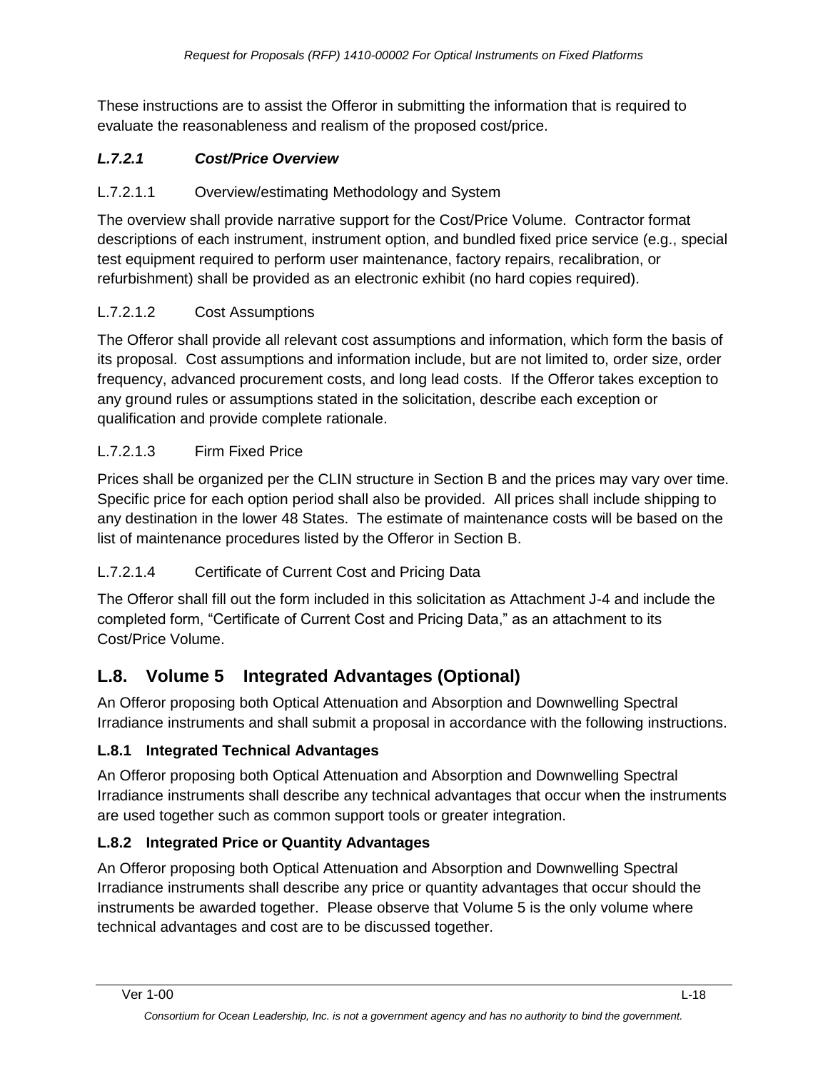These instructions are to assist the Offeror in submitting the information that is required to evaluate the reasonableness and realism of the proposed cost/price.

#### *L.7.2.1 Cost/Price Overview*

L.7.2.1.1 Overview/estimating Methodology and System

The overview shall provide narrative support for the Cost/Price Volume. Contractor format descriptions of each instrument, instrument option, and bundled fixed price service (e.g., special test equipment required to perform user maintenance, factory repairs, recalibration, or refurbishment) shall be provided as an electronic exhibit (no hard copies required).

L.7.2.1.2 Cost Assumptions

The Offeror shall provide all relevant cost assumptions and information, which form the basis of its proposal. Cost assumptions and information include, but are not limited to, order size, order frequency, advanced procurement costs, and long lead costs. If the Offeror takes exception to any ground rules or assumptions stated in the solicitation, describe each exception or qualification and provide complete rationale.

L.7.2.1.3 Firm Fixed Price

Prices shall be organized per the CLIN structure in Section B and the prices may vary over time. Specific price for each option period shall also be provided. All prices shall include shipping to any destination in the lower 48 States. The estimate of maintenance costs will be based on the list of maintenance procedures listed by the Offeror in Section B.

L.7.2.1.4 Certificate of Current Cost and Pricing Data

The Offeror shall fill out the form included in this solicitation as Attachment J-4 and include the completed form, "Certificate of Current Cost and Pricing Data," as an attachment to its Cost/Price Volume.

## L.8. Volume 5 Integrated Advantages (Optional)

An Offeror proposing both Optical Attenuation and Absorption and Downwelling Spectral Irradiance instruments and shall submit a proposal in accordance with the following instructions.

### L.8.1 Integrated Technical Advantages

An Offeror proposing both Optical Attenuation and Absorption and Downwelling Spectral Irradiance instruments shall describe any technical advantages that occur when the instruments are used together such as common support tools or greater integration.

### L.8.2 Integrated Price or Quantity Advantages

An Offeror proposing both Optical Attenuation and Absorption and Downwelling Spectral Irradiance instruments shall describe any price or quantity advantages that occur should the instruments be awarded together. Please observe that Volume 5 is the only volume where technical advantages and cost are to be discussed together.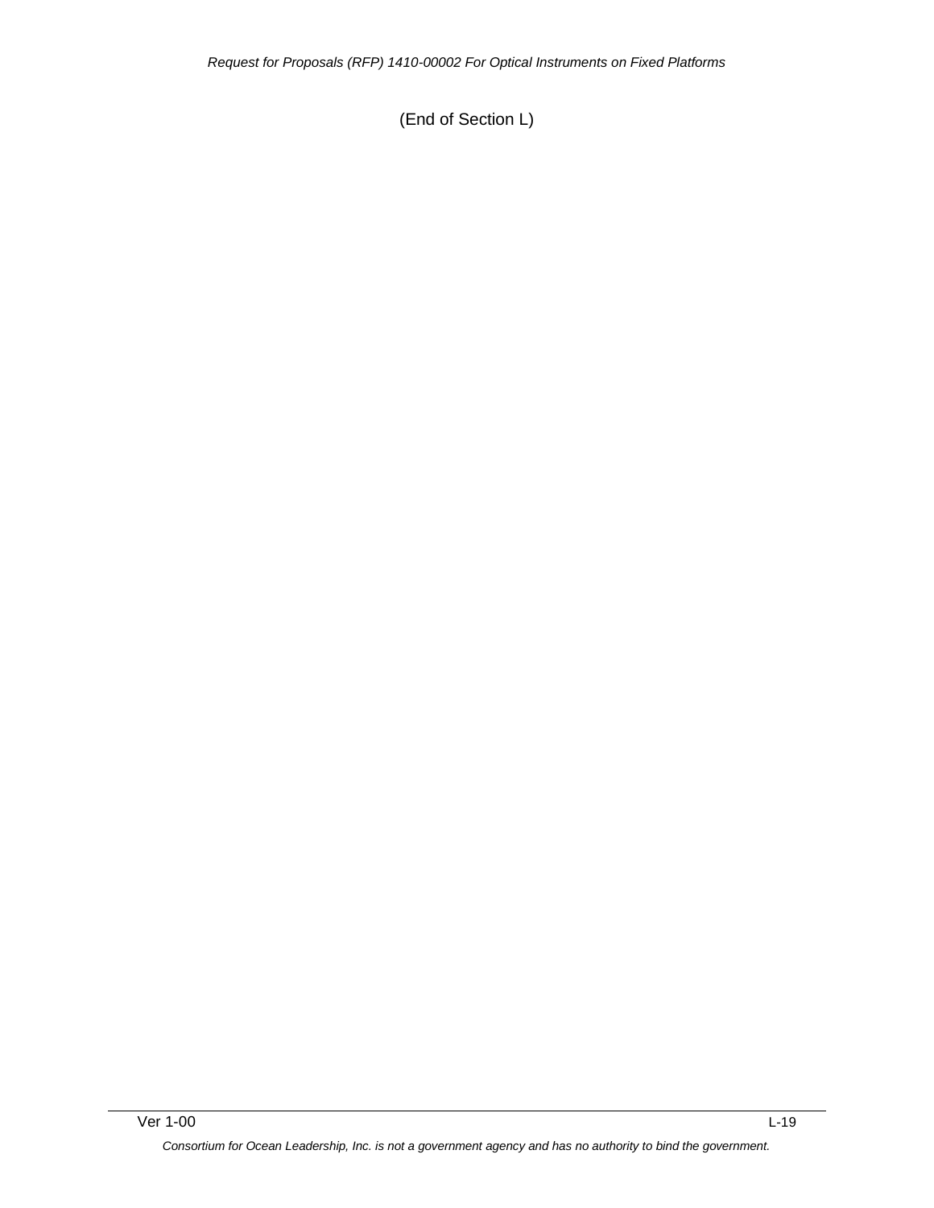(End of Section L)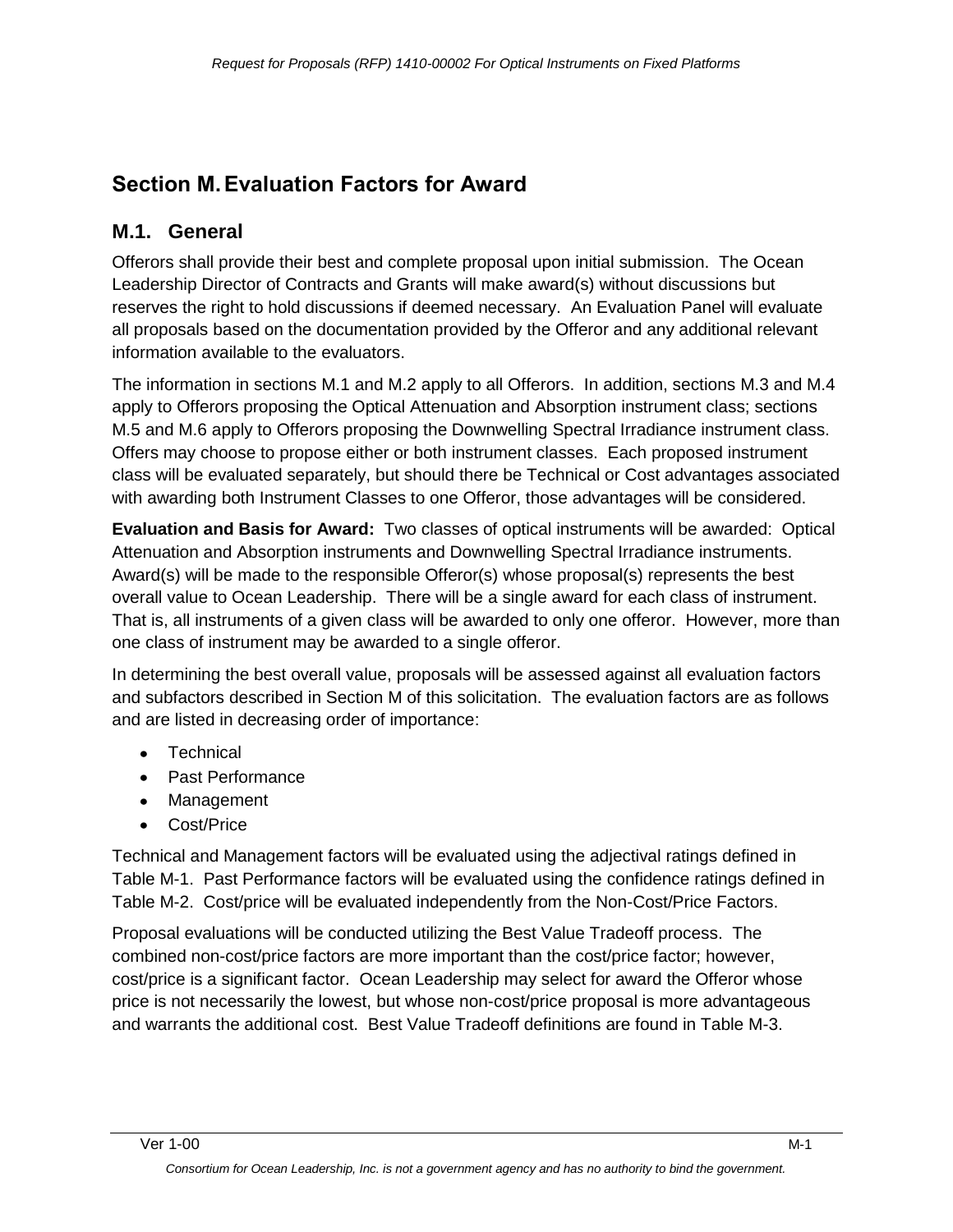# Section M. Evaluation Factors for Award

## M.1. General

Offerors shall provide their best and complete proposal upon initial submission. The Ocean Leadership Director of Contracts and Grants will make award(s) without discussions but reserves the right to hold discussions if deemed necessary. An Evaluation Panel will evaluate all proposals based on the documentation provided by the Offeror and any additional relevant information available to the evaluators.

The information in sections M.1 and M.2 apply to all Offerors. In addition, sections M.3 and M.4 apply to Offerors proposing the Optical Attenuation and Absorption instrument class; sections M.5 and M.6 apply to Offerors proposing the Downwelling Spectral Irradiance instrument class. Offers may choose to propose either or both instrument classes. Each proposed instrument class will be evaluated separately, but should there be Technical or Cost advantages associated with awarding both Instrument Classes to one Offeror, those advantages will be considered.

**Evaluation and Basis for Award:** Two classes of optical instruments will be awarded: Optical Attenuation and Absorption instruments and Downwelling Spectral Irradiance instruments. Award(s) will be made to the responsible Offeror(s) whose proposal(s) represents the best overall value to Ocean Leadership. There will be a single award for each class of instrument. That is, all instruments of a given class will be awarded to only one offeror. However, more than one class of instrument may be awarded to a single offeror.

In determining the best overall value, proposals will be assessed against all evaluation factors and subfactors described in Section M of this solicitation. The evaluation factors are as follows and are listed in decreasing order of importance:

- Technical
- Past Performance
- Management
- Cost/Price

Technical and Management factors will be evaluated using the adjectival ratings defined in Table M-1. Past Performance factors will be evaluated using the confidence ratings defined in Table M-2. Cost/price will be evaluated independently from the Non-Cost/Price Factors.

Proposal evaluations will be conducted utilizing the Best Value Tradeoff process. The combined non-cost/price factors are more important than the cost/price factor; however, cost/price is a significant factor. Ocean Leadership may select for award the Offeror whose price is not necessarily the lowest, but whose non-cost/price proposal is more advantageous and warrants the additional cost. Best Value Tradeoff definitions are found in Table M-3.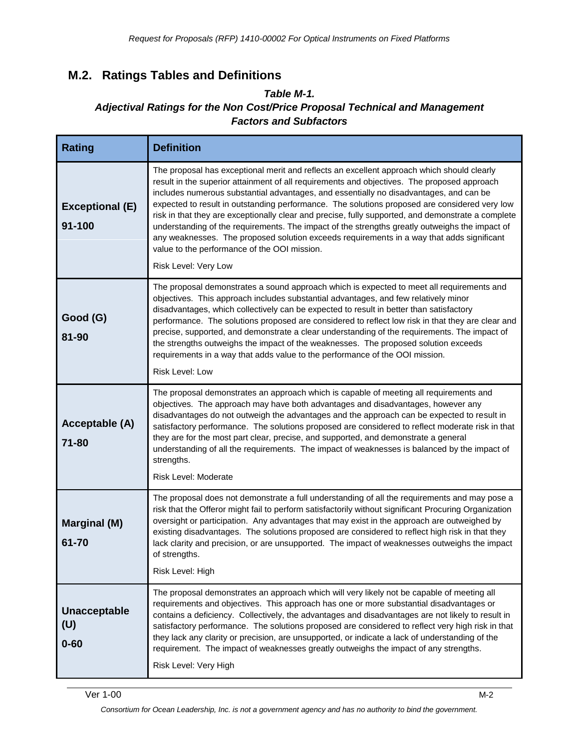## M.2. Ratings Tables and Definitions

***Table M-1.***
***Adjectival Ratings for the Non Cost/Price Proposal Technical and Management Factors and Subfactors***

| Rating | Definition |
|---|---|
| **Exceptional (E)** **91-100** | The proposal has exceptional merit and reflects an excellent approach which should clearly result in the superior attainment of all requirements and objectives. The proposed approach includes numerous substantial advantages, and essentially no disadvantages, and can be expected to result in outstanding performance. The solutions proposed are considered very low risk in that they are exceptionally clear and precise, fully supported, and demonstrate a complete understanding of the requirements. The impact of the strengths greatly outweighs the impact of any weaknesses. The proposed solution exceeds requirements in a way that adds significant value to the performance of the OOI mission. Risk Level: Very Low |
| **Good (G)** **81-90** | The proposal demonstrates a sound approach which is expected to meet all requirements and objectives. This approach includes substantial advantages, and few relatively minor disadvantages, which collectively can be expected to result in better than satisfactory performance. The solutions proposed are considered to reflect low risk in that they are clear and precise, supported, and demonstrate a clear understanding of the requirements. The impact of the strengths outweighs the impact of the weaknesses. The proposed solution exceeds requirements in a way that adds value to the performance of the OOI mission. Risk Level: Low |
| **Acceptable (A)** **71-80** | The proposal demonstrates an approach which is capable of meeting all requirements and objectives. The approach may have both advantages and disadvantages, however any disadvantages do not outweigh the advantages and the approach can be expected to result in satisfactory performance. The solutions proposed are considered to reflect moderate risk in that they are for the most part clear, precise, and supported, and demonstrate a general understanding of all the requirements. The impact of weaknesses is balanced by the impact of strengths. Risk Level: Moderate |
| **Marginal (M)** **61-70** | The proposal does not demonstrate a full understanding of all the requirements and may pose a risk that the Offeror might fail to perform satisfactorily without significant Procuring Organization oversight or participation. Any advantages that may exist in the approach are outweighed by existing disadvantages. The solutions proposed are considered to reflect high risk in that they lack clarity and precision, or are unsupported. The impact of weaknesses outweighs the impact of strengths. Risk Level: High |
| **Unacceptable (U)** **0-60** | The proposal demonstrates an approach which will very likely not be capable of meeting all requirements and objectives. This approach has one or more substantial disadvantages or contains a deficiency. Collectively, the advantages and disadvantages are not likely to result in satisfactory performance. The solutions proposed are considered to reflect very high risk in that they lack any clarity or precision, are unsupported, or indicate a lack of understanding of the requirement. The impact of weaknesses greatly outweighs the impact of any strengths. Risk Level: Very High |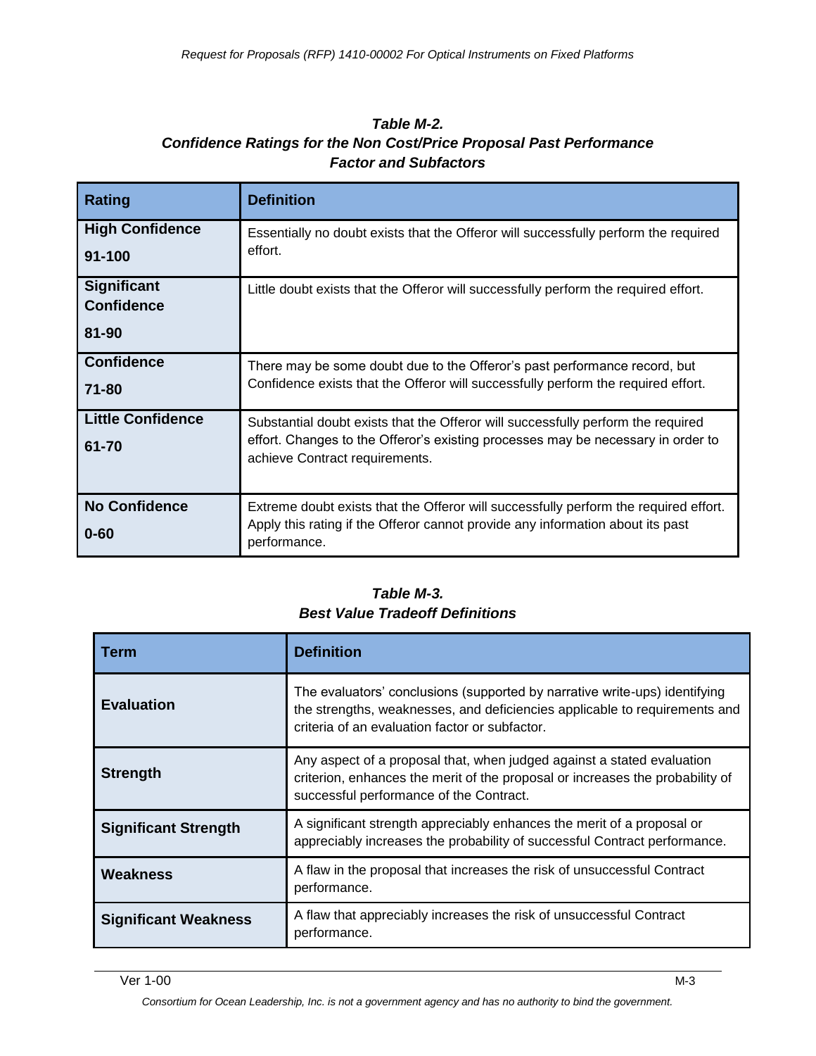***Table M-2.***
***Confidence Ratings for the Non Cost/Price Proposal Past Performance Factor and Subfactors***

| Rating | Definition |
| --- | --- |
| **High Confidence** **91-100** | Essentially no doubt exists that the Offeror will successfully perform the required effort. |
| **Significant Confidence** **81-90** | Little doubt exists that the Offeror will successfully perform the required effort. |
| **Confidence** **71-80** | There may be some doubt due to the Offeror's past performance record, but Confidence exists that the Offeror will successfully perform the required effort. |
| **Little Confidence** **61-70** | Substantial doubt exists that the Offeror will successfully perform the required effort. Changes to the Offeror's existing processes may be necessary in order to achieve Contract requirements. |
| **No Confidence** **0-60** | Extreme doubt exists that the Offeror will successfully perform the required effort. Apply this rating if the Offeror cannot provide any information about its past performance. |

***Table M-3.***
***Best Value Tradeoff Definitions***

| Term | Definition |
| --- | --- |
| **Evaluation** | The evaluators' conclusions (supported by narrative write-ups) identifying the strengths, weaknesses, and deficiencies applicable to requirements and criteria of an evaluation factor or subfactor. |
| **Strength** | Any aspect of a proposal that, when judged against a stated evaluation criterion, enhances the merit of the proposal or increases the probability of successful performance of the Contract. |
| **Significant Strength** | A significant strength appreciably enhances the merit of a proposal or appreciably increases the probability of successful Contract performance. |
| **Weakness** | A flaw in the proposal that increases the risk of unsuccessful Contract performance. |
| **Significant Weakness** | A flaw that appreciably increases the risk of unsuccessful Contract performance. |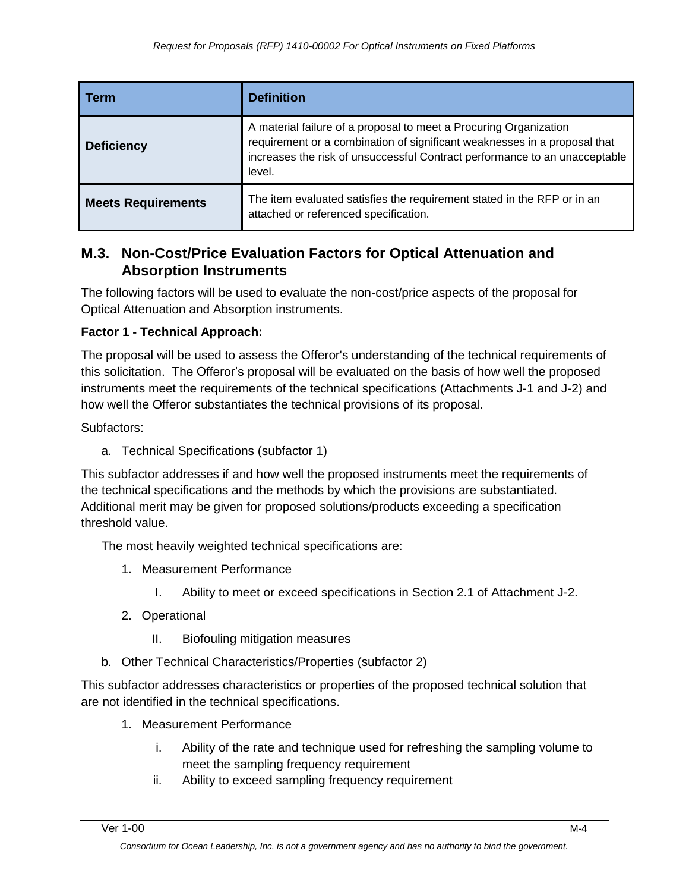| Term | Definition |
| --- | --- |
| **Deficiency** | A material failure of a proposal to meet a Procuring Organization requirement or a combination of significant weaknesses in a proposal that increases the risk of unsuccessful Contract performance to an unacceptable level. |
| **Meets Requirements** | The item evaluated satisfies the requirement stated in the RFP or in an attached or referenced specification. |

## M.3. Non-Cost/Price Evaluation Factors for Optical Attenuation and Absorption Instruments

The following factors will be used to evaluate the non-cost/price aspects of the proposal for Optical Attenuation and Absorption instruments.

**Factor 1 - Technical Approach:**

The proposal will be used to assess the Offeror's understanding of the technical requirements of this solicitation. The Offeror's proposal will be evaluated on the basis of how well the proposed instruments meet the requirements of the technical specifications (Attachments J-1 and J-2) and how well the Offeror substantiates the technical provisions of its proposal.

Subfactors:

a. Technical Specifications (subfactor 1)

This subfactor addresses if and how well the proposed instruments meet the requirements of the technical specifications and the methods by which the provisions are substantiated. Additional merit may be given for proposed solutions/products exceeding a specification threshold value.

The most heavily weighted technical specifications are:

1. Measurement Performance
   I. Ability to meet or exceed specifications in Section 2.1 of Attachment J-2.
2. Operational
   II. Biofouling mitigation measures

b. Other Technical Characteristics/Properties (subfactor 2)

This subfactor addresses characteristics or properties of the proposed technical solution that are not identified in the technical specifications.

1. Measurement Performance
   i. Ability of the rate and technique used for refreshing the sampling volume to meet the sampling frequency requirement
   ii. Ability to exceed sampling frequency requirement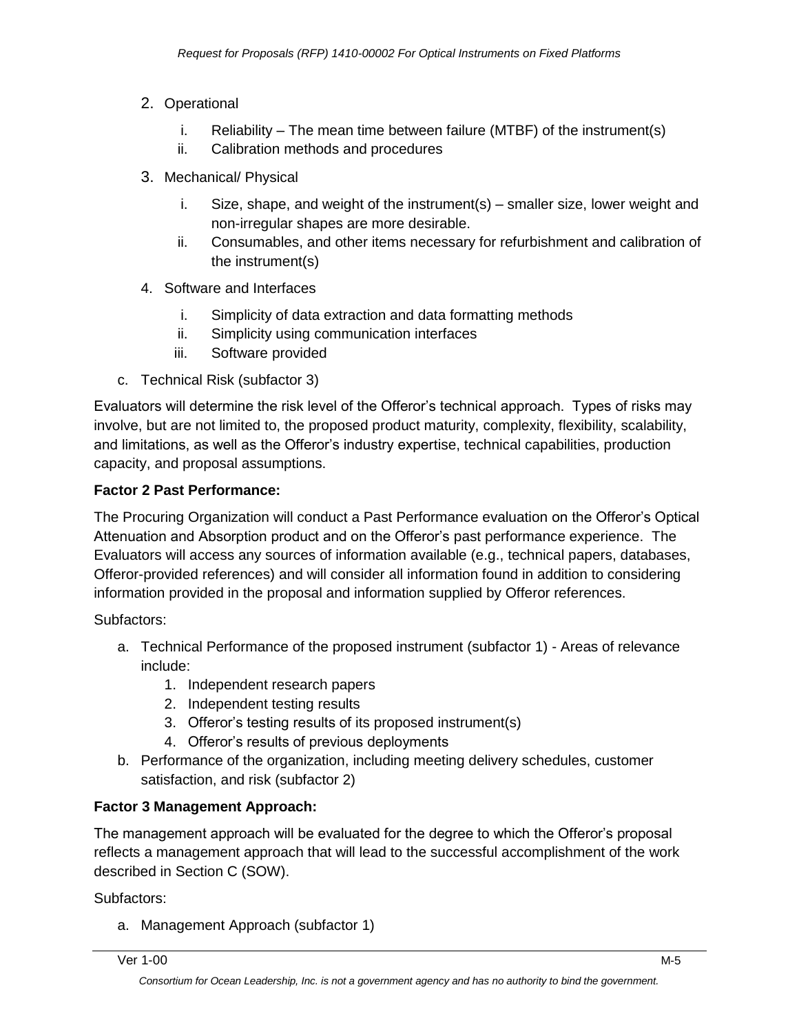2. Operational
    i. Reliability – The mean time between failure (MTBF) of the instrument(s)
    ii. Calibration methods and procedures
3. Mechanical/ Physical
    i. Size, shape, and weight of the instrument(s) – smaller size, lower weight and non-irregular shapes are more desirable.
    ii. Consumables, and other items necessary for refurbishment and calibration of the instrument(s)
4. Software and Interfaces
    i. Simplicity of data extraction and data formatting methods
    ii. Simplicity using communication interfaces
    iii. Software provided

c. Technical Risk (subfactor 3)

Evaluators will determine the risk level of the Offeror's technical approach. Types of risks may involve, but are not limited to, the proposed product maturity, complexity, flexibility, scalability, and limitations, as well as the Offeror's industry expertise, technical capabilities, production capacity, and proposal assumptions.

**Factor 2 Past Performance:**

The Procuring Organization will conduct a Past Performance evaluation on the Offeror's Optical Attenuation and Absorption product and on the Offeror's past performance experience. The Evaluators will access any sources of information available (e.g., technical papers, databases, Offeror-provided references) and will consider all information found in addition to considering information provided in the proposal and information supplied by Offeror references.

Subfactors:

a. Technical Performance of the proposed instrument (subfactor 1) - Areas of relevance include:
    1. Independent research papers
    2. Independent testing results
    3. Offeror's testing results of its proposed instrument(s)
    4. Offeror's results of previous deployments
b. Performance of the organization, including meeting delivery schedules, customer satisfaction, and risk (subfactor 2)

**Factor 3 Management Approach:**

The management approach will be evaluated for the degree to which the Offeror's proposal reflects a management approach that will lead to the successful accomplishment of the work described in Section C (SOW).

Subfactors:

a. Management Approach (subfactor 1)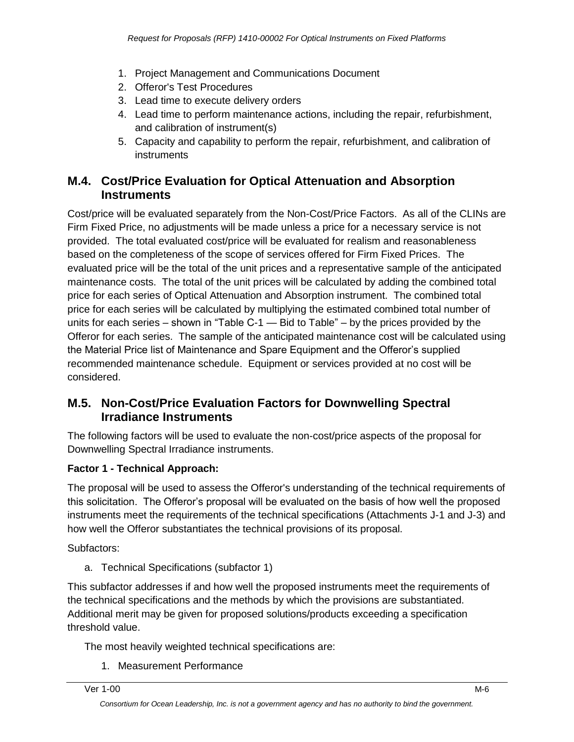1. Project Management and Communications Document
2. Offeror's Test Procedures
3. Lead time to execute delivery orders
4. Lead time to perform maintenance actions, including the repair, refurbishment, and calibration of instrument(s)
5. Capacity and capability to perform the repair, refurbishment, and calibration of instruments

## M.4. Cost/Price Evaluation for Optical Attenuation and Absorption Instruments

Cost/price will be evaluated separately from the Non-Cost/Price Factors. As all of the CLINs are Firm Fixed Price, no adjustments will be made unless a price for a necessary service is not provided. The total evaluated cost/price will be evaluated for realism and reasonableness based on the completeness of the scope of services offered for Firm Fixed Prices. The evaluated price will be the total of the unit prices and a representative sample of the anticipated maintenance costs. The total of the unit prices will be calculated by adding the combined total price for each series of Optical Attenuation and Absorption instrument. The combined total price for each series will be calculated by multiplying the estimated combined total number of units for each series – shown in "Table C-1 — Bid to Table" – by the prices provided by the Offeror for each series. The sample of the anticipated maintenance cost will be calculated using the Material Price list of Maintenance and Spare Equipment and the Offeror's supplied recommended maintenance schedule. Equipment or services provided at no cost will be considered.

## M.5. Non-Cost/Price Evaluation Factors for Downwelling Spectral Irradiance Instruments

The following factors will be used to evaluate the non-cost/price aspects of the proposal for Downwelling Spectral Irradiance instruments.

**Factor 1 - Technical Approach:**

The proposal will be used to assess the Offeror's understanding of the technical requirements of this solicitation. The Offeror's proposal will be evaluated on the basis of how well the proposed instruments meet the requirements of the technical specifications (Attachments J-1 and J-3) and how well the Offeror substantiates the technical provisions of its proposal.

Subfactors:

a. Technical Specifications (subfactor 1)

This subfactor addresses if and how well the proposed instruments meet the requirements of the technical specifications and the methods by which the provisions are substantiated. Additional merit may be given for proposed solutions/products exceeding a specification threshold value.

The most heavily weighted technical specifications are:

1. Measurement Performance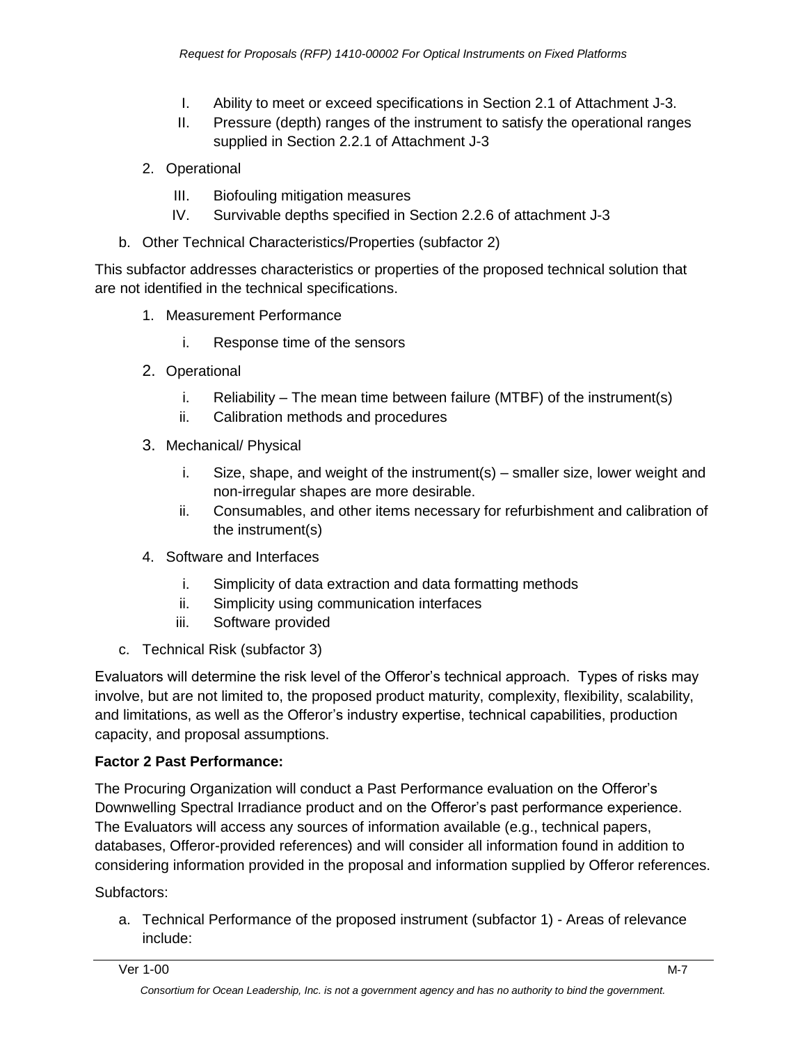I. Ability to meet or exceed specifications in Section 2.1 of Attachment J-3.

II. Pressure (depth) ranges of the instrument to satisfy the operational ranges supplied in Section 2.2.1 of Attachment J-3

2. Operational

   III. Biofouling mitigation measures

   IV. Survivable depths specified in Section 2.2.6 of attachment J-3

b. Other Technical Characteristics/Properties (subfactor 2)

This subfactor addresses characteristics or properties of the proposed technical solution that are not identified in the technical specifications.

1. Measurement Performance
   i. Response time of the sensors
2. Operational
   i. Reliability – The mean time between failure (MTBF) of the instrument(s)
   ii. Calibration methods and procedures
3. Mechanical/ Physical
   i. Size, shape, and weight of the instrument(s) – smaller size, lower weight and non-irregular shapes are more desirable.
   ii. Consumables, and other items necessary for refurbishment and calibration of the instrument(s)
4. Software and Interfaces
   i. Simplicity of data extraction and data formatting methods
   ii. Simplicity using communication interfaces
   iii. Software provided

c. Technical Risk (subfactor 3)

Evaluators will determine the risk level of the Offeror's technical approach. Types of risks may involve, but are not limited to, the proposed product maturity, complexity, flexibility, scalability, and limitations, as well as the Offeror's industry expertise, technical capabilities, production capacity, and proposal assumptions.

**Factor 2 Past Performance:**

The Procuring Organization will conduct a Past Performance evaluation on the Offeror's Downwelling Spectral Irradiance product and on the Offeror's past performance experience. The Evaluators will access any sources of information available (e.g., technical papers, databases, Offeror-provided references) and will consider all information found in addition to considering information provided in the proposal and information supplied by Offeror references.

Subfactors:

a. Technical Performance of the proposed instrument (subfactor 1) - Areas of relevance include: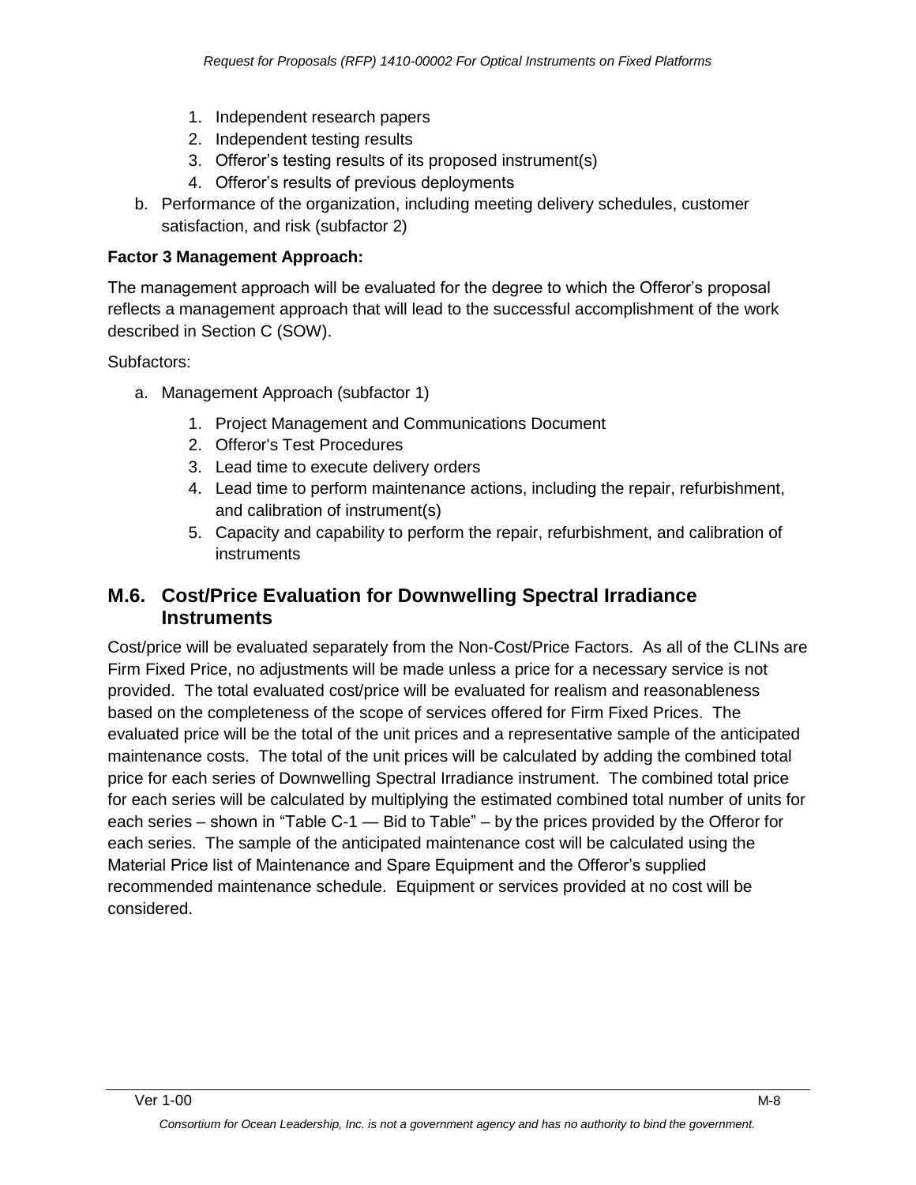1. Independent research papers
   2. Independent testing results
   3. Offeror's testing results of its proposed instrument(s)
   4. Offeror's results of previous deployments

b. Performance of the organization, including meeting delivery schedules, customer satisfaction, and risk (subfactor 2)

**Factor 3 Management Approach:**

The management approach will be evaluated for the degree to which the Offeror's proposal reflects a management approach that will lead to the successful accomplishment of the work described in Section C (SOW).

Subfactors:

a. Management Approach (subfactor 1)
   1. Project Management and Communications Document
   2. Offeror's Test Procedures
   3. Lead time to execute delivery orders
   4. Lead time to perform maintenance actions, including the repair, refurbishment, and calibration of instrument(s)
   5. Capacity and capability to perform the repair, refurbishment, and calibration of instruments

## M.6. Cost/Price Evaluation for Downwelling Spectral Irradiance Instruments

Cost/price will be evaluated separately from the Non-Cost/Price Factors. As all of the CLINs are Firm Fixed Price, no adjustments will be made unless a price for a necessary service is not provided. The total evaluated cost/price will be evaluated for realism and reasonableness based on the completeness of the scope of services offered for Firm Fixed Prices. The evaluated price will be the total of the unit prices and a representative sample of the anticipated maintenance costs. The total of the unit prices will be calculated by adding the combined total price for each series of Downwelling Spectral Irradiance instrument. The combined total price for each series will be calculated by multiplying the estimated combined total number of units for each series – shown in "Table C-1 — Bid to Table" – by the prices provided by the Offeror for each series. The sample of the anticipated maintenance cost will be calculated using the Material Price list of Maintenance and Spare Equipment and the Offeror's supplied recommended maintenance schedule. Equipment or services provided at no cost will be considered.